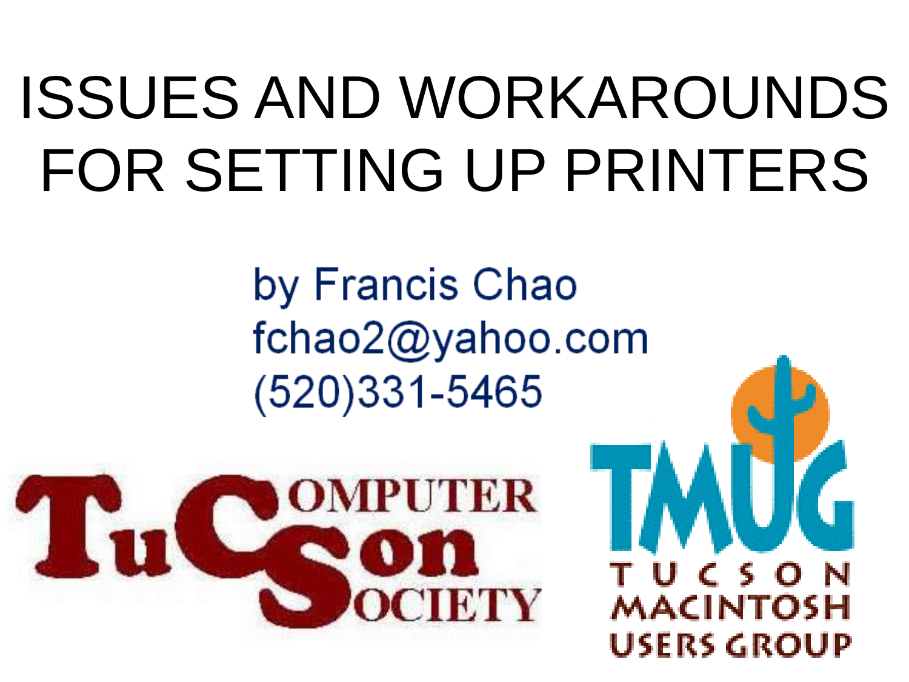# ISSUES AND WORKAROUNDS FOR SETTING UP PRINTERS

by Francis Chao
fchao2@yahoo.com
(520)331-5465

TuCson COMPUTER SOCIETY

TMUG
TUCSON MACINTOSH USERS GROUP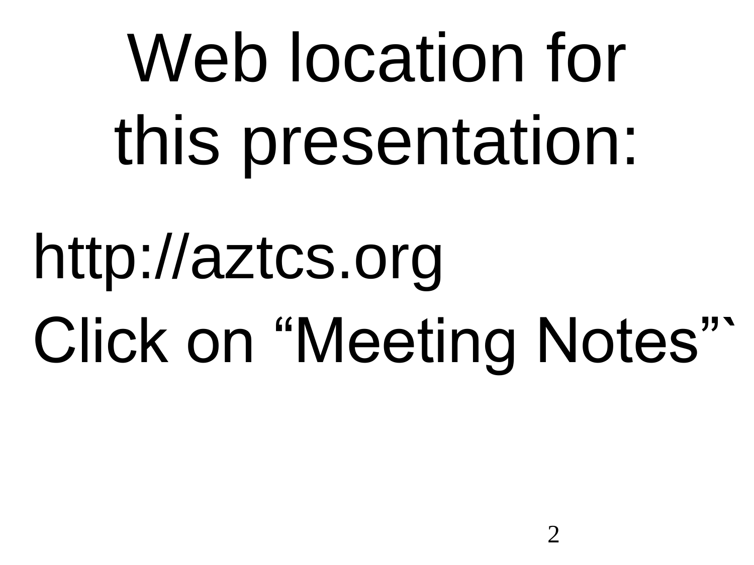# Web location for this presentation:

http://aztcs.org

Click on “Meeting Notes”`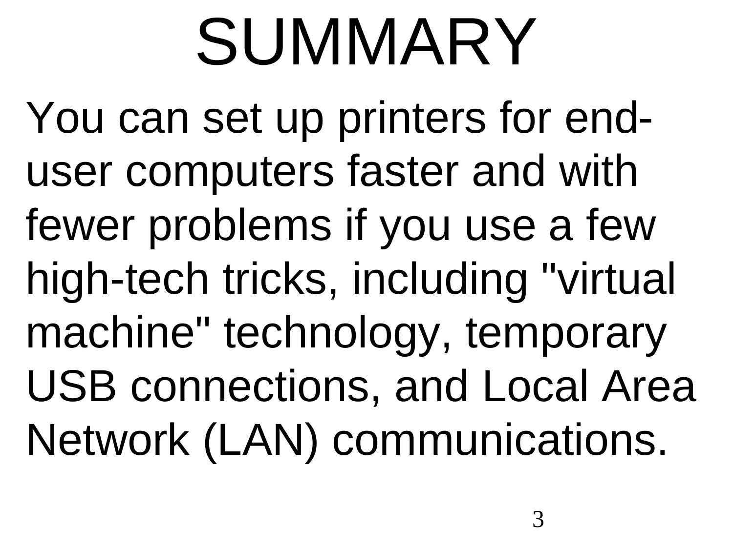# SUMMARY

You can set up printers for end-user computers faster and with fewer problems if you use a few high-tech tricks, including "virtual machine" technology, temporary USB connections, and Local Area Network (LAN) communications.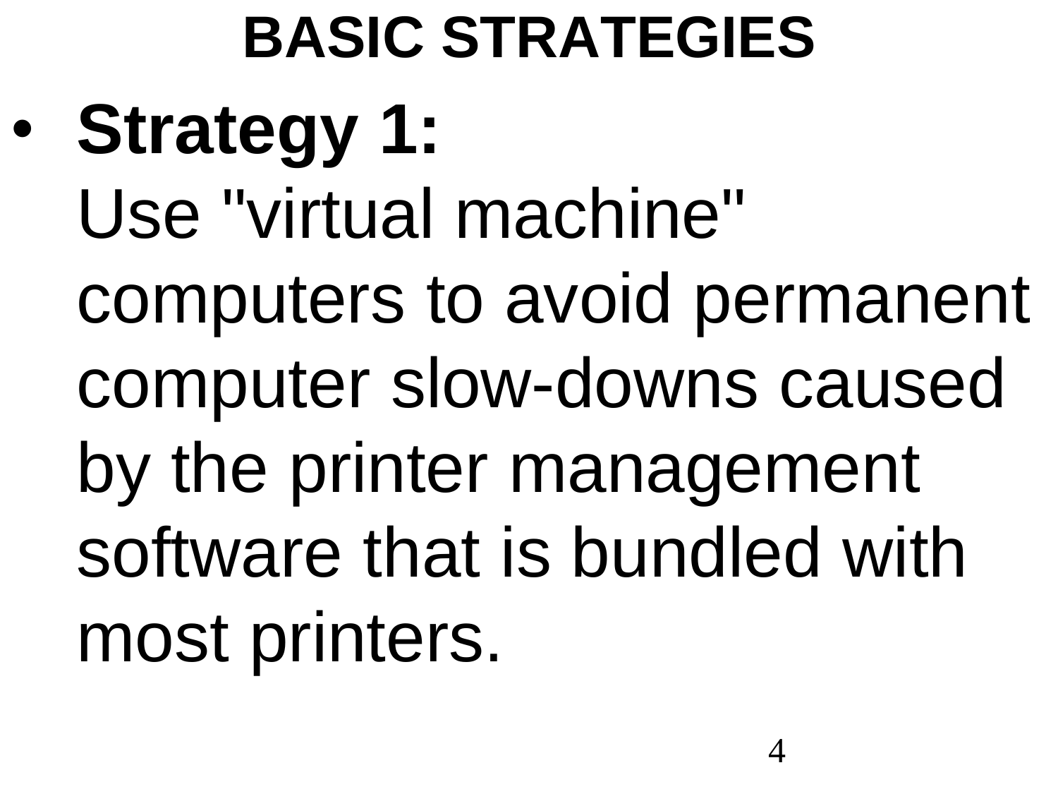# BASIC STRATEGIES

- **Strategy 1:**
  Use "virtual machine" computers to avoid permanent computer slow-downs caused by the printer management software that is bundled with most printers.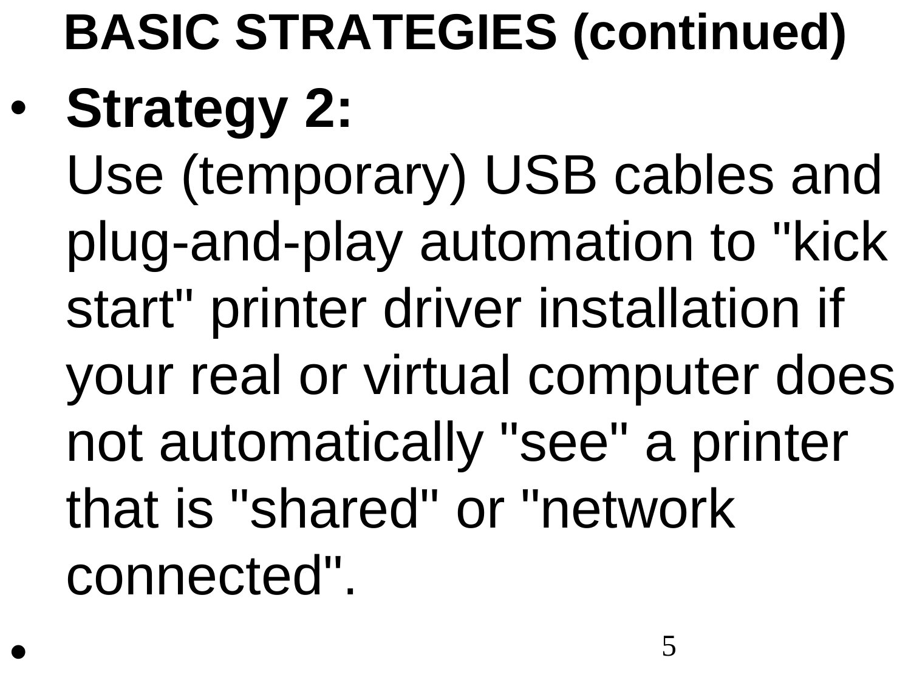# BASIC STRATEGIES (continued)

- **Strategy 2:**
  Use (temporary) USB cables and plug-and-play automation to "kick start" printer driver installation if your real or virtual computer does not automatically "see" a printer that is "shared" or "network connected".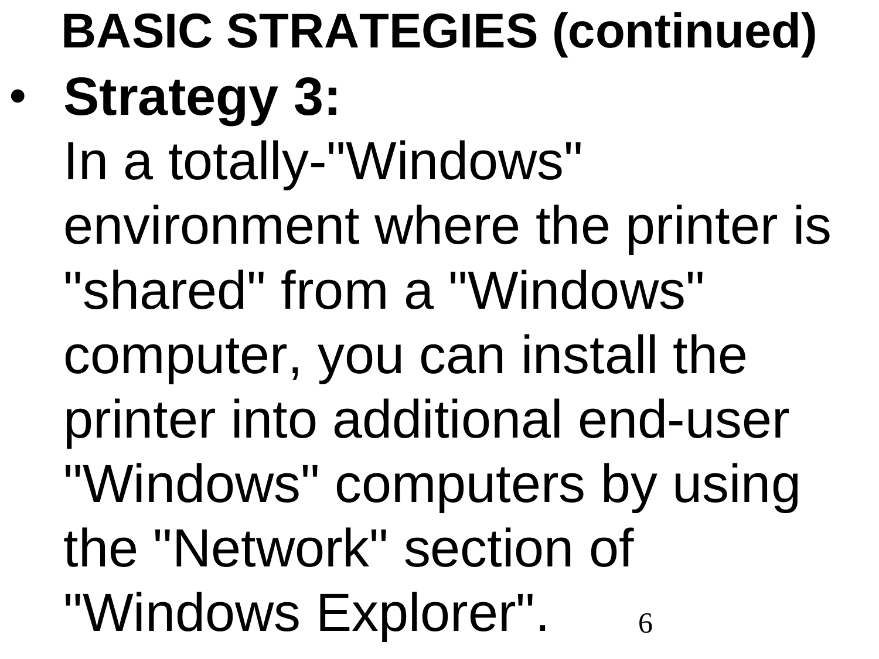# BASIC STRATEGIES (continued)

- **Strategy 3:**
  In a totally-"Windows" environment where the printer is "shared" from a "Windows" computer, you can install the printer into additional end-user "Windows" computers by using the "Network" section of "Windows Explorer".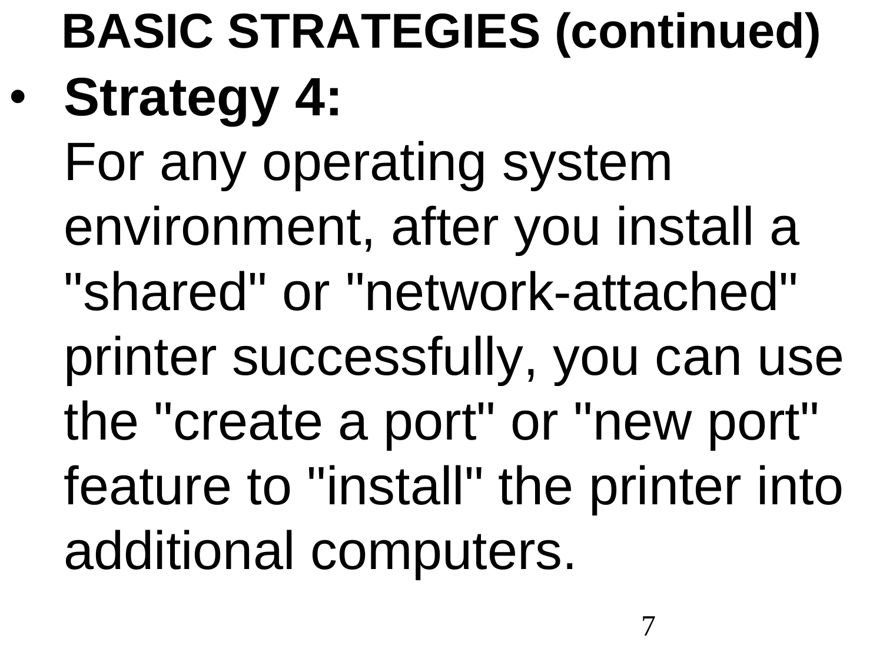# BASIC STRATEGIES (continued)

- **Strategy 4:**
  For any operating system environment, after you install a "shared" or "network-attached" printer successfully, you can use the "create a port" or "new port" feature to "install" the printer into additional computers.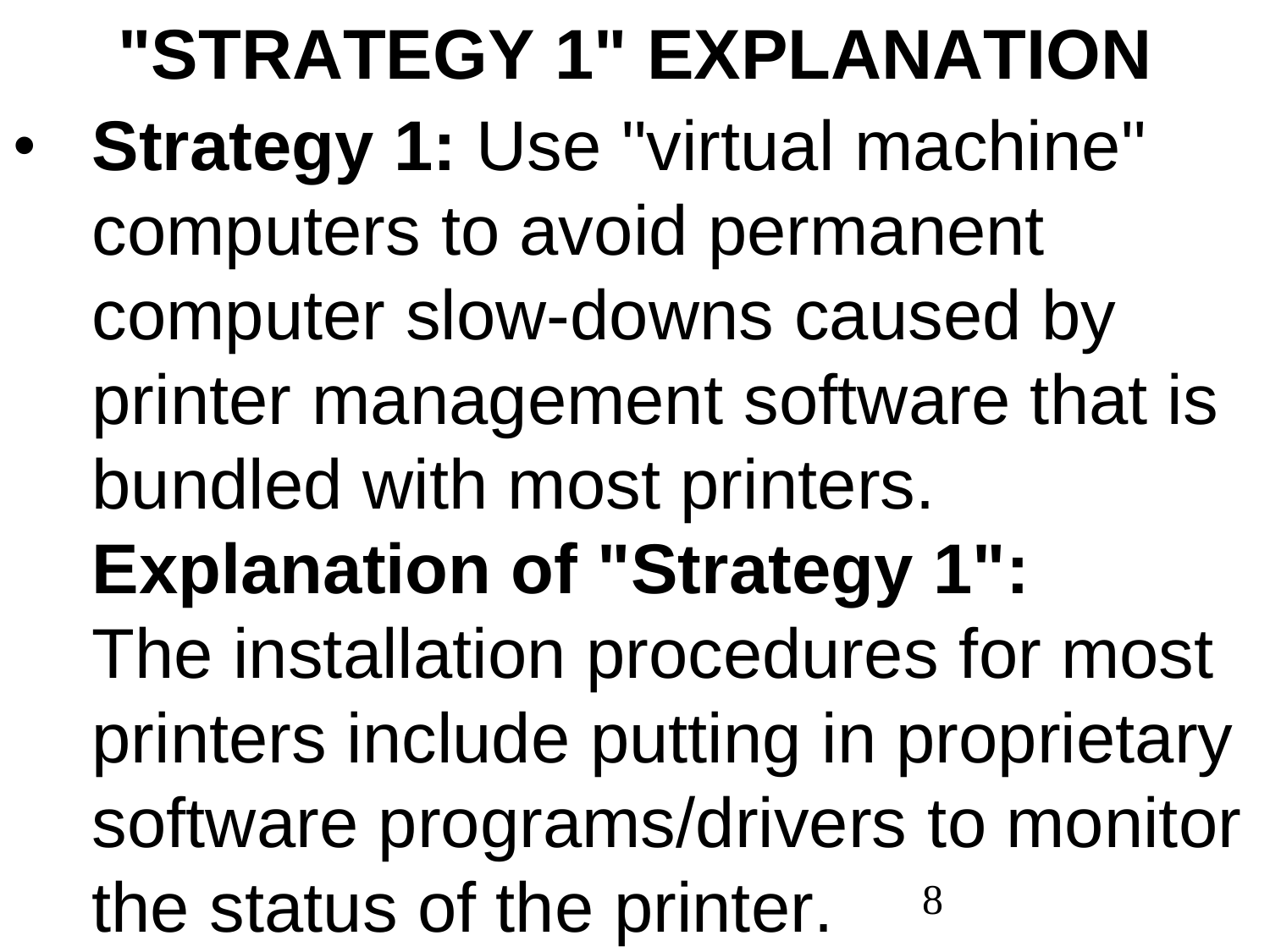# "STRATEGY 1" EXPLANATION

- **Strategy 1:** Use "virtual machine" computers to avoid permanent computer slow-downs caused by printer management software that is bundled with most printers.
  **Explanation of "Strategy 1":** The installation procedures for most printers include putting in proprietary software programs/drivers to monitor the status of the printer.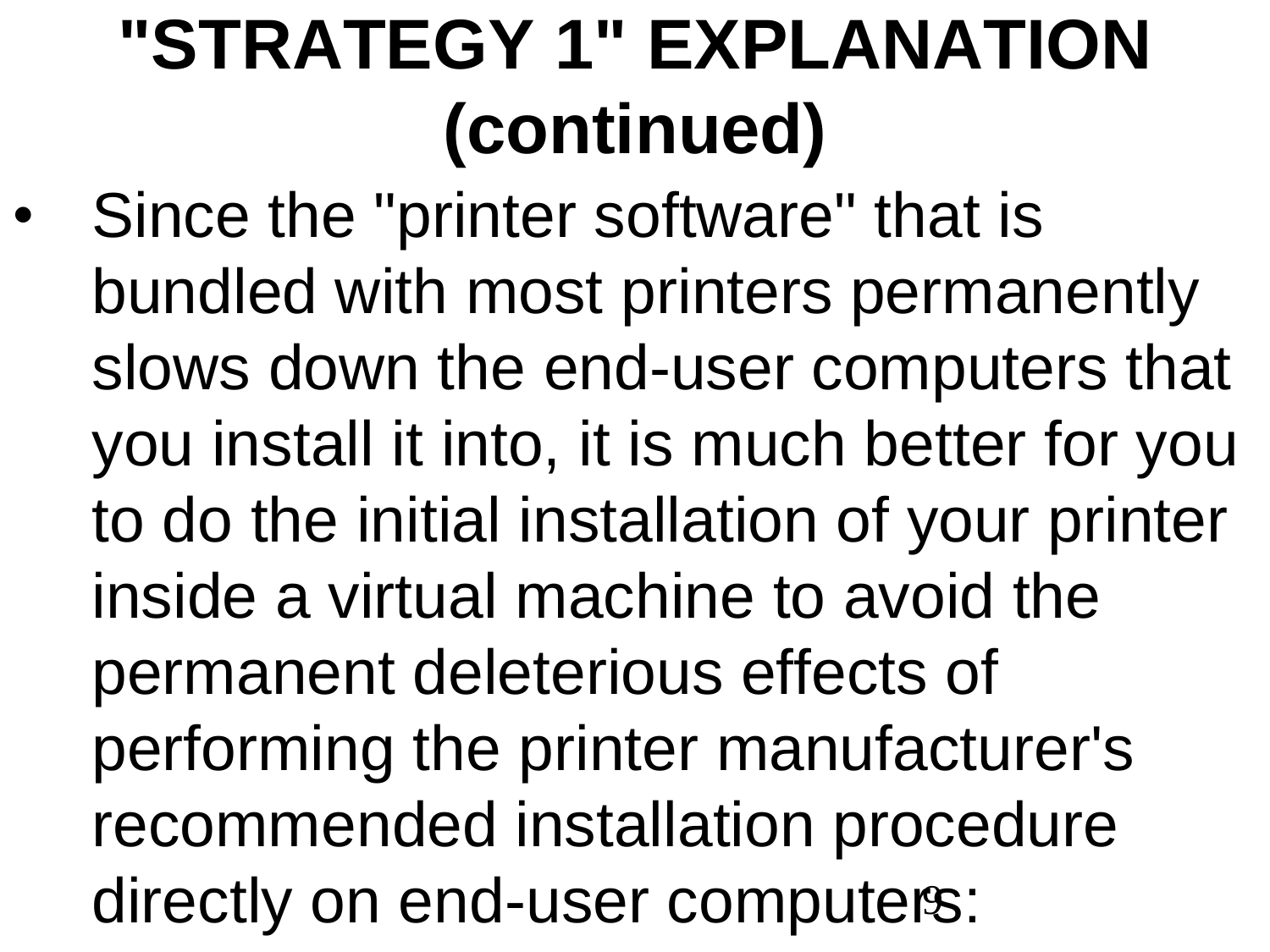# "STRATEGY 1" EXPLANATION (continued)

- Since the "printer software" that is bundled with most printers permanently slows down the end-user computers that you install it into, it is much better for you to do the initial installation of your printer inside a virtual machine to avoid the permanent deleterious effects of performing the printer manufacturer's recommended installation procedure directly on end-user computers: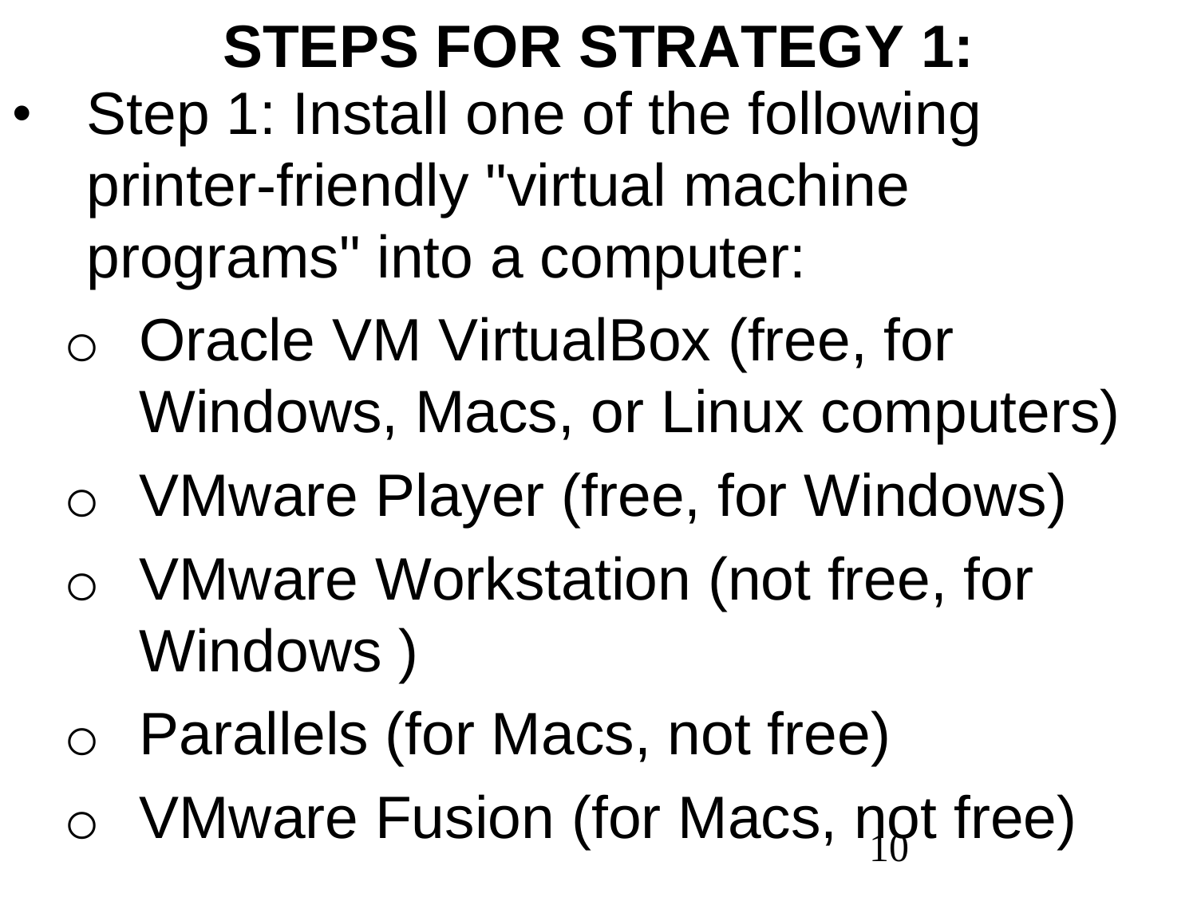# STEPS FOR STRATEGY 1:

- Step 1: Install one of the following printer-friendly "virtual machine programs" into a computer:
  - Oracle VM VirtualBox (free, for Windows, Macs, or Linux computers)
  - VMware Player (free, for Windows)
  - VMware Workstation (not free, for Windows )
  - Parallels (for Macs, not free)
  - VMware Fusion (for Macs, not free)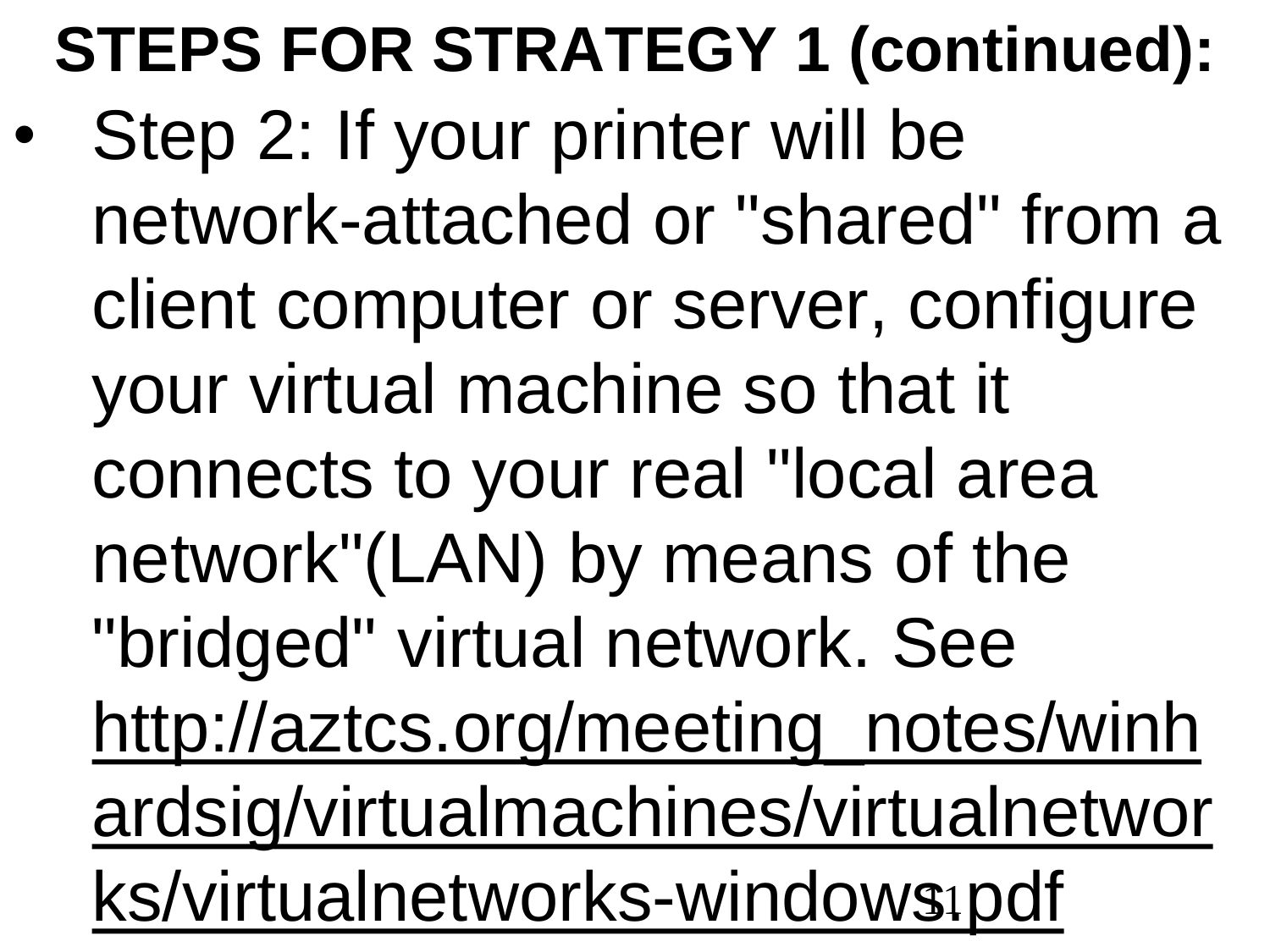# STEPS FOR STRATEGY 1 (continued):

- Step 2: If your printer will be network-attached or "shared" from a client computer or server, configure your virtual machine so that it connects to your real "local area network"(LAN) by means of the "bridged" virtual network. See http://aztcs.org/meeting_notes/winhardsig/virtualmachines/virtualnetworks/virtualnetworks-windows.pdf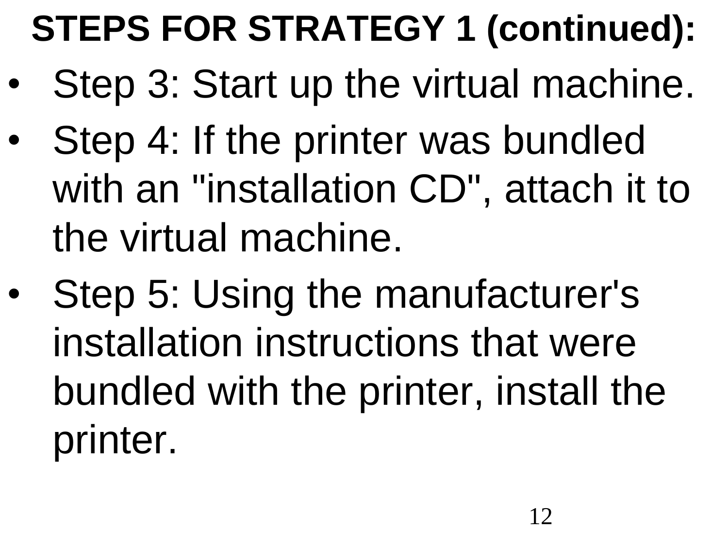**STEPS FOR STRATEGY 1 (continued):**

- Step 3: Start up the virtual machine.
- Step 4: If the printer was bundled with an "installation CD", attach it to the virtual machine.
- Step 5: Using the manufacturer's installation instructions that were bundled with the printer, install the printer.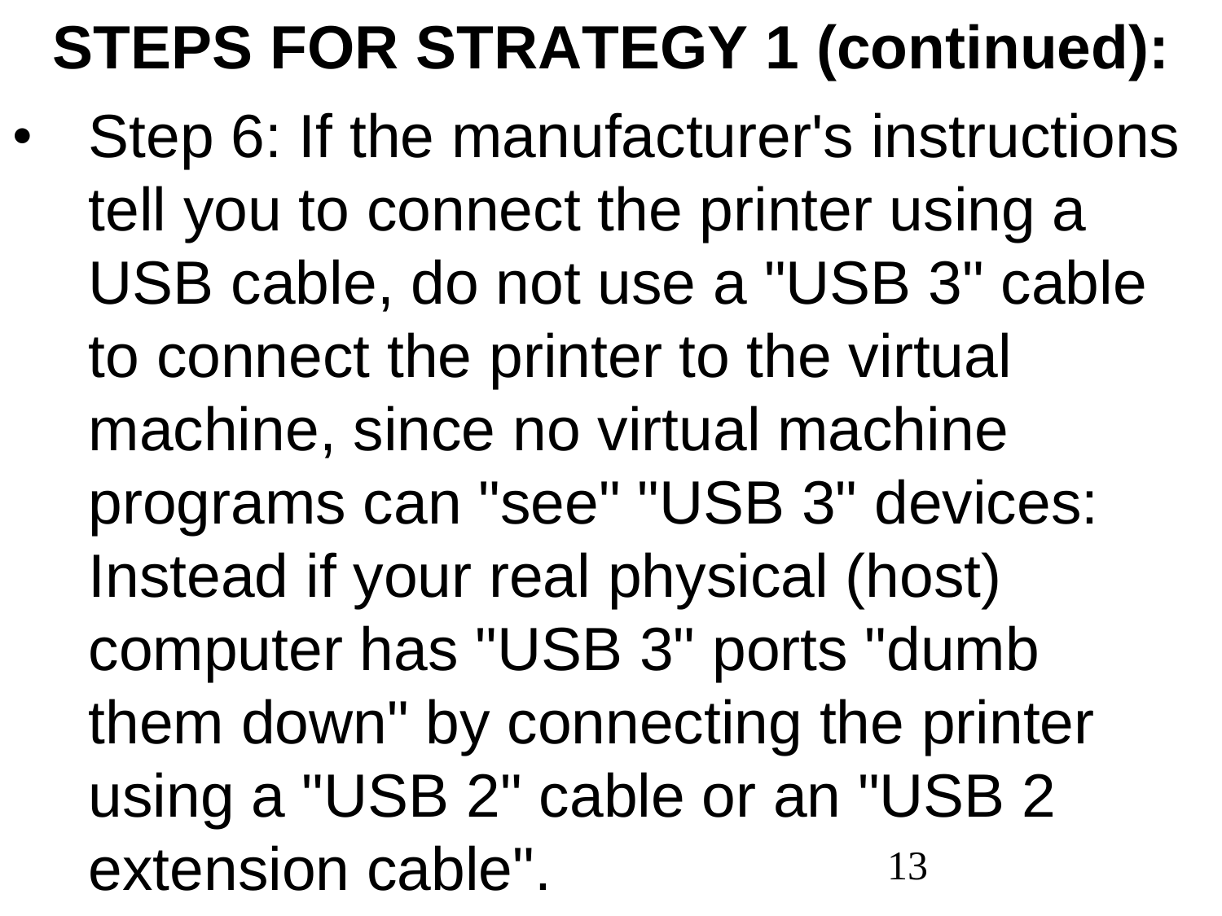# STEPS FOR STRATEGY 1 (continued):

- Step 6: If the manufacturer's instructions tell you to connect the printer using a USB cable, do not use a "USB 3" cable to connect the printer to the virtual machine, since no virtual machine programs can "see" "USB 3" devices: Instead if your real physical (host) computer has "USB 3" ports "dumb them down" by connecting the printer using a "USB 2" cable or an "USB 2 extension cable".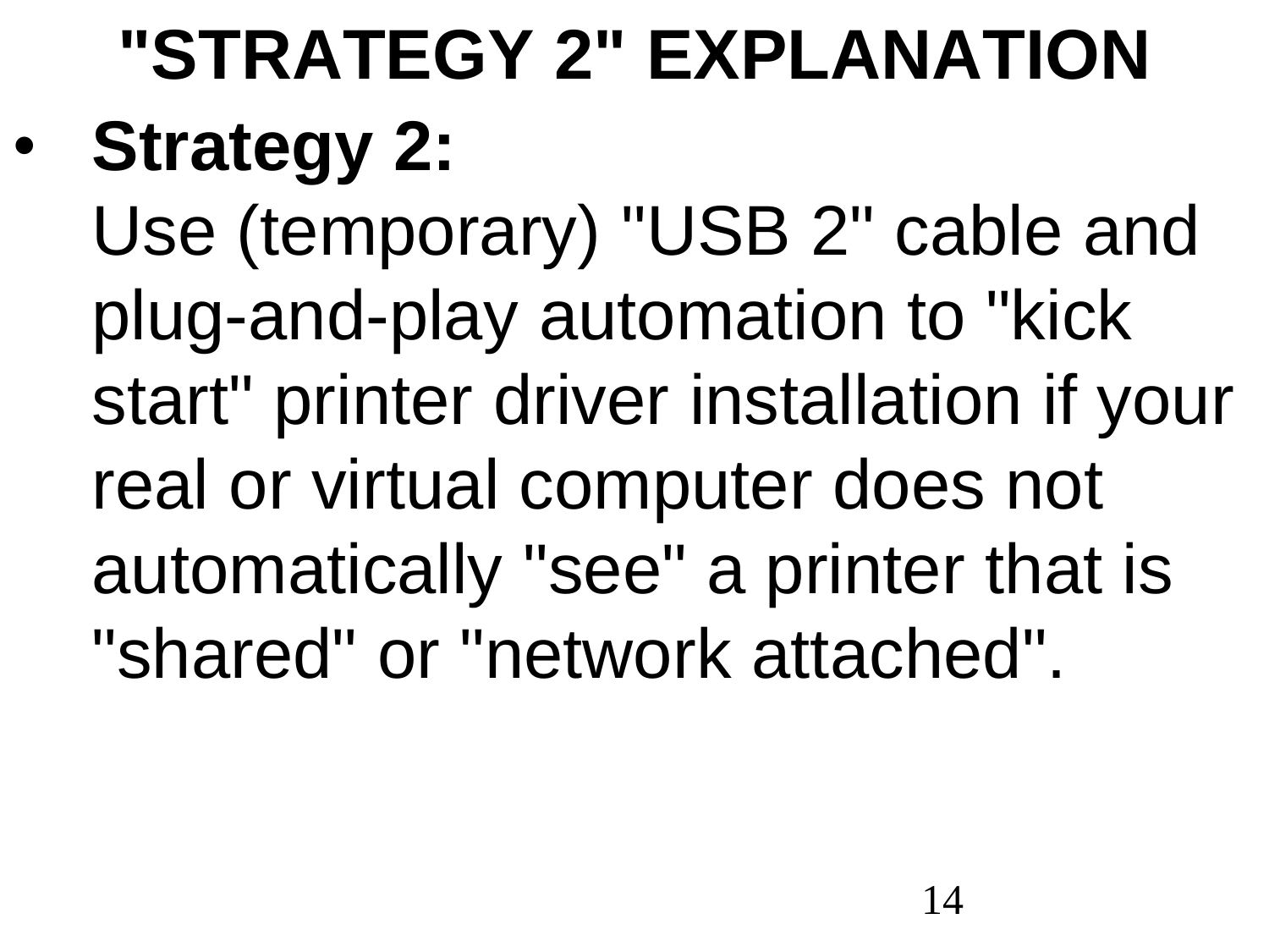# "STRATEGY 2" EXPLANATION

- **Strategy 2:**
  Use (temporary) "USB 2" cable and plug-and-play automation to "kick start" printer driver installation if your real or virtual computer does not automatically "see" a printer that is "shared" or "network attached".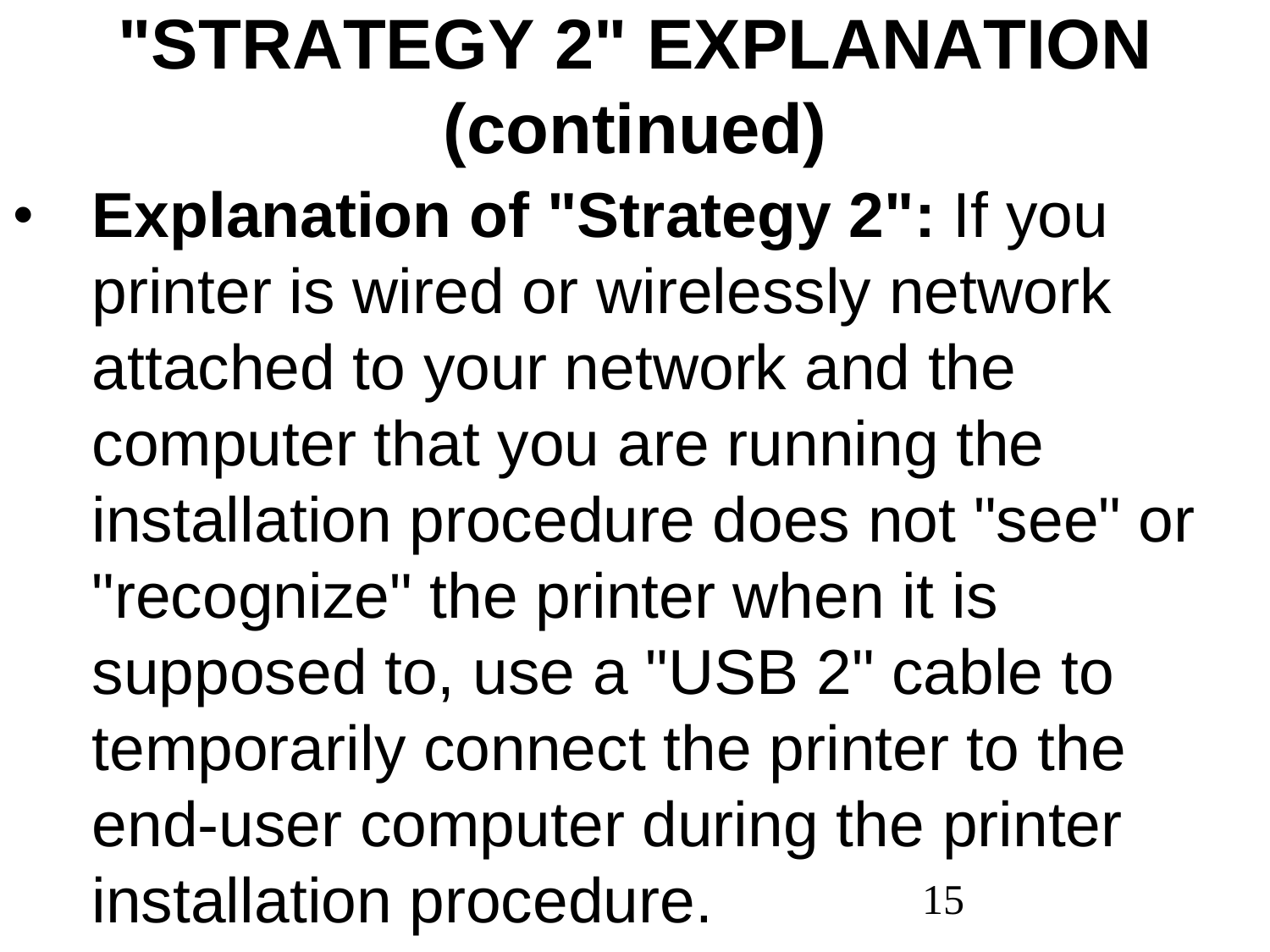# "STRATEGY 2" EXPLANATION (continued)

- **Explanation of "Strategy 2":** If you printer is wired or wirelessly network attached to your network and the computer that you are running the installation procedure does not "see" or "recognize" the printer when it is supposed to, use a "USB 2" cable to temporarily connect the printer to the end-user computer during the printer installation procedure.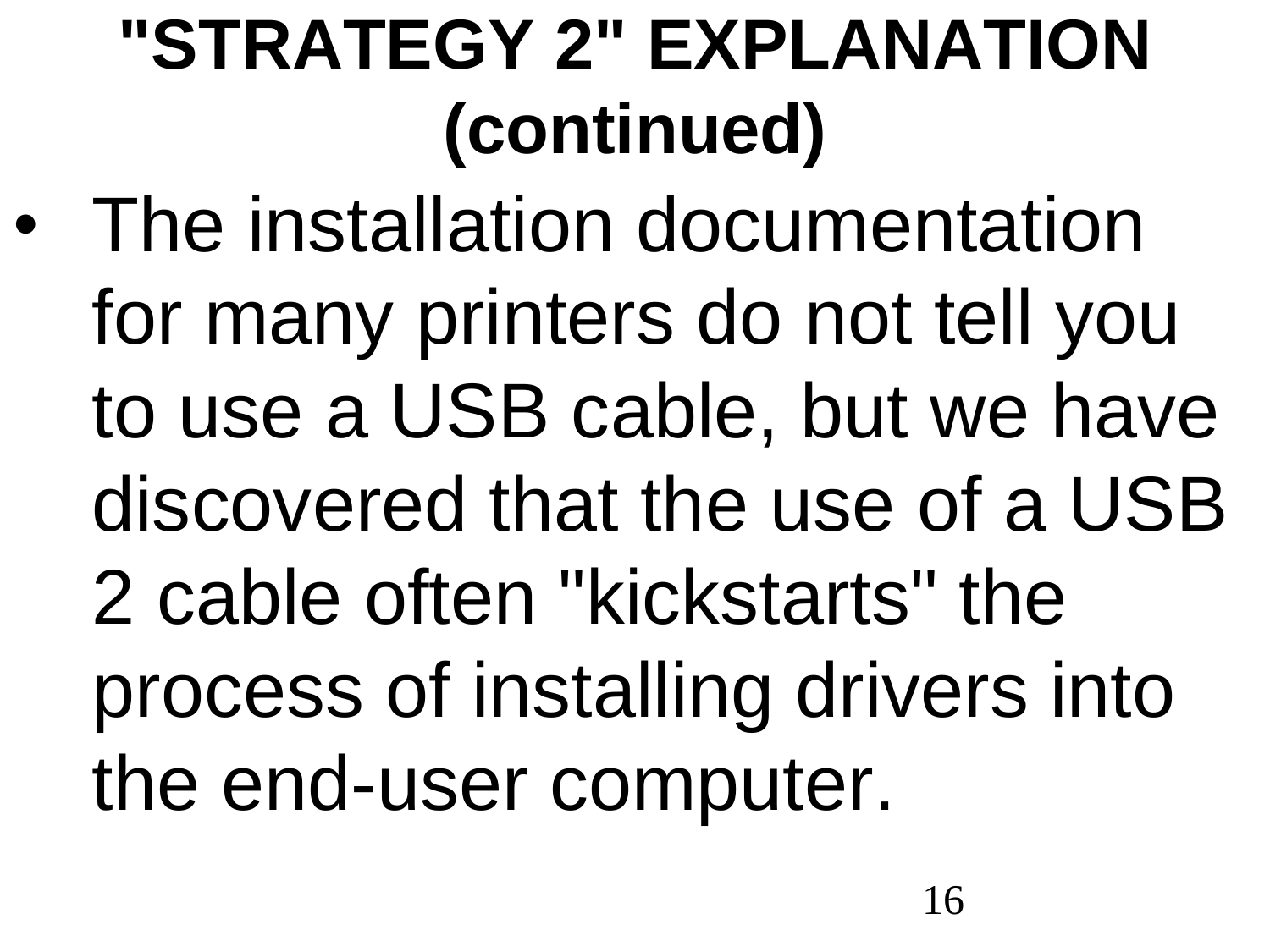# "STRATEGY 2" EXPLANATION (continued)

- The installation documentation for many printers do not tell you to use a USB cable, but we have discovered that the use of a USB 2 cable often "kickstarts" the process of installing drivers into the end-user computer.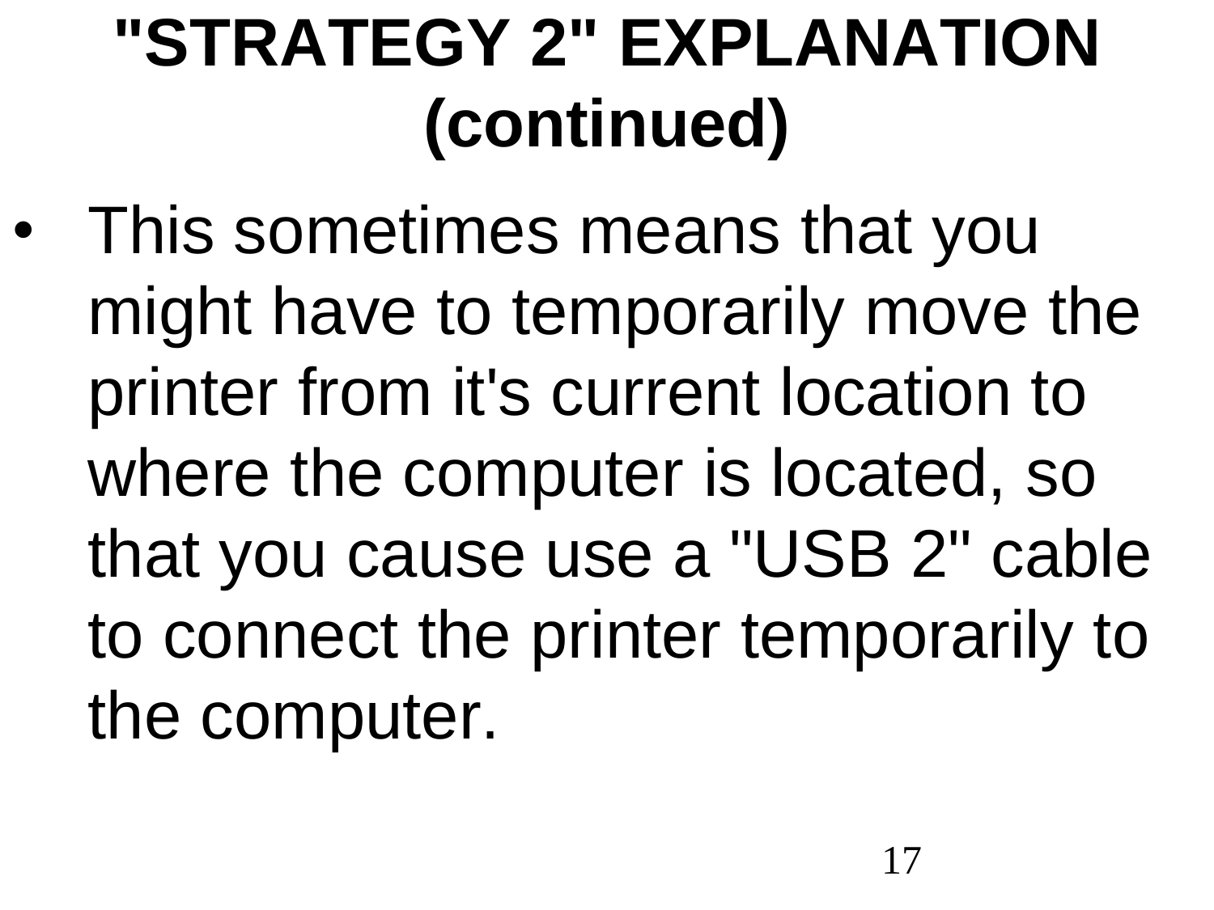# "STRATEGY 2" EXPLANATION (continued)

- This sometimes means that you might have to temporarily move the printer from it's current location to where the computer is located, so that you cause use a "USB 2" cable to connect the printer temporarily to the computer.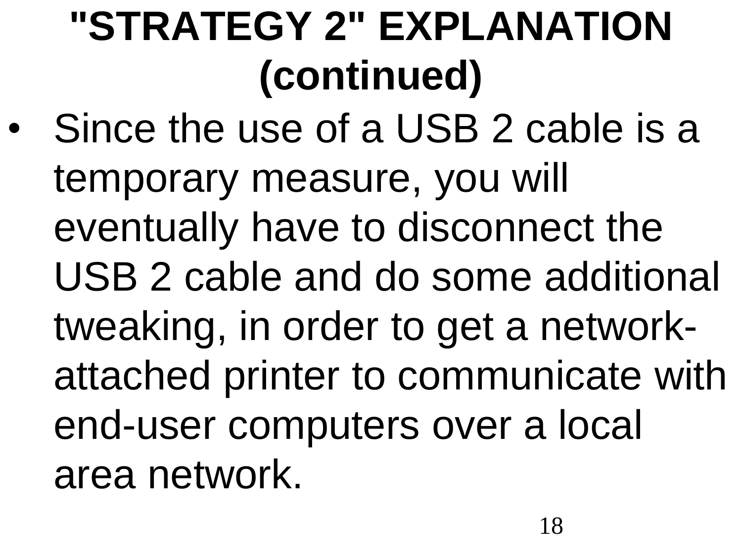# "STRATEGY 2" EXPLANATION (continued)

- Since the use of a USB 2 cable is a temporary measure, you will eventually have to disconnect the USB 2 cable and do some additional tweaking, in order to get a network-attached printer to communicate with end-user computers over a local area network.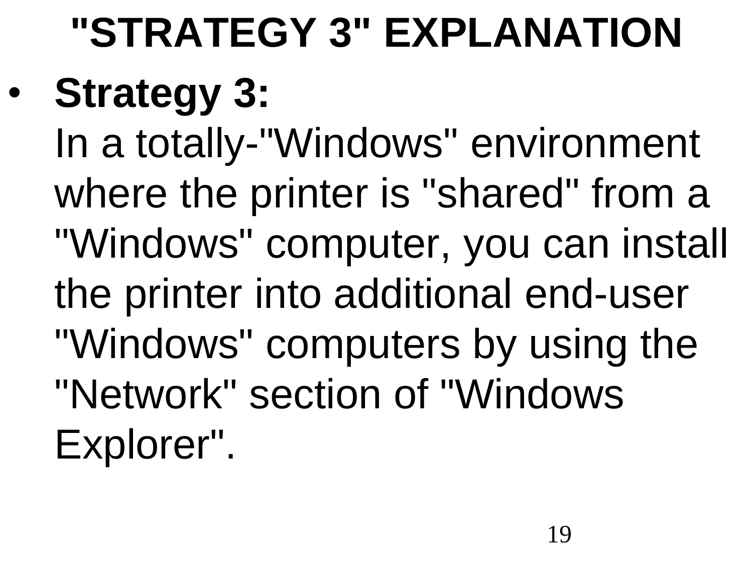# "STRATEGY 3" EXPLANATION

- **Strategy 3:**
  In a totally-"Windows" environment where the printer is "shared" from a "Windows" computer, you can install the printer into additional end-user "Windows" computers by using the "Network" section of "Windows Explorer".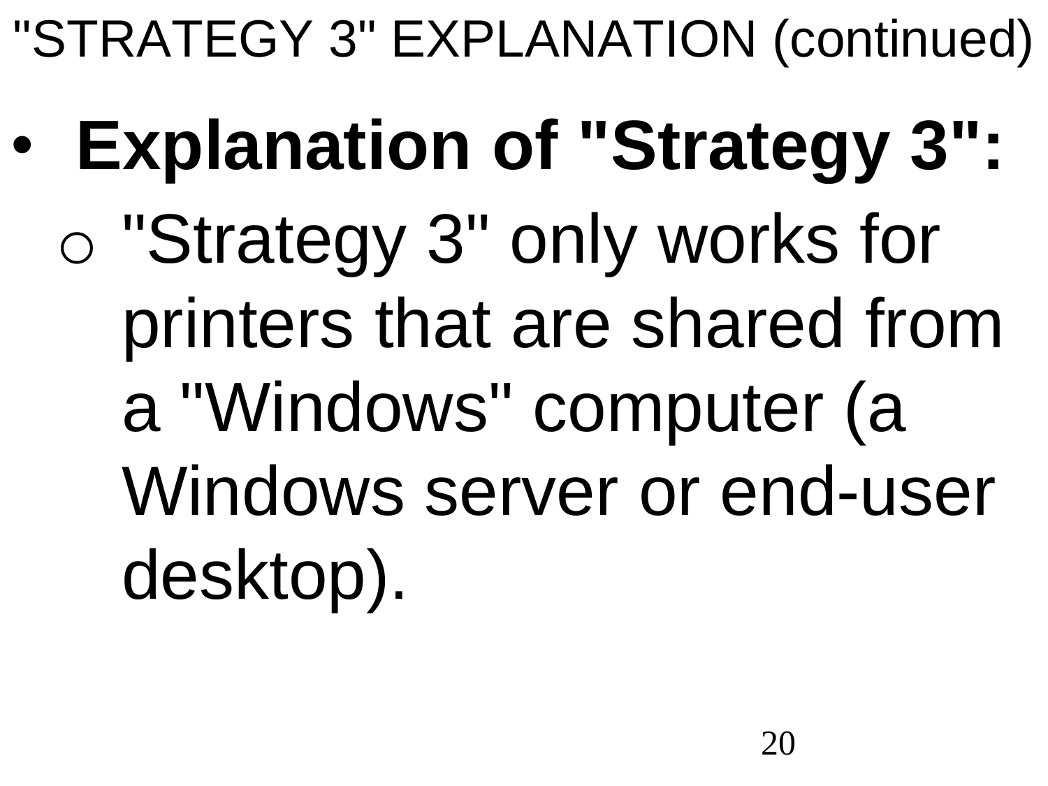# "STRATEGY 3" EXPLANATION (continued)

- **Explanation of "Strategy 3":**
  - "Strategy 3" only works for printers that are shared from a "Windows" computer (a Windows server or end-user desktop).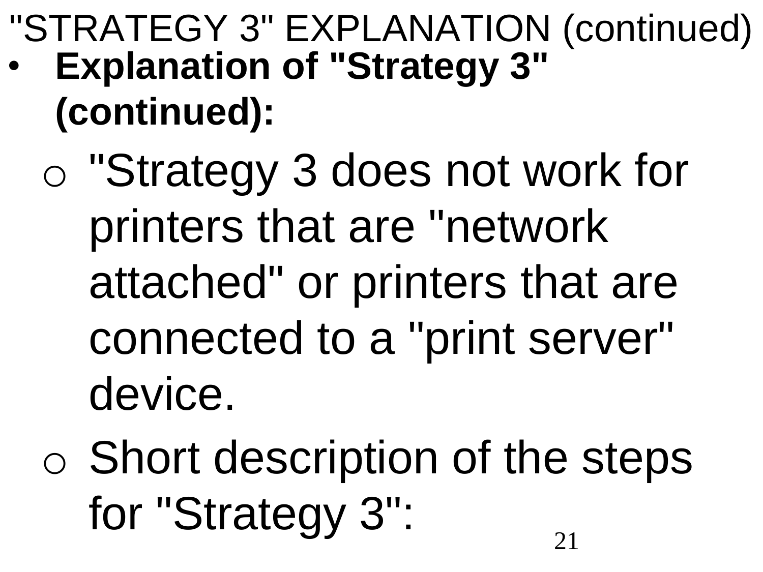# "STRATEGY 3" EXPLANATION (continued)

- **Explanation of "Strategy 3" (continued):**
  - "Strategy 3 does not work for printers that are "network attached" or printers that are connected to a "print server" device.
  - Short description of the steps for "Strategy 3":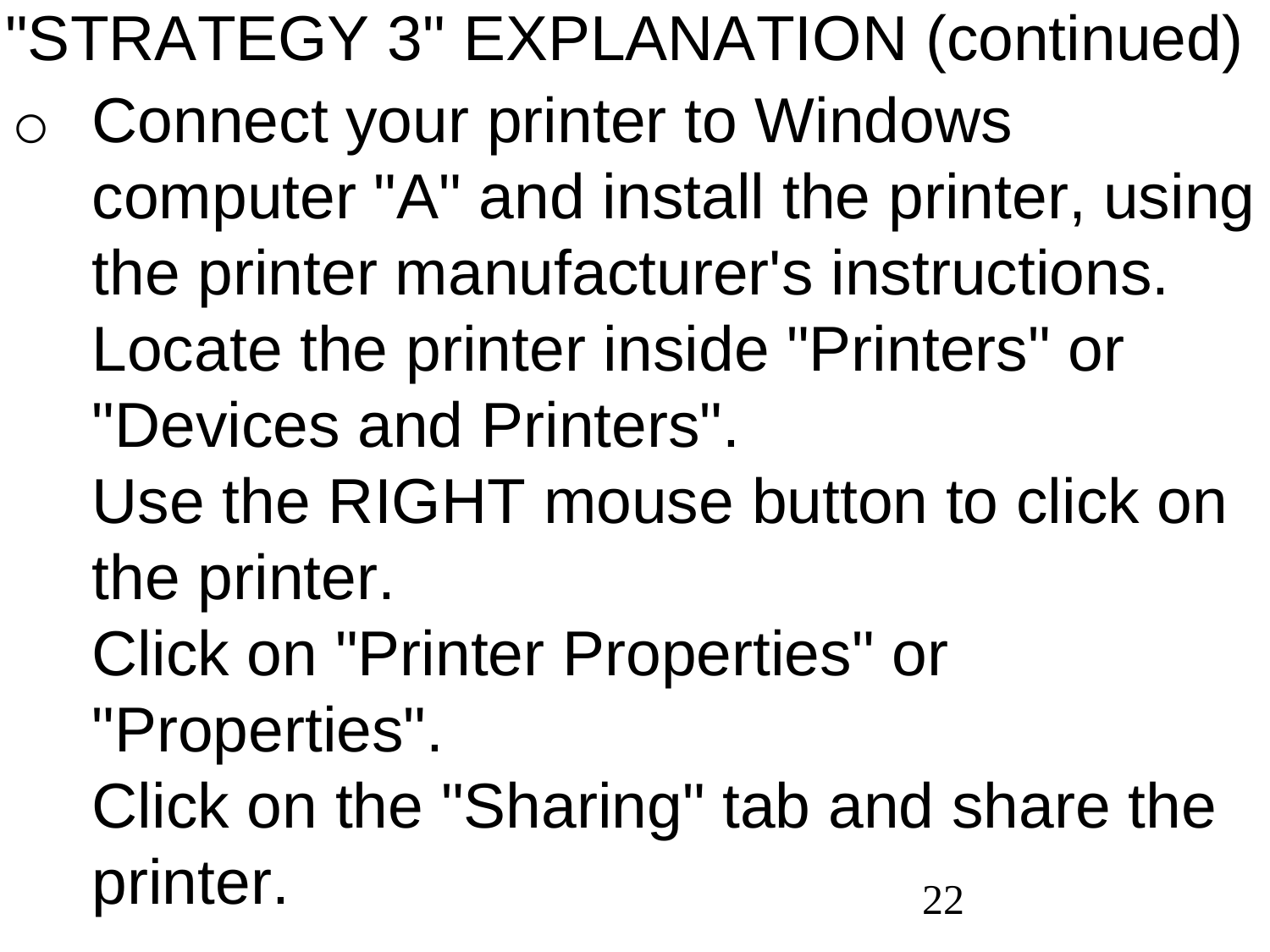"STRATEGY 3" EXPLANATION (continued)

- Connect your printer to Windows computer "A" and install the printer, using the printer manufacturer's instructions.
  Locate the printer inside "Printers" or "Devices and Printers".
  Use the RIGHT mouse button to click on the printer.
  Click on "Printer Properties" or "Properties".
  Click on the "Sharing" tab and share the printer.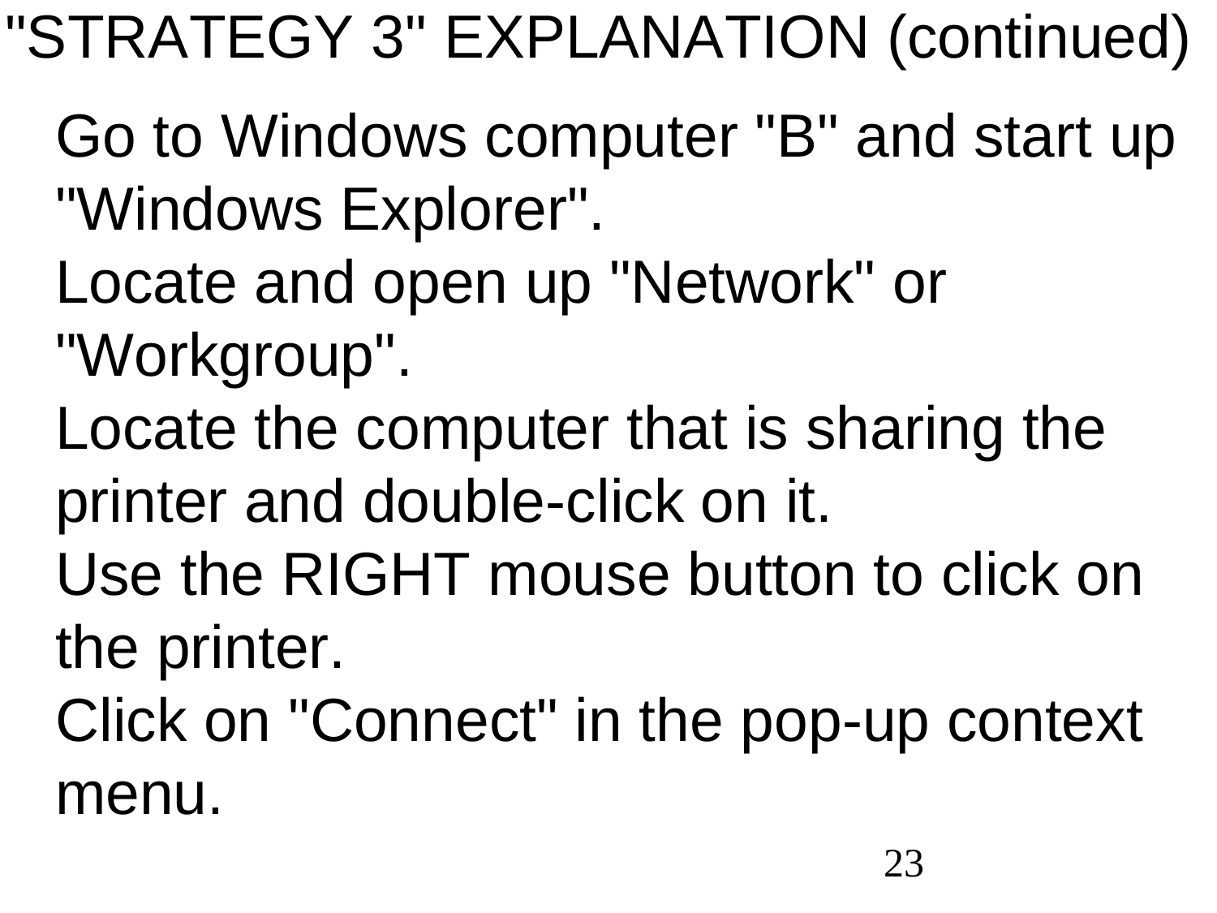# "STRATEGY 3" EXPLANATION (continued)

Go to Windows computer "B" and start up "Windows Explorer".

Locate and open up "Network" or "Workgroup".

Locate the computer that is sharing the printer and double-click on it.

Use the RIGHT mouse button to click on the printer.

Click on "Connect" in the pop-up context menu.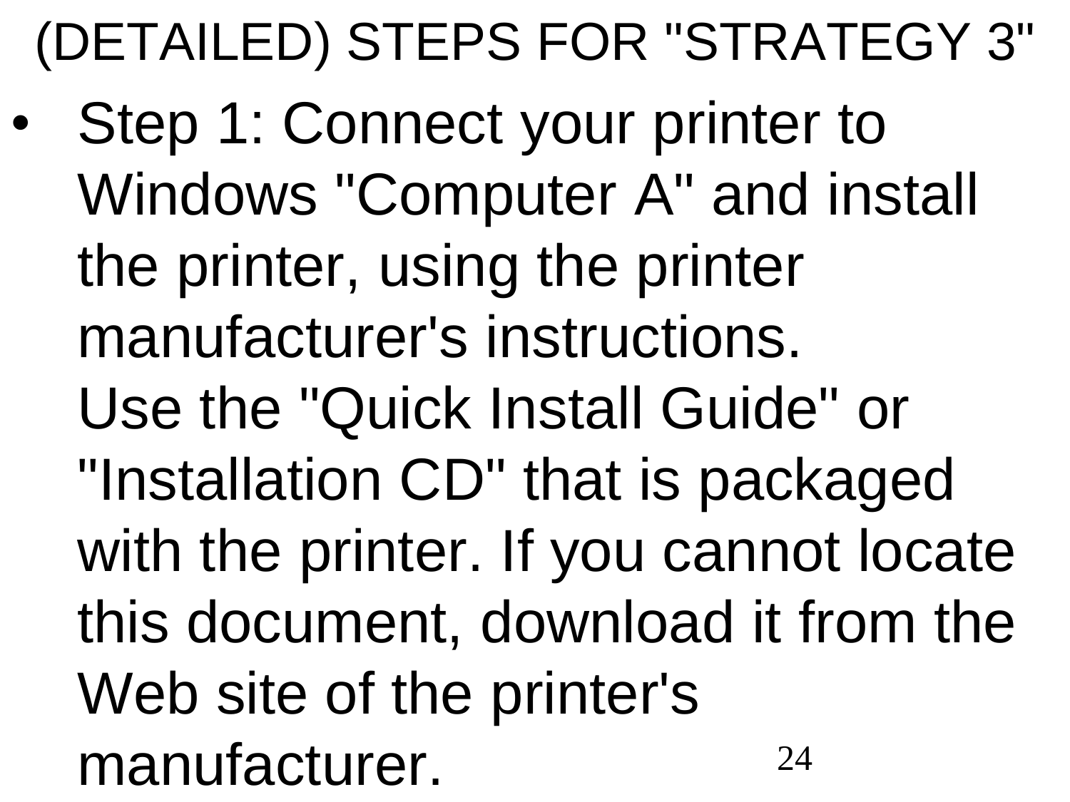# (DETAILED) STEPS FOR "STRATEGY 3"

- Step 1: Connect your printer to Windows "Computer A" and install the printer, using the printer manufacturer's instructions.
  Use the "Quick Install Guide" or "Installation CD" that is packaged with the printer. If you cannot locate this document, download it from the Web site of the printer's manufacturer.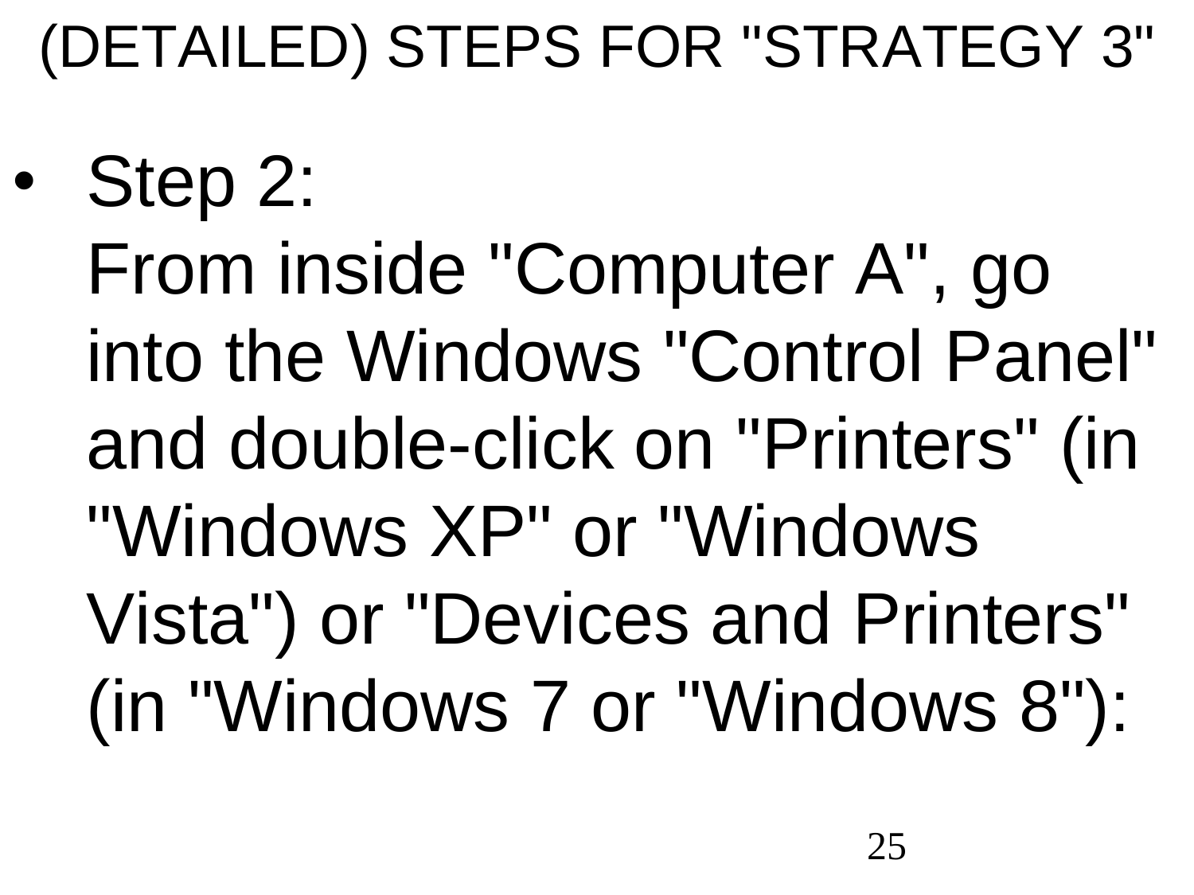# (DETAILED) STEPS FOR "STRATEGY 3"

- Step 2:
  From inside "Computer A", go into the Windows "Control Panel" and double-click on "Printers" (in "Windows XP" or "Windows Vista") or "Devices and Printers" (in "Windows 7 or "Windows 8"):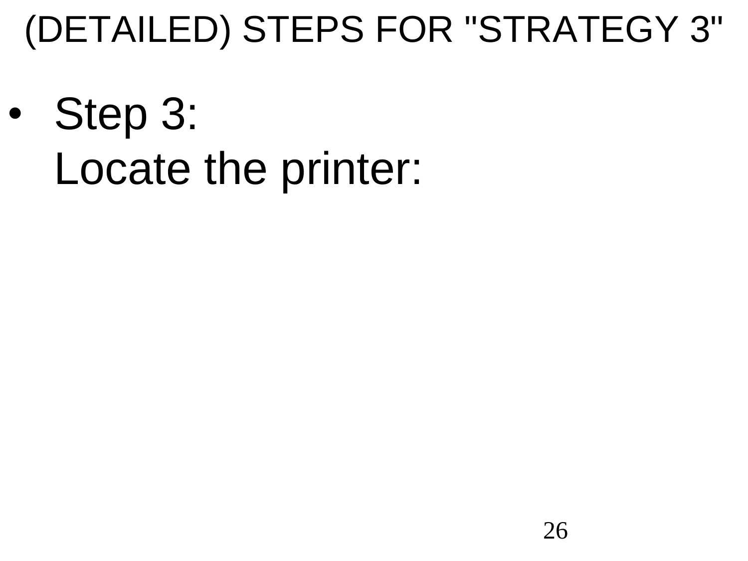# (DETAILED) STEPS FOR "STRATEGY 3"

- Step 3:
  Locate the printer: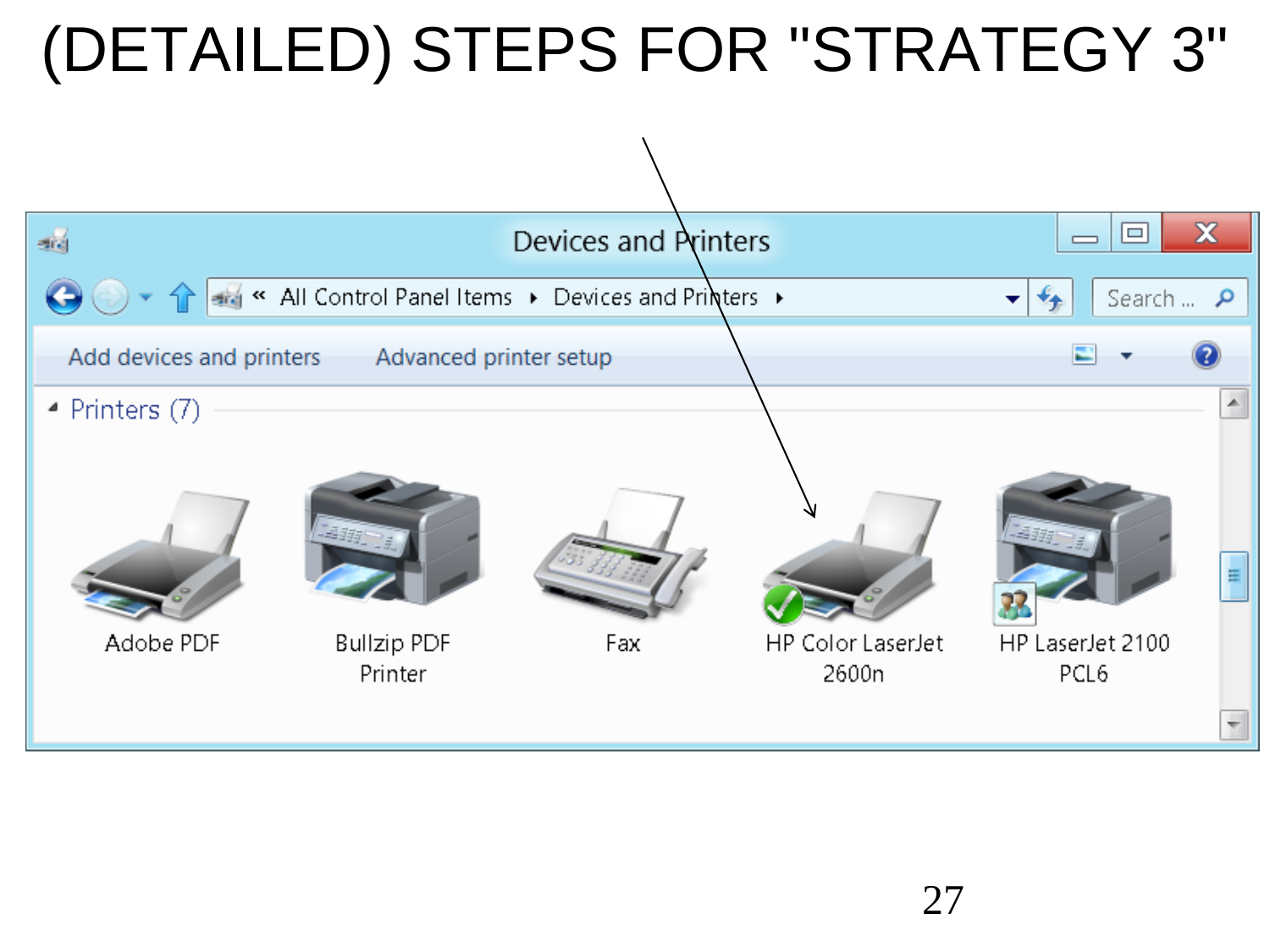# (DETAILED) STEPS FOR "STRATEGY 3"

Devices and Printers

« All Control Panel Items ▸ Devices and Printers ▸

Search ...

Add devices and printers    Advanced printer setup

Printers (7)

Adobe PDF

Bullzip PDF Printer

Fax

HP Color LaserJet 2600n

HP LaserJet 2100 PCL6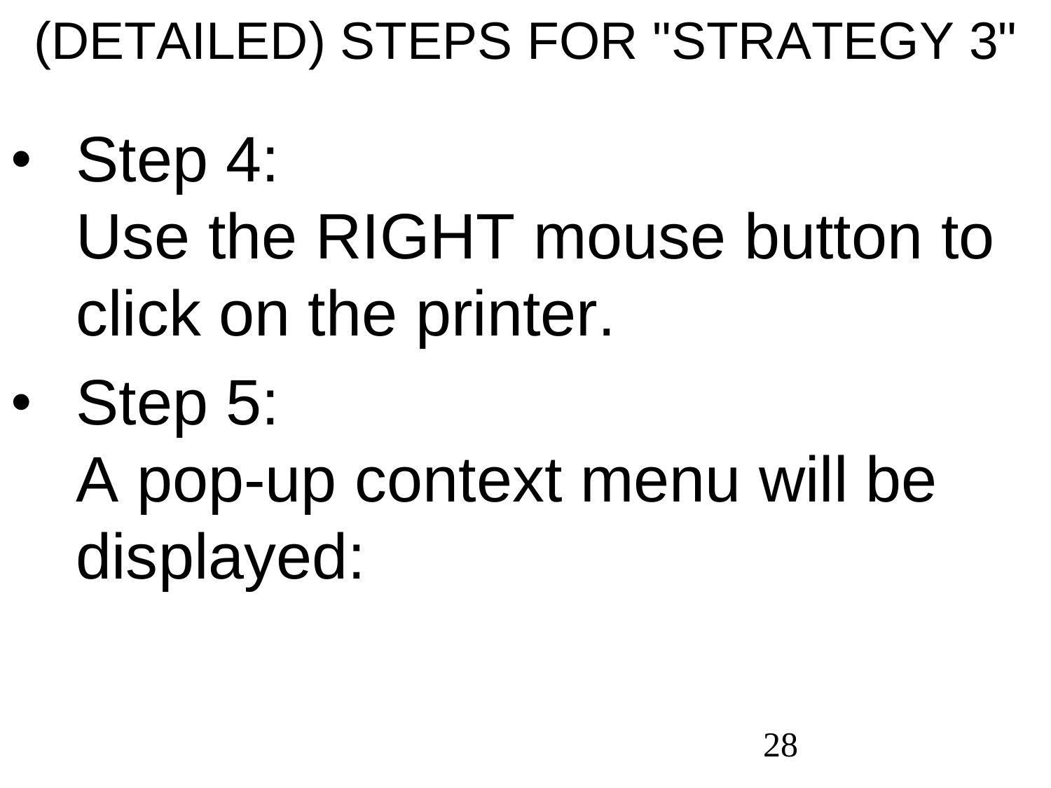# (DETAILED) STEPS FOR "STRATEGY 3"

- Step 4:
  Use the RIGHT mouse button to click on the printer.
- Step 5:
  A pop-up context menu will be displayed: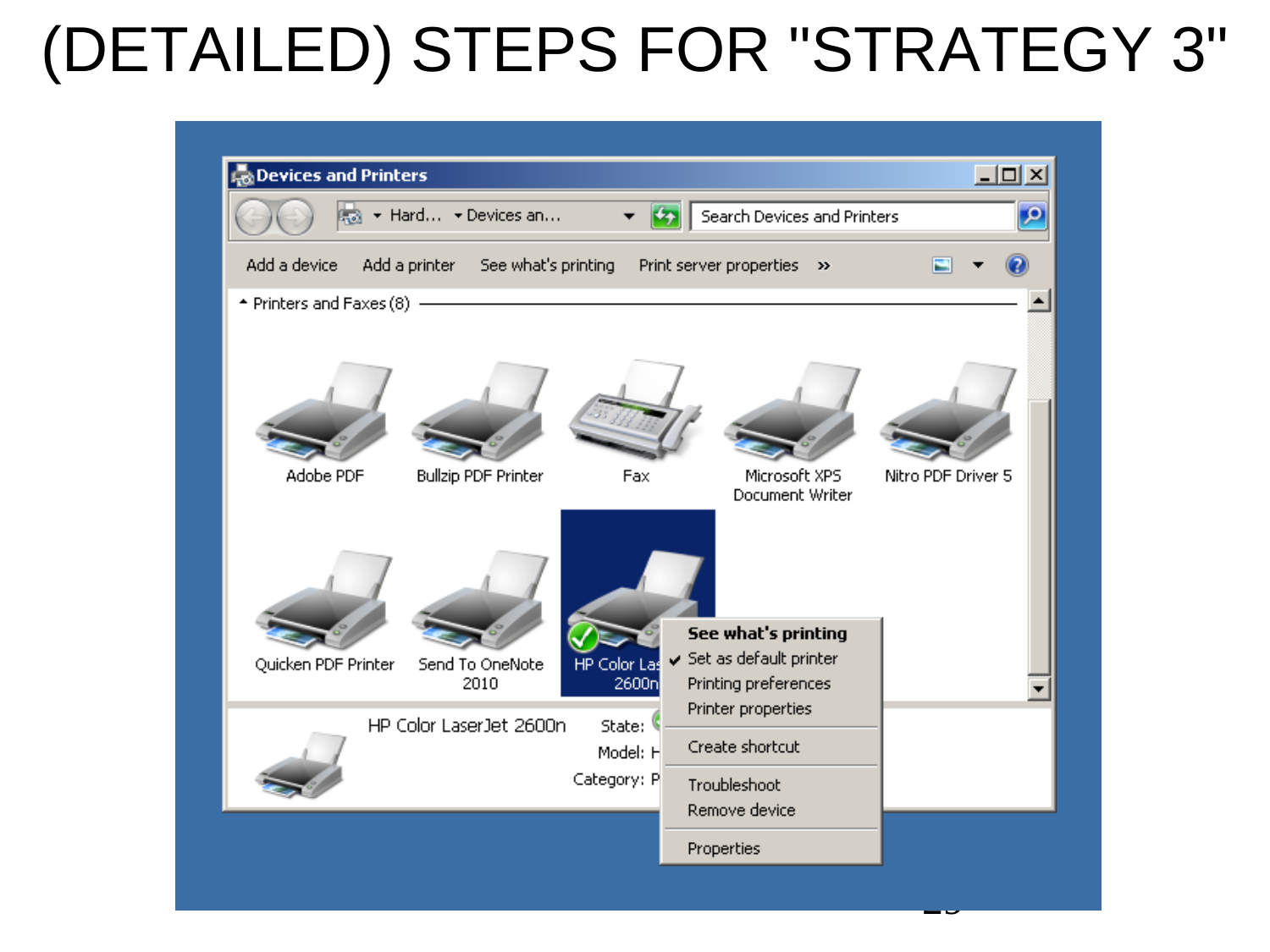# (DETAILED) STEPS FOR "STRATEGY 3"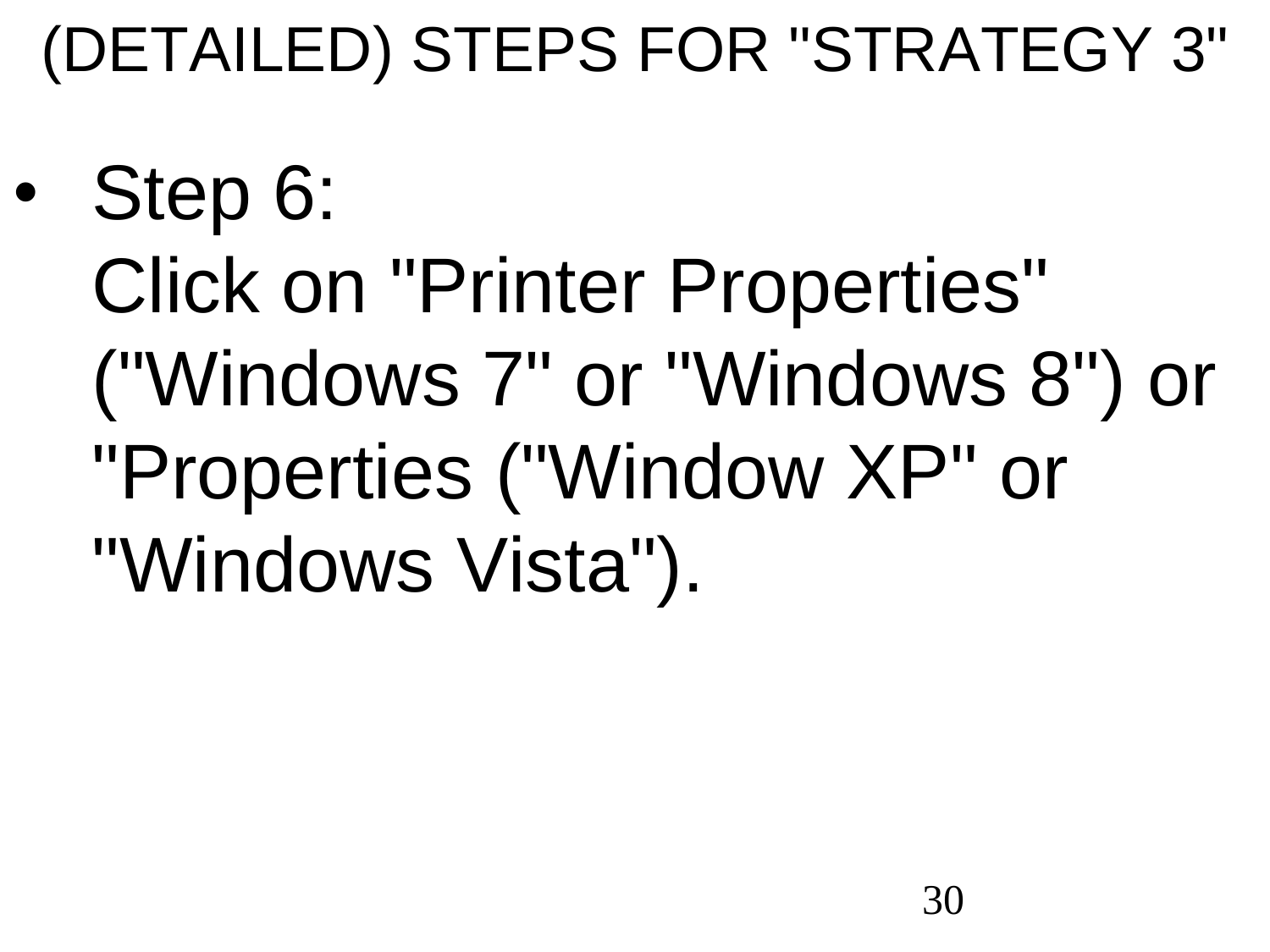# (DETAILED) STEPS FOR "STRATEGY 3"

- Step 6:
  Click on "Printer Properties" ("Windows 7" or "Windows 8") or "Properties ("Window XP" or "Windows Vista").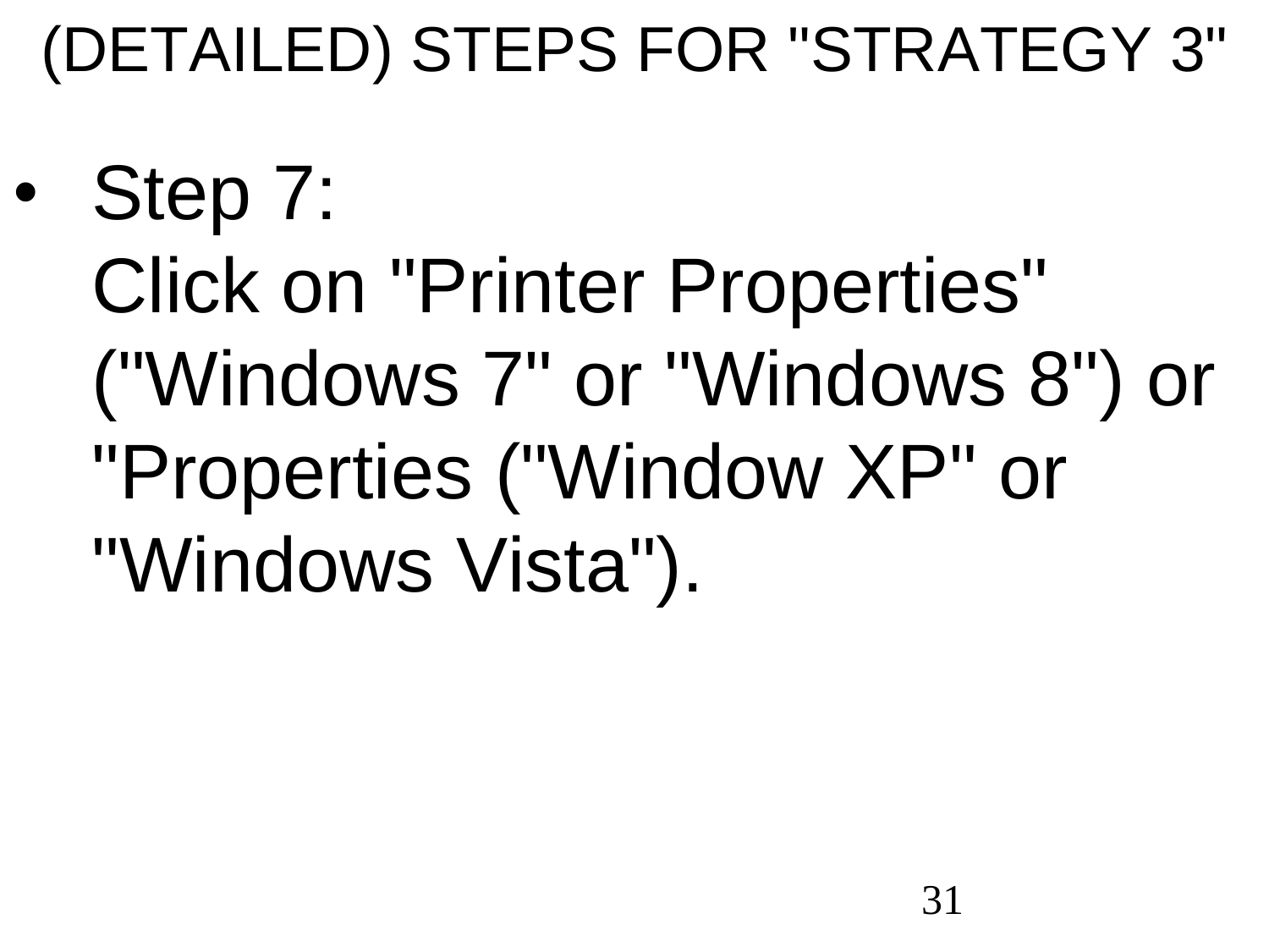# (DETAILED) STEPS FOR "STRATEGY 3"

- Step 7:
  Click on "Printer Properties" ("Windows 7" or "Windows 8") or "Properties ("Window XP" or "Windows Vista").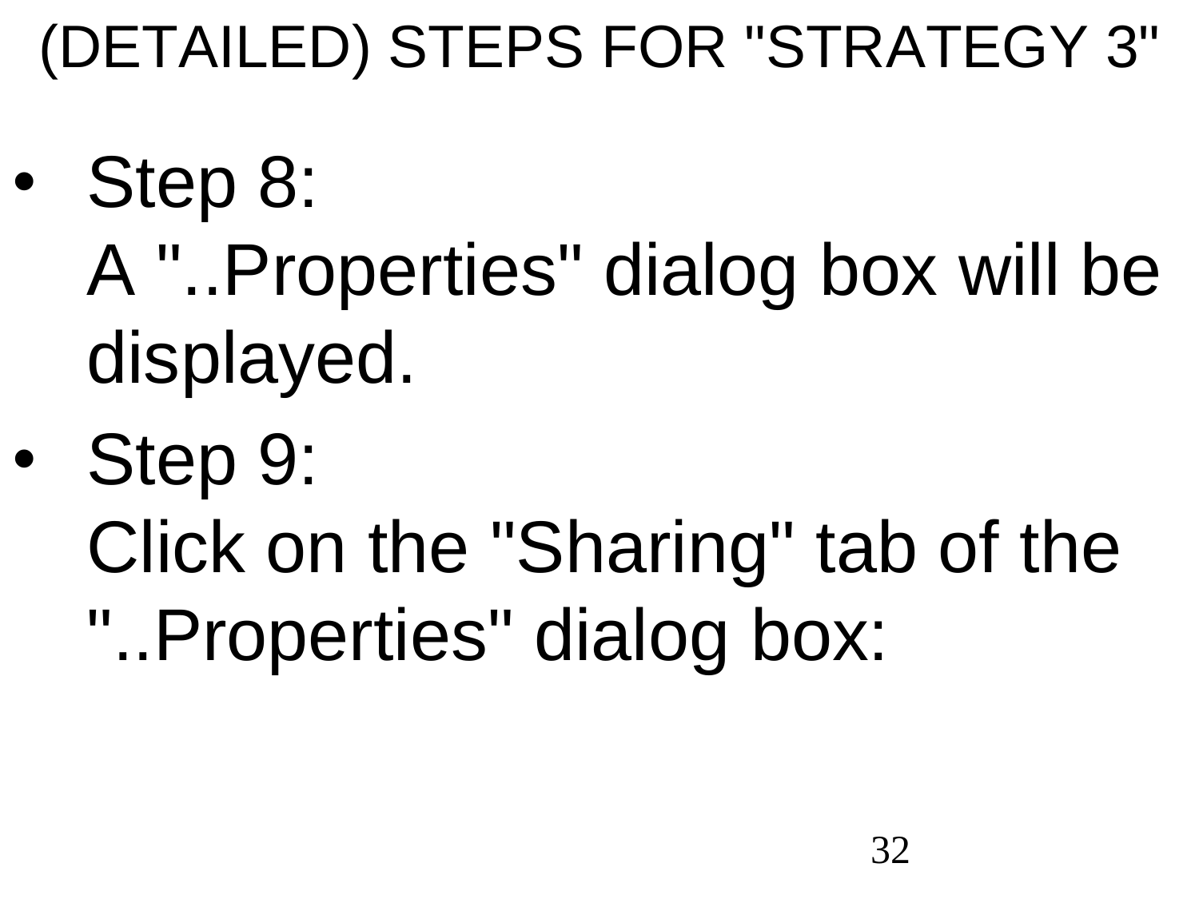# (DETAILED) STEPS FOR "STRATEGY 3"

- Step 8:
  A "..Properties" dialog box will be displayed.
- Step 9:
  Click on the "Sharing" tab of the "..Properties" dialog box: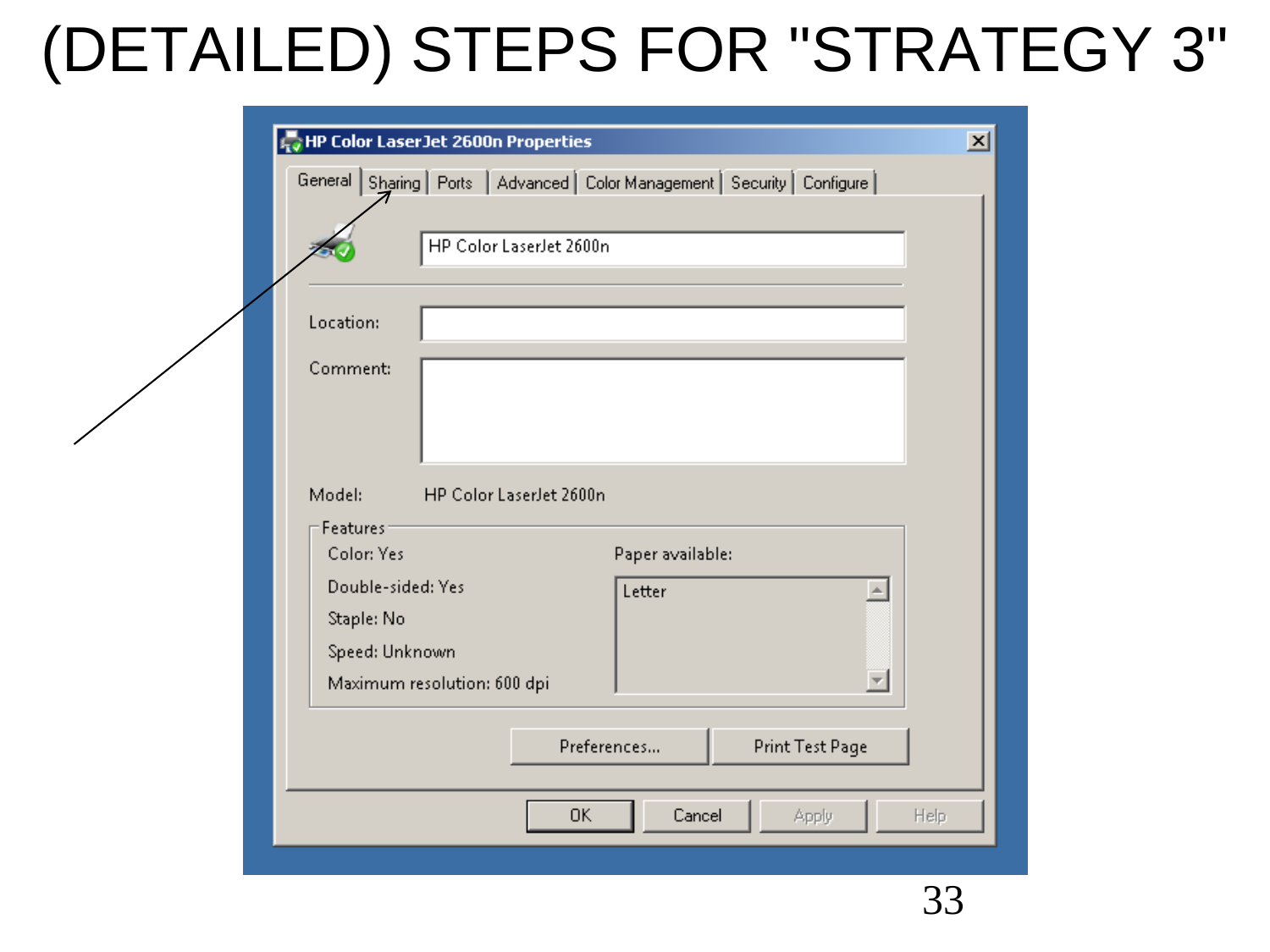# (DETAILED) STEPS FOR "STRATEGY 3"

HP Color LaserJet 2600n Properties

General | Sharing | Ports | Advanced | Color Management | Security | Configure

HP Color LaserJet 2600n

Location:

Comment:

Model: HP Color LaserJet 2600n

Features

Color: Yes

Double-sided: Yes

Staple: No

Speed: Unknown

Maximum resolution: 600 dpi

Paper available:

Letter

Preferences... | Print Test Page

OK | Cancel | Apply | Help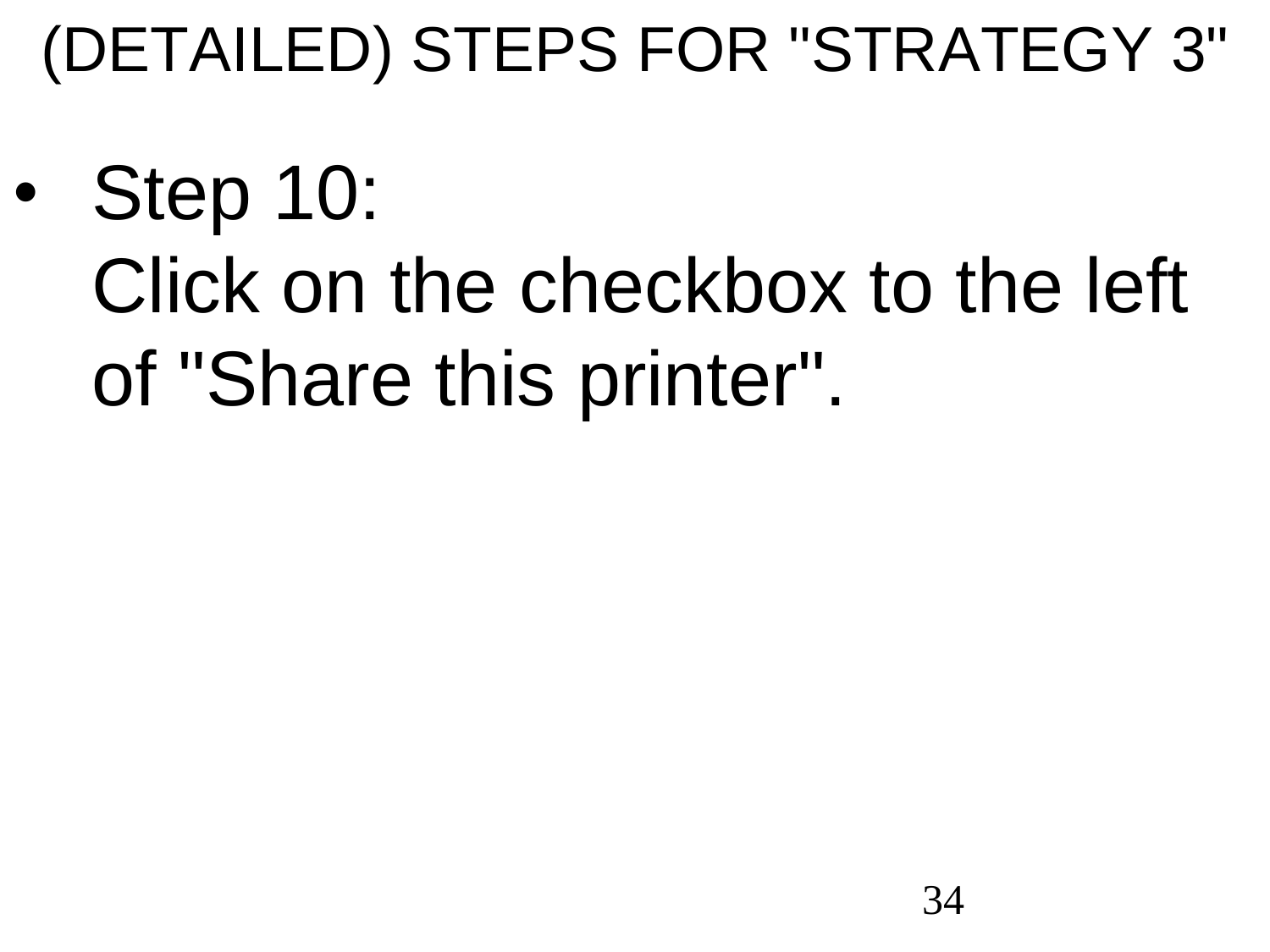# (DETAILED) STEPS FOR "STRATEGY 3"

- Step 10:
  Click on the checkbox to the left of "Share this printer".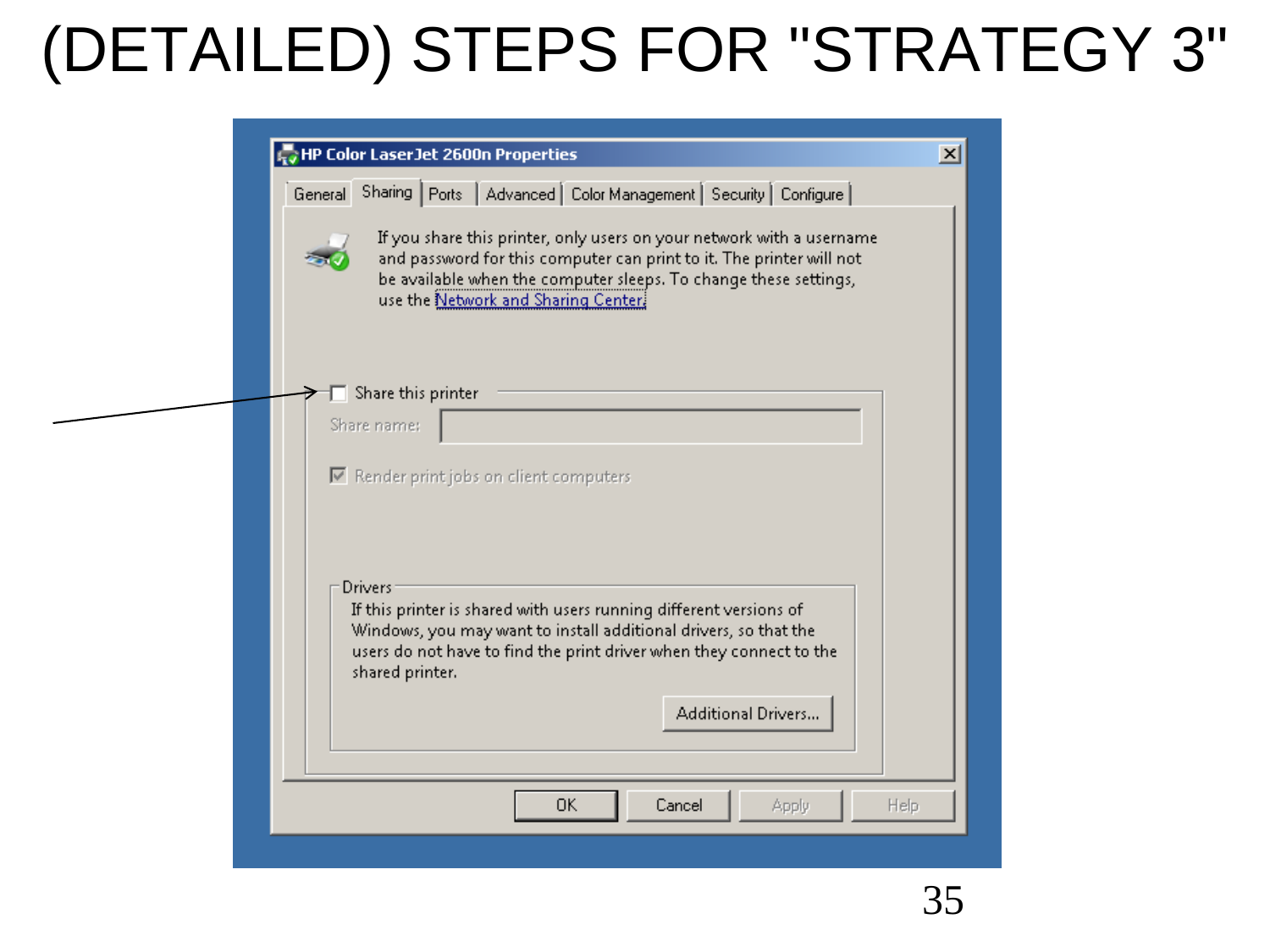# (DETAILED) STEPS FOR "STRATEGY 3"

HP Color LaserJet 2600n Properties

General | Sharing | Ports | Advanced | Color Management | Security | Configure

If you share this printer, only users on your network with a username and password for this computer can print to it. The printer will not be available when the computer sleeps. To change these settings, use the Network and Sharing Center.

☐ Share this printer

Share name:

☑ Render print jobs on client computers

Drivers

If this printer is shared with users running different versions of Windows, you may want to install additional drivers, so that the users do not have to find the print driver when they connect to the shared printer.

Additional Drivers...

OK | Cancel | Apply | Help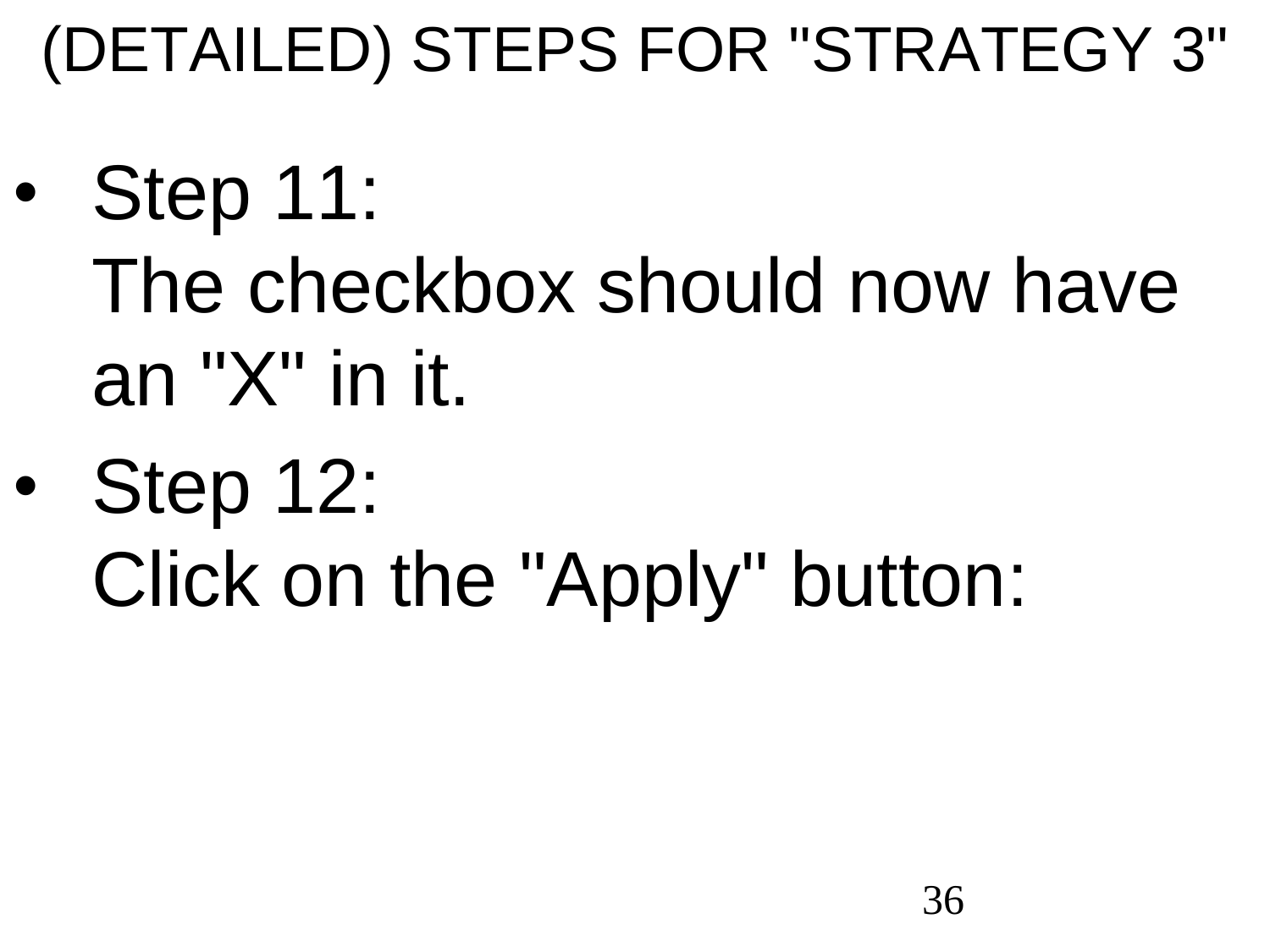# (DETAILED) STEPS FOR "STRATEGY 3"

- Step 11:
  The checkbox should now have an "X" in it.
- Step 12:
  Click on the "Apply" button: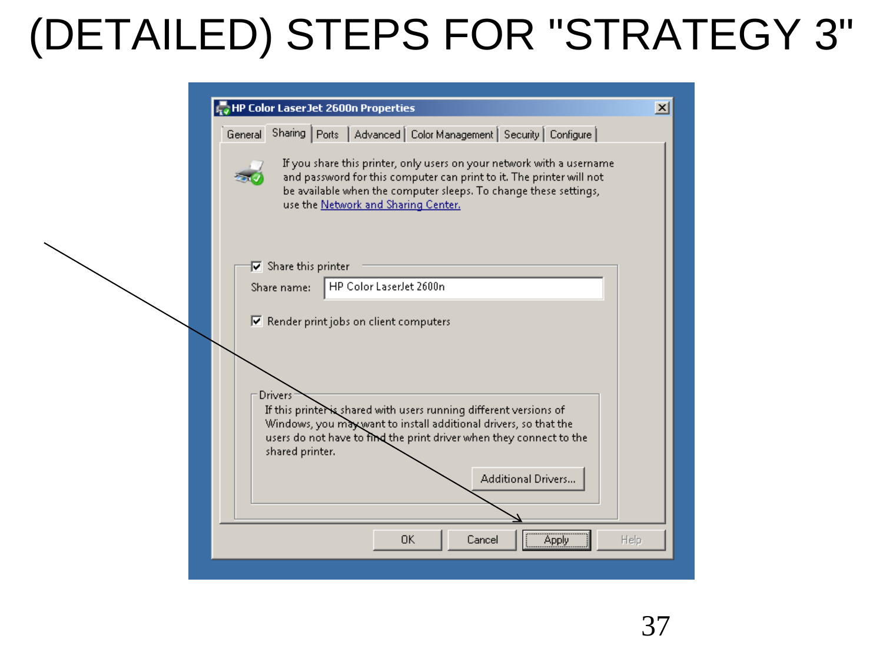# (DETAILED) STEPS FOR "STRATEGY 3"

HP Color LaserJet 2600n Properties

General | Sharing | Ports | Advanced | Color Management | Security | Configure

If you share this printer, only users on your network with a username and password for this computer can print to it. The printer will not be available when the computer sleeps. To change these settings, use the Network and Sharing Center.

☑ Share this printer

Share name: HP Color LaserJet 2600n

☑ Render print jobs on client computers

Drivers

If this printer is shared with users running different versions of Windows, you may want to install additional drivers, so that the users do not have to find the print driver when they connect to the shared printer.

Additional Drivers...

OK | Cancel | Apply | Help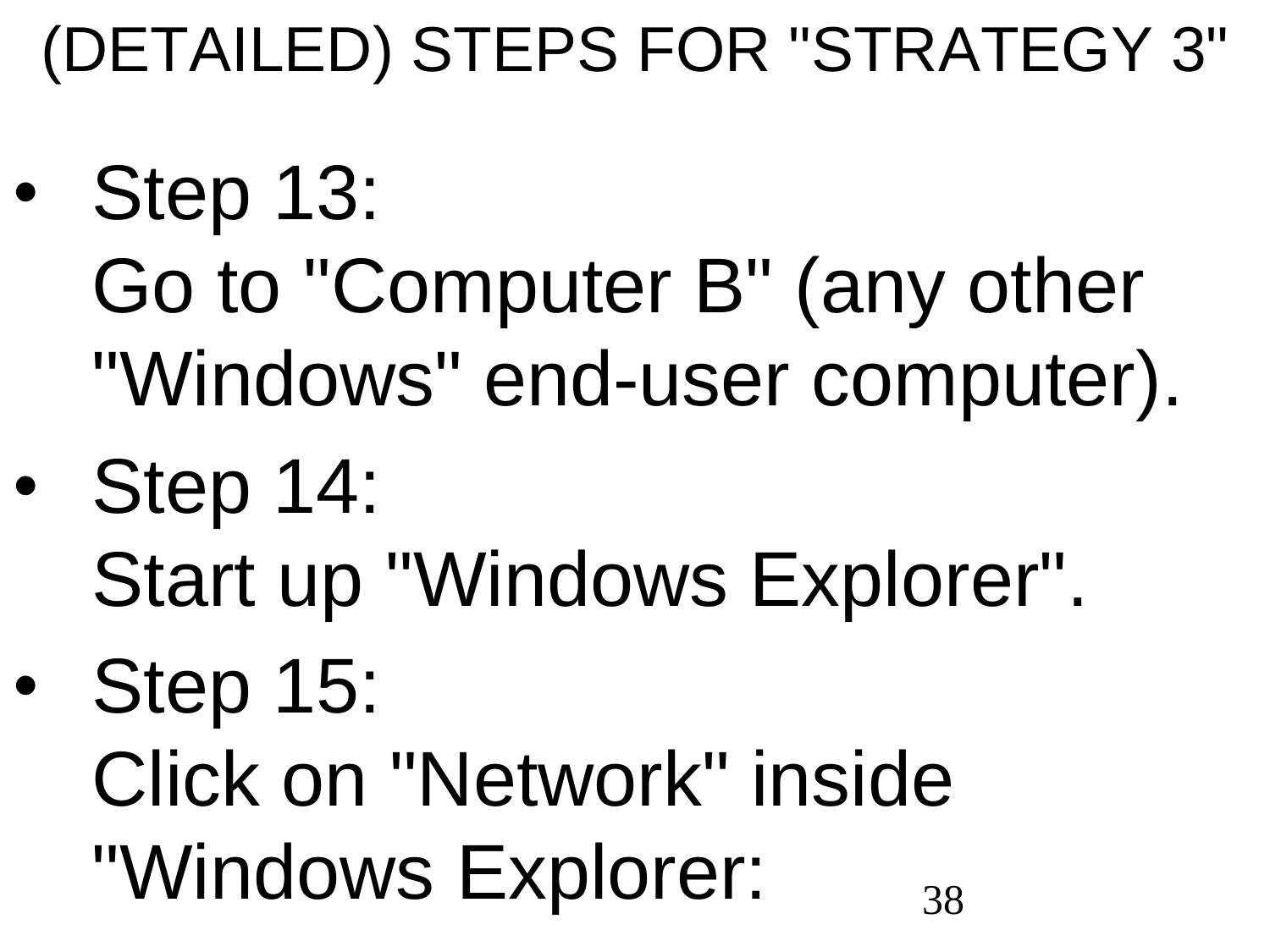# (DETAILED) STEPS FOR "STRATEGY 3"

- Step 13:
  Go to "Computer B" (any other "Windows" end-user computer).
- Step 14:
  Start up "Windows Explorer".
- Step 15:
  Click on "Network" inside "Windows Explorer: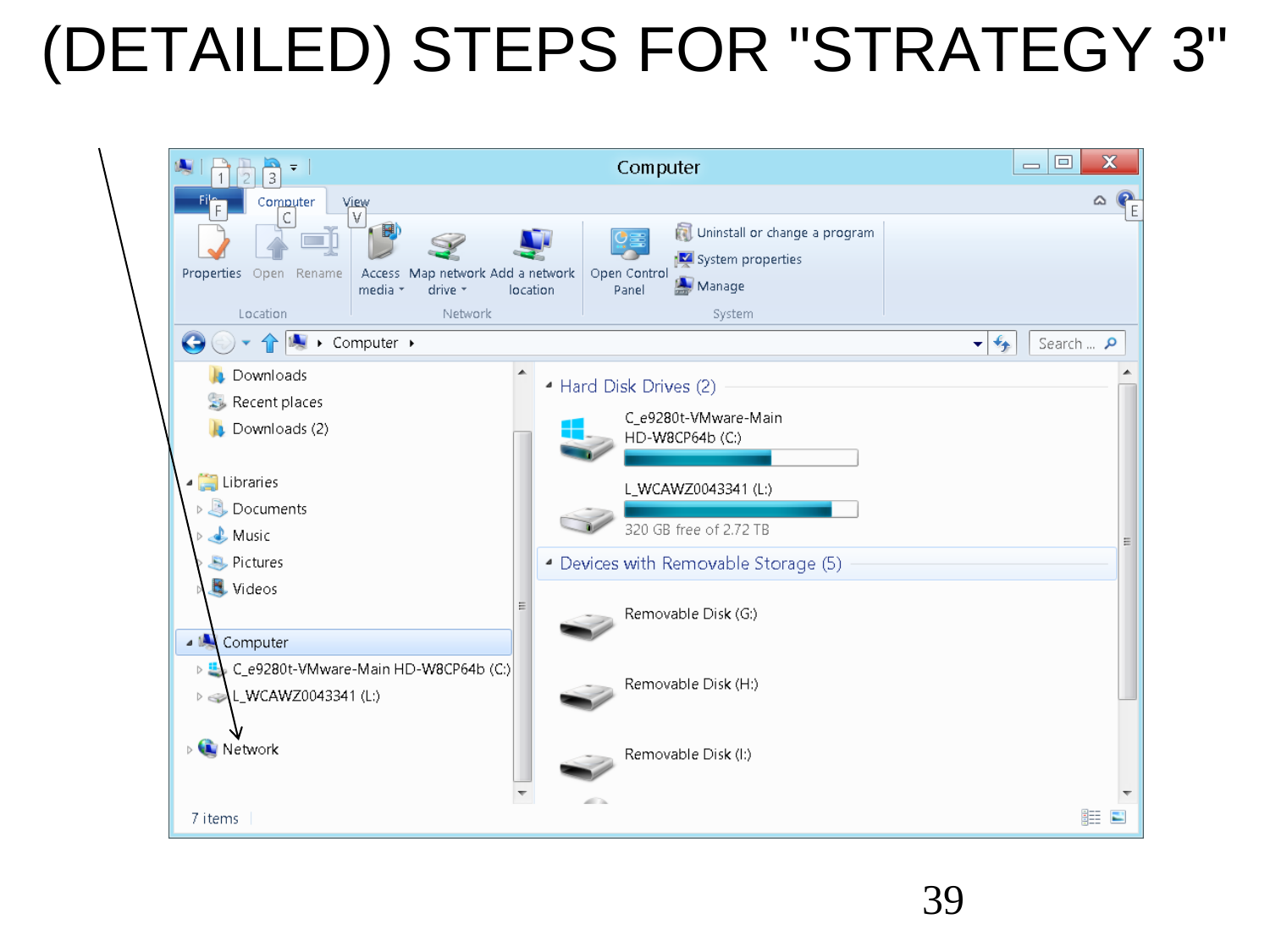# (DETAILED) STEPS FOR "STRATEGY 3"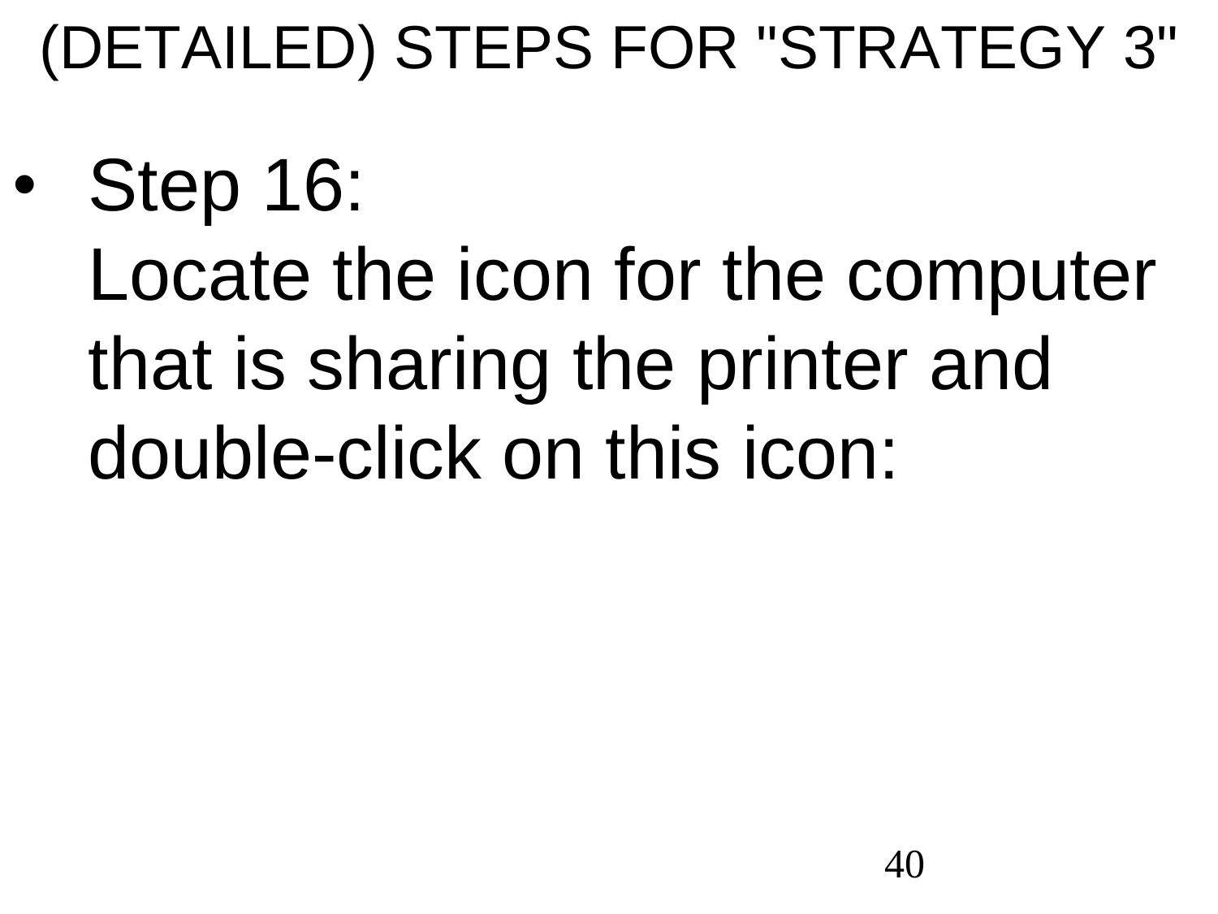# (DETAILED) STEPS FOR "STRATEGY 3"

- Step 16:
  Locate the icon for the computer that is sharing the printer and double-click on this icon: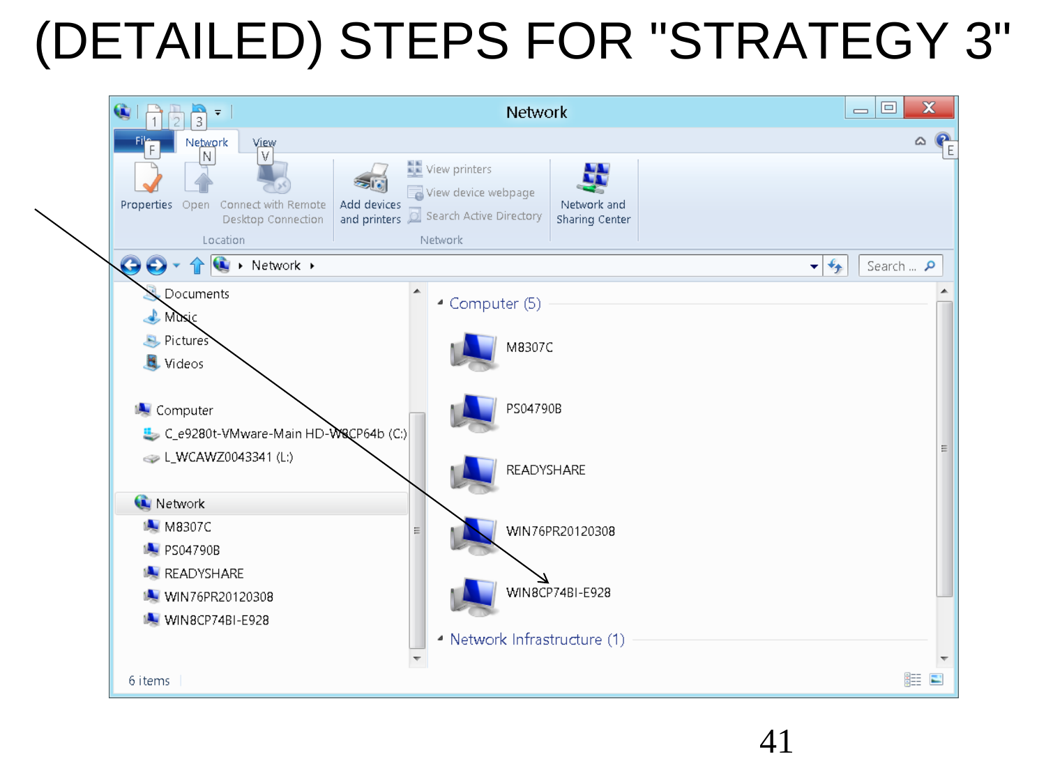# (DETAILED) STEPS FOR "STRATEGY 3"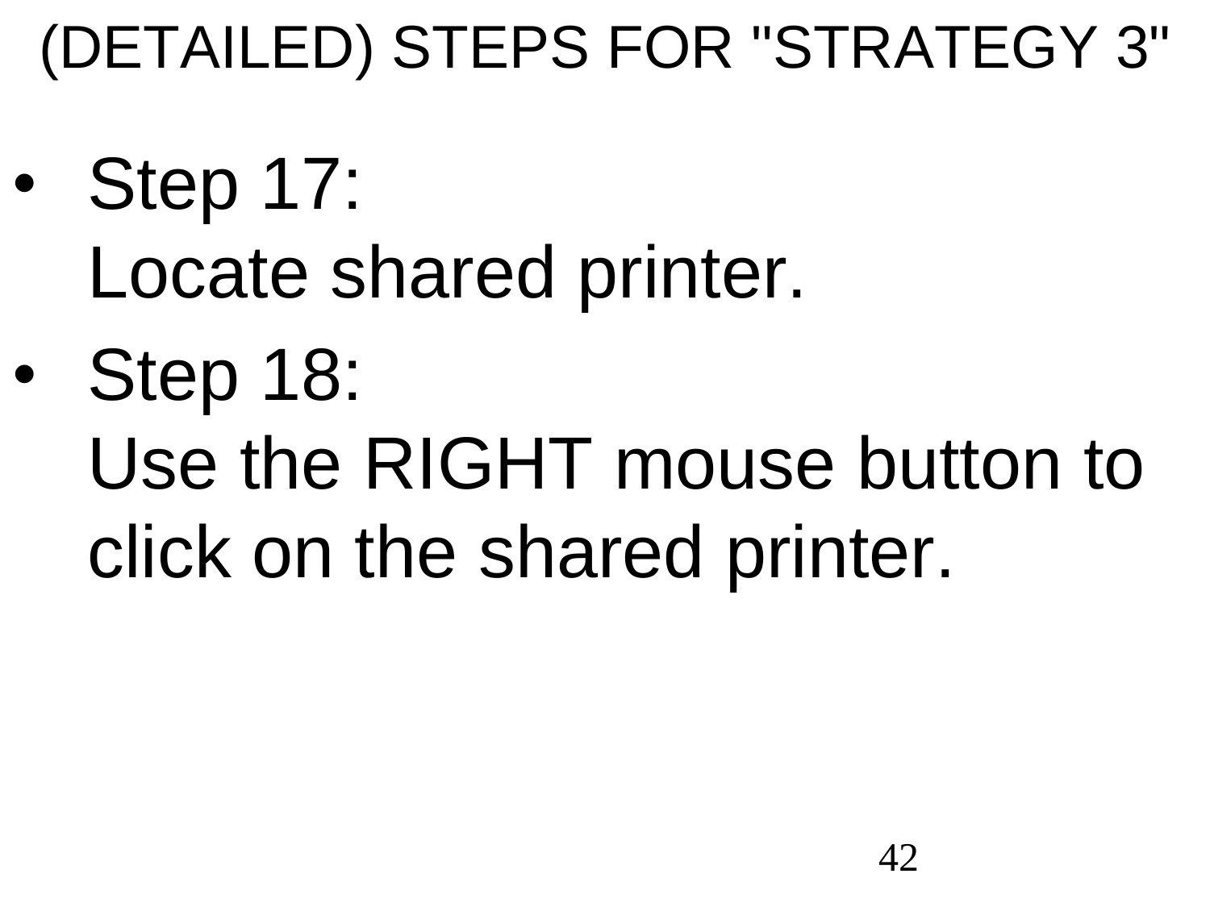# (DETAILED) STEPS FOR "STRATEGY 3"

- Step 17:
  Locate shared printer.
- Step 18:
  Use the RIGHT mouse button to click on the shared printer.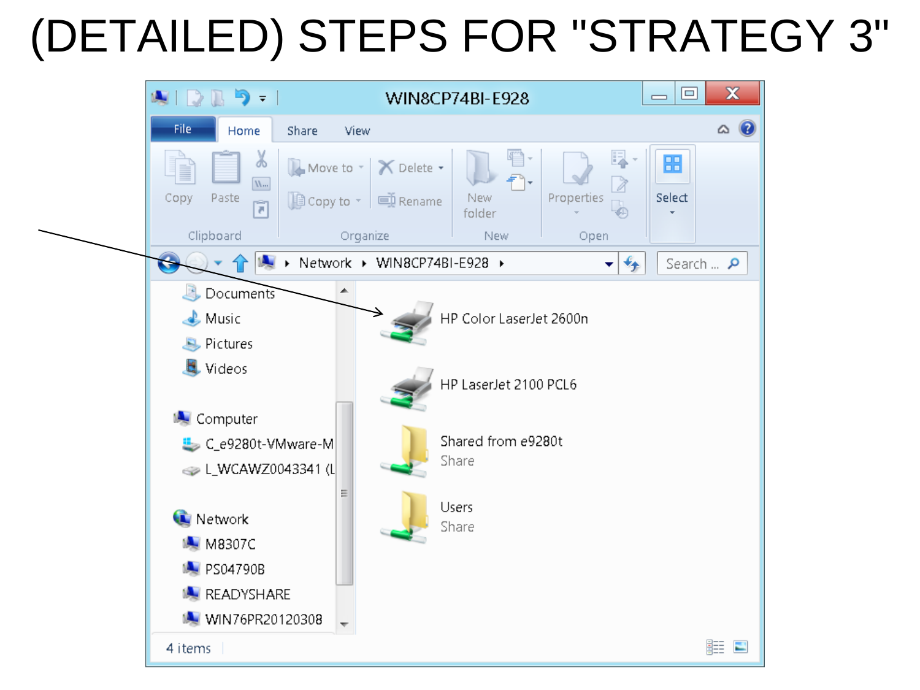# (DETAILED) STEPS FOR "STRATEGY 3"

WIN8CP74BI-E928

File | Home | Share | View

Copy | Paste | Move to | Copy to | Delete | Rename | New folder | Properties | Select

Clipboard | Organize | New | Open

Network ▸ WIN8CP74BI-E928 ▸

Search ...

- Documents
- Music
- Pictures
- Videos
- Computer
  - C_e9280t-VMware-M
  - L_WCAWZ0043341 (L
- Network
  - M8307C
  - PS04790B
  - READYSHARE
  - WIN76PR20120308

HP Color LaserJet 2600n

HP LaserJet 2100 PCL6

Shared from e9280t
Share

Users
Share

4 items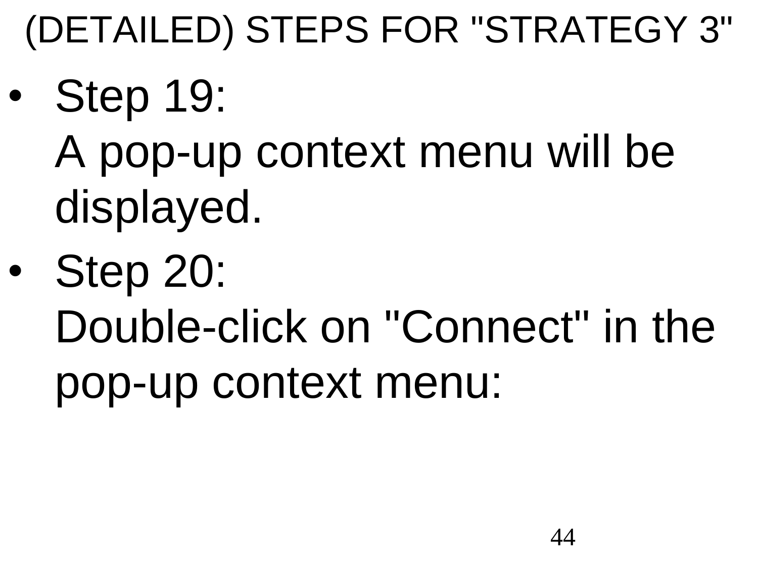# (DETAILED) STEPS FOR "STRATEGY 3"

- Step 19:
  A pop-up context menu will be displayed.
- Step 20:
  Double-click on "Connect" in the pop-up context menu: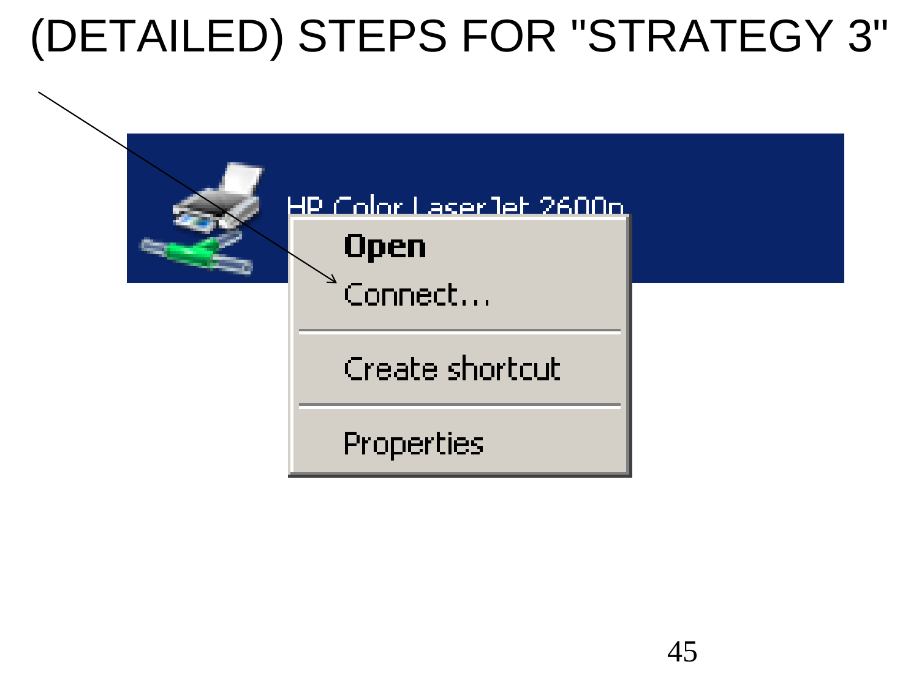# (DETAILED) STEPS FOR "STRATEGY 3"

HP Color LaserJet 2600n

**Open**

Connect...

Create shortcut

Properties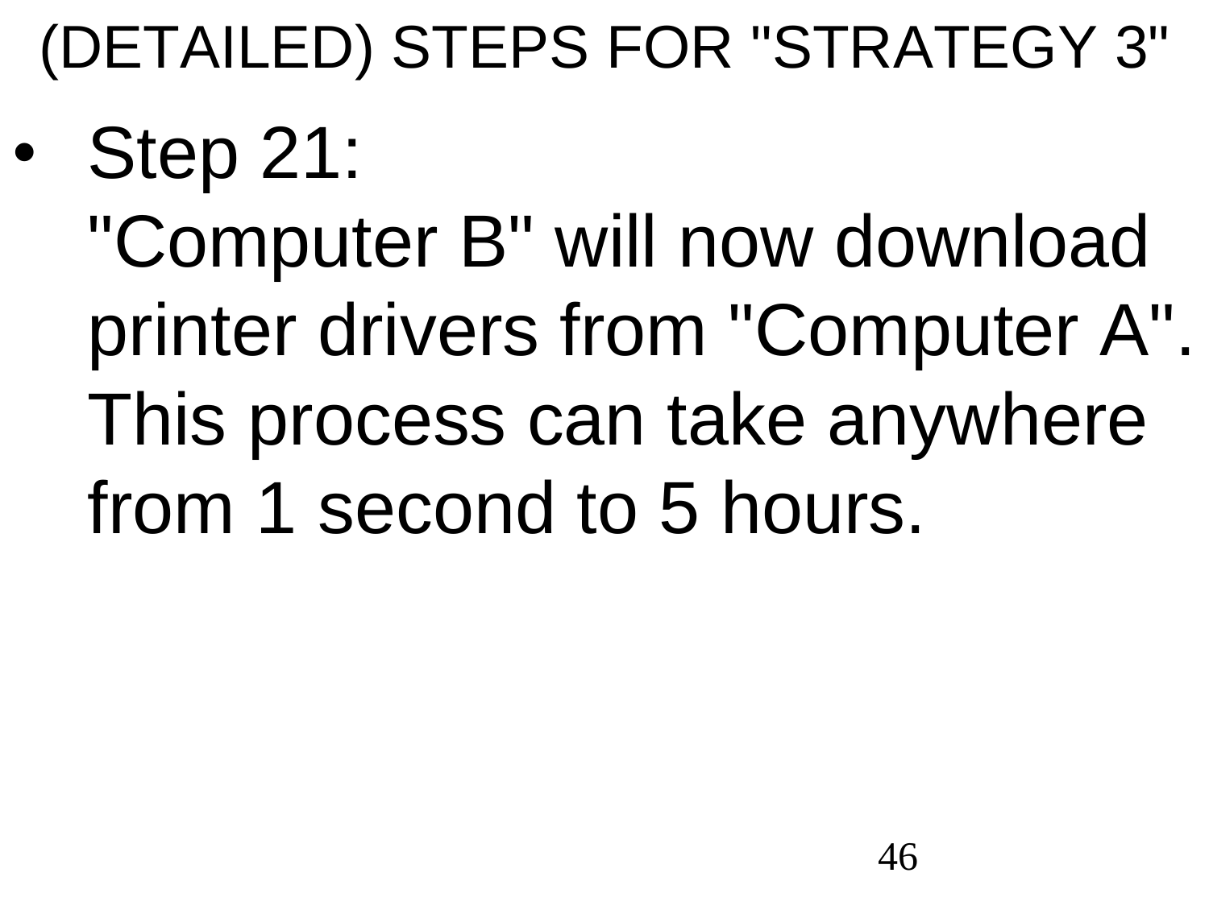# (DETAILED) STEPS FOR "STRATEGY 3"

- Step 21:
  "Computer B" will now download printer drivers from "Computer A". This process can take anywhere from 1 second to 5 hours.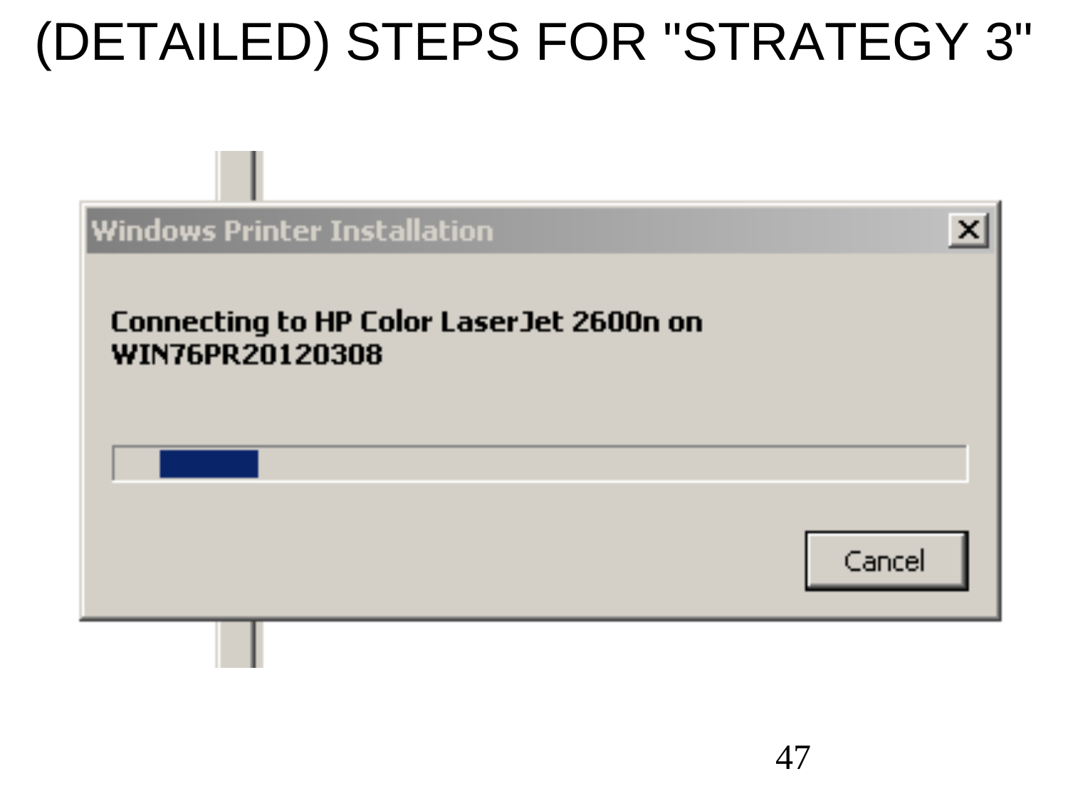# (DETAILED) STEPS FOR "STRATEGY 3"

Windows Printer Installation

Connecting to HP Color LaserJet 2600n on WIN76PR20120308

Cancel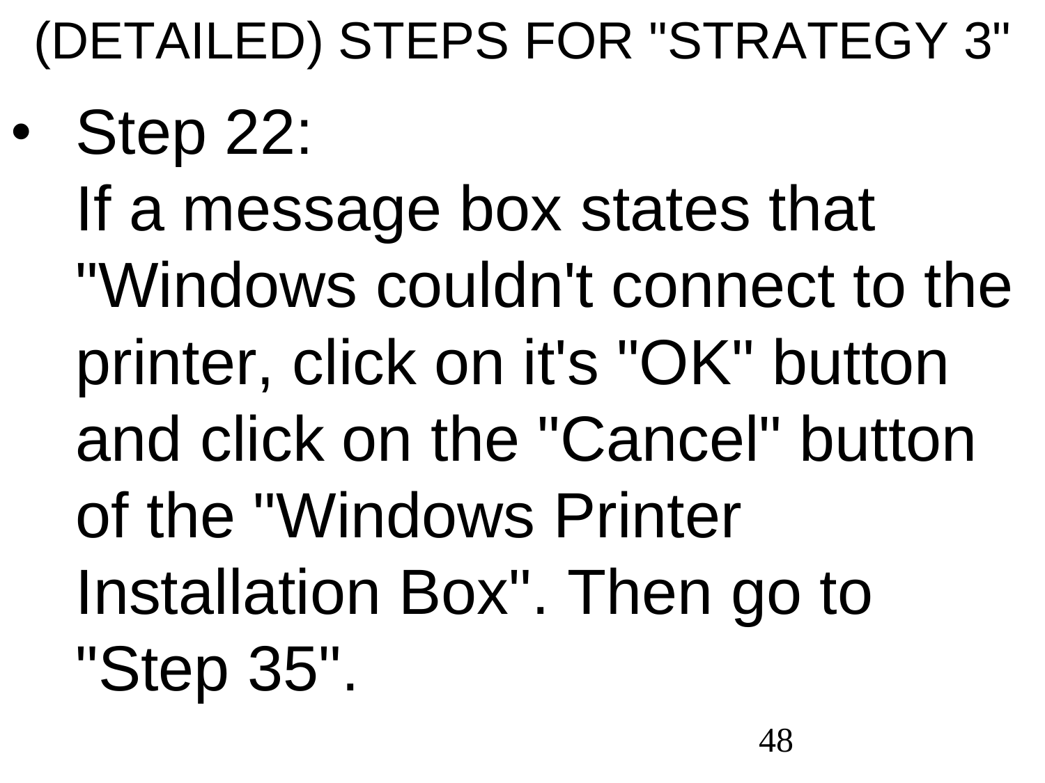# (DETAILED) STEPS FOR "STRATEGY 3"

- Step 22:
  If a message box states that "Windows couldn't connect to the printer, click on it's "OK" button and click on the "Cancel" button of the "Windows Printer Installation Box". Then go to "Step 35".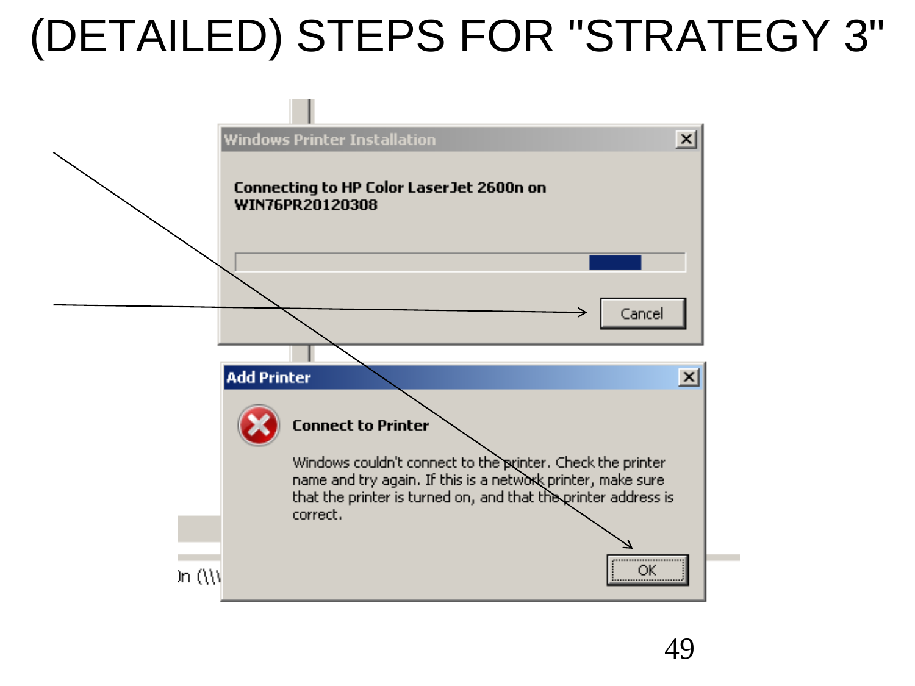# (DETAILED) STEPS FOR "STRATEGY 3"

**Windows Printer Installation**

Connecting to HP Color LaserJet 2600n on WIN76PR20120308

Cancel

**Add Printer**

**Connect to Printer**

Windows couldn't connect to the printer. Check the printer name and try again. If this is a network printer, make sure that the printer is turned on, and that the printer address is correct.

OK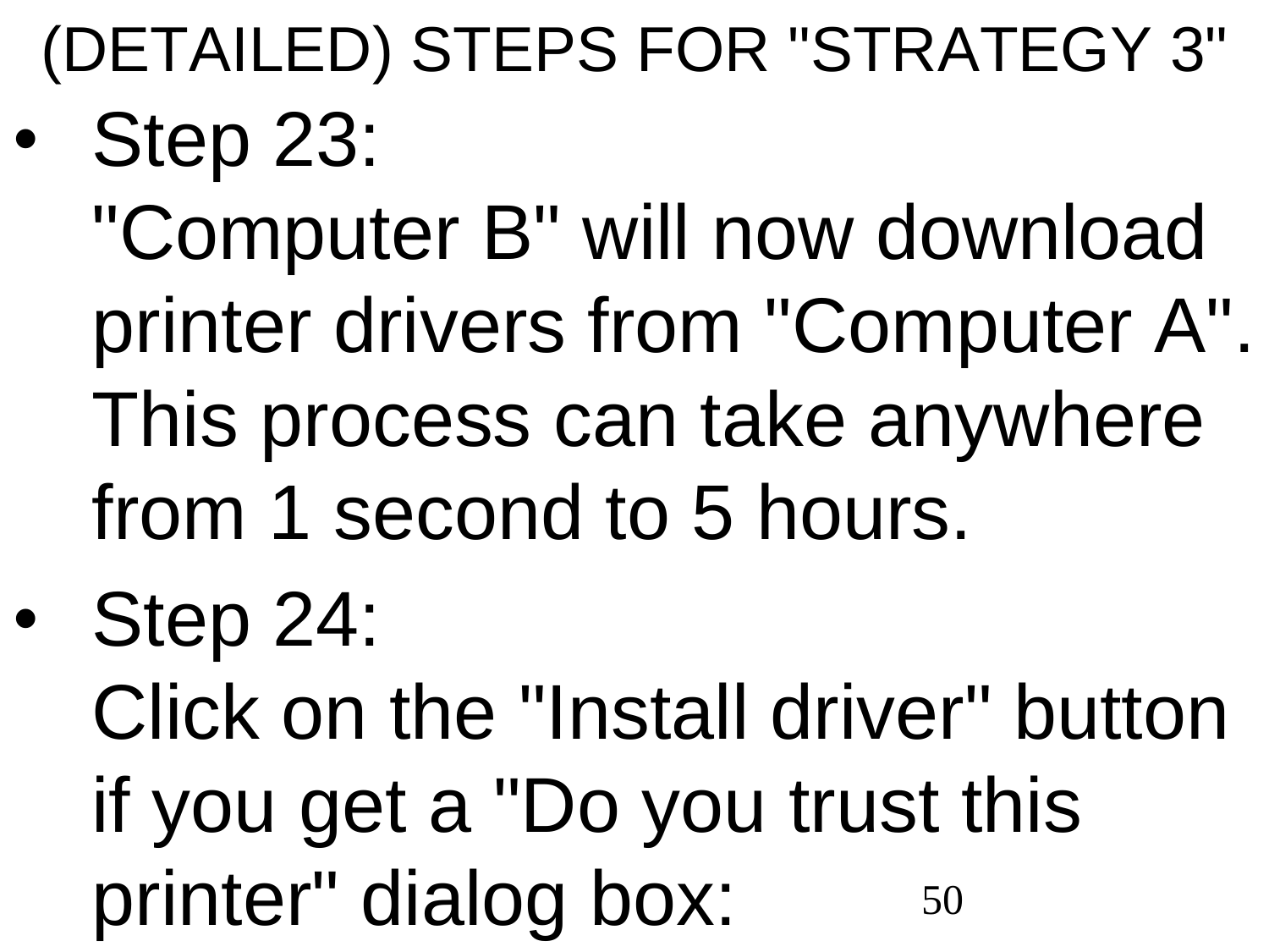# (DETAILED) STEPS FOR "STRATEGY 3"

- Step 23:
  "Computer B" will now download printer drivers from "Computer A". This process can take anywhere from 1 second to 5 hours.
- Step 24:
  Click on the "Install driver" button if you get a "Do you trust this printer" dialog box: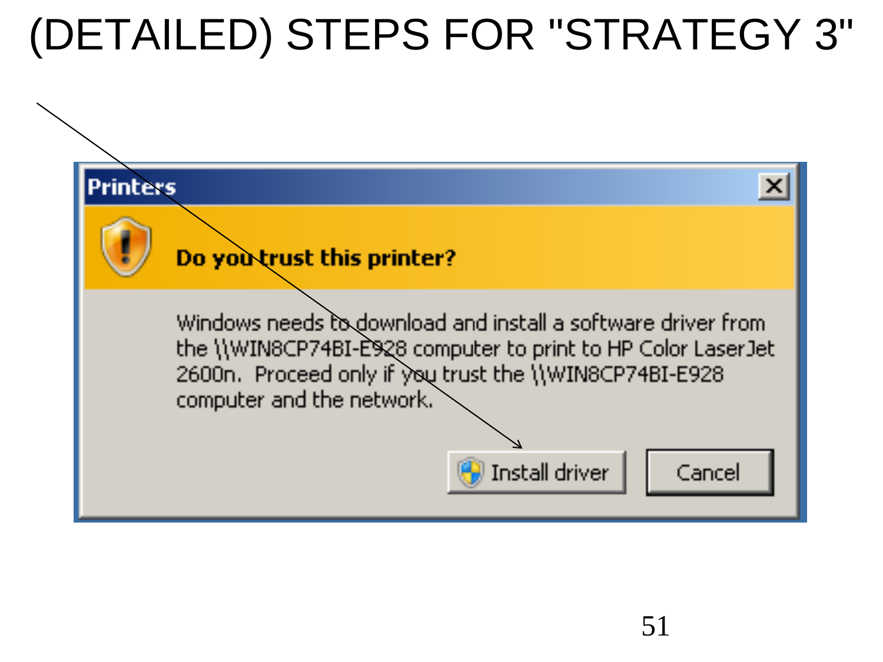# (DETAILED) STEPS FOR "STRATEGY 3"

**Printers**

**Do you trust this printer?**

Windows needs to download and install a software driver from the \\WIN8CP74BI-E928 computer to print to HP Color LaserJet 2600n. Proceed only if you trust the \\WIN8CP74BI-E928 computer and the network.

Install driver | Cancel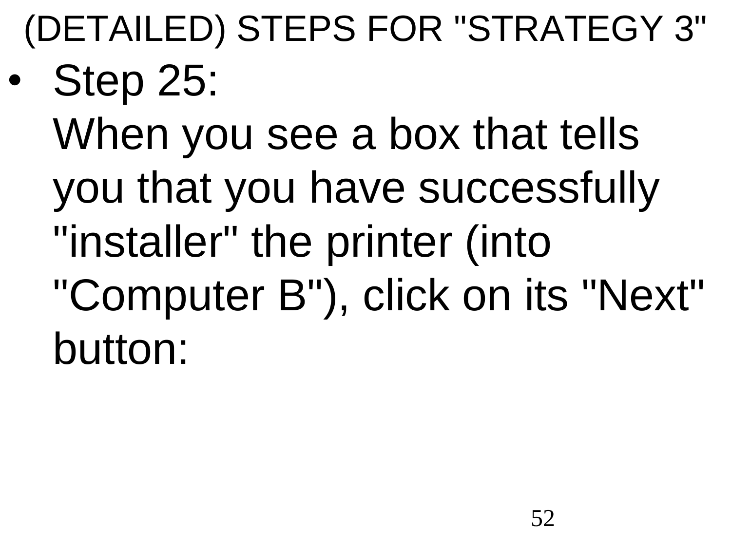# (DETAILED) STEPS FOR "STRATEGY 3"

- Step 25:
  When you see a box that tells you that you have successfully "installer" the printer (into "Computer B"), click on its "Next" button: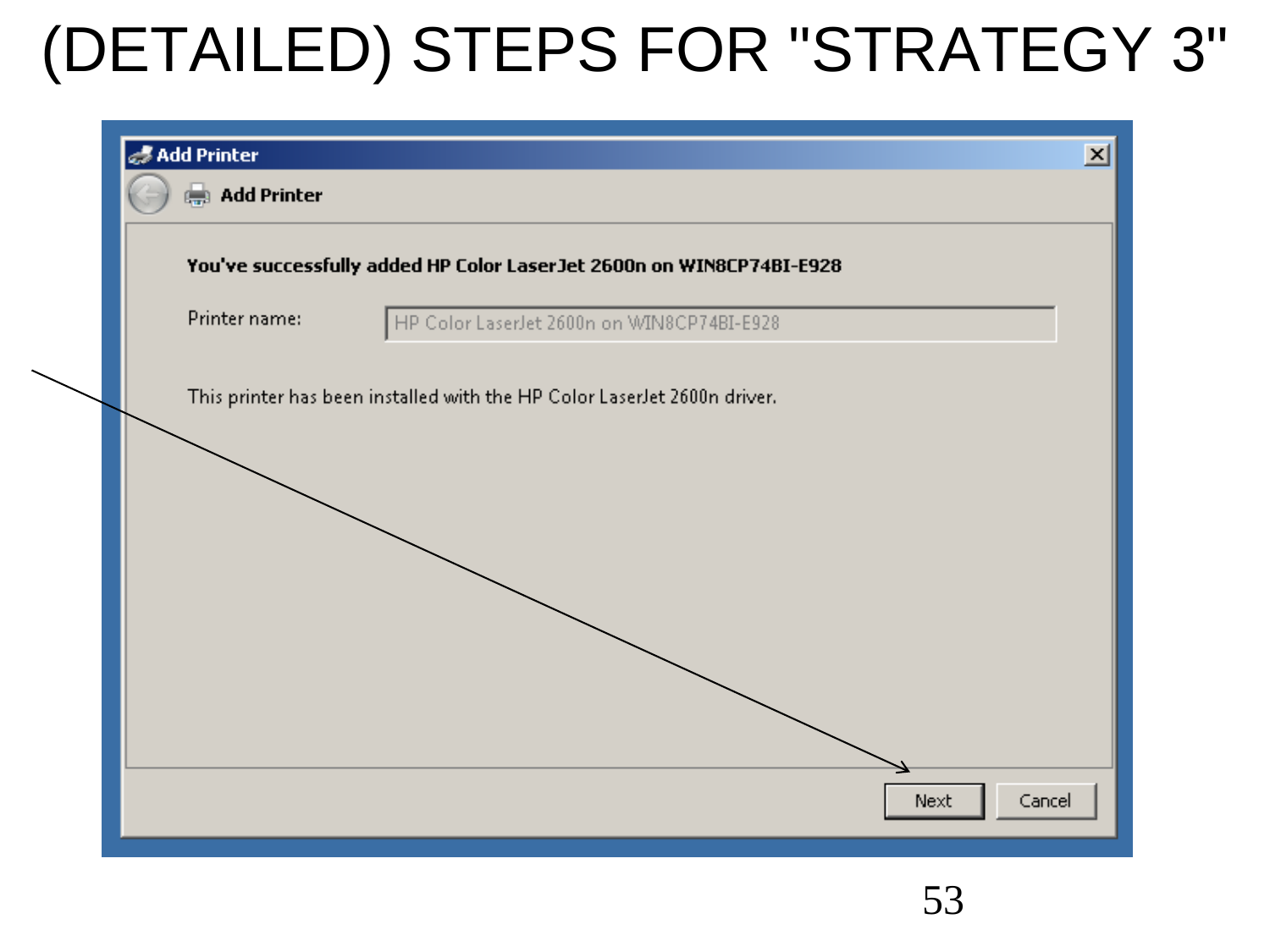# (DETAILED) STEPS FOR "STRATEGY 3"

**Add Printer**

**Add Printer**

**You've successfully added HP Color LaserJet 2600n on WIN8CP74BI-E928**

Printer name: HP Color LaserJet 2600n on WIN8CP74BI-E928

This printer has been installed with the HP Color LaserJet 2600n driver.

Next | Cancel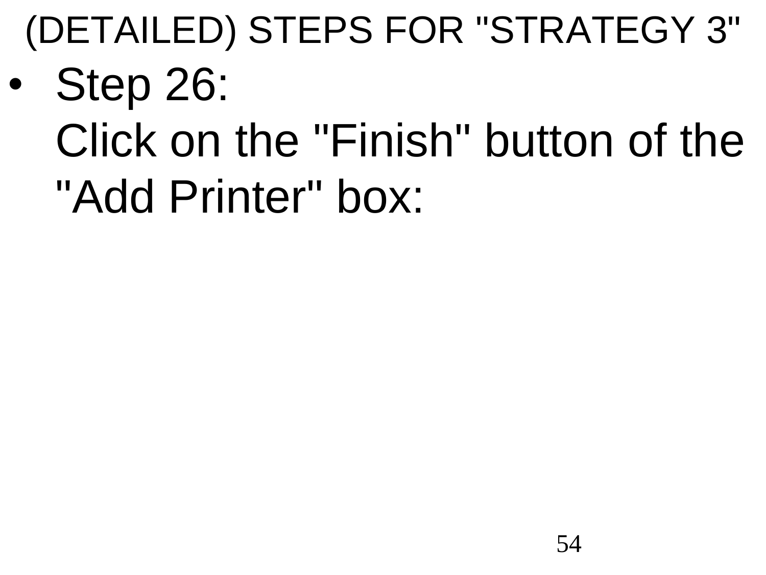# (DETAILED) STEPS FOR "STRATEGY 3"

- Step 26:
  Click on the "Finish" button of the "Add Printer" box: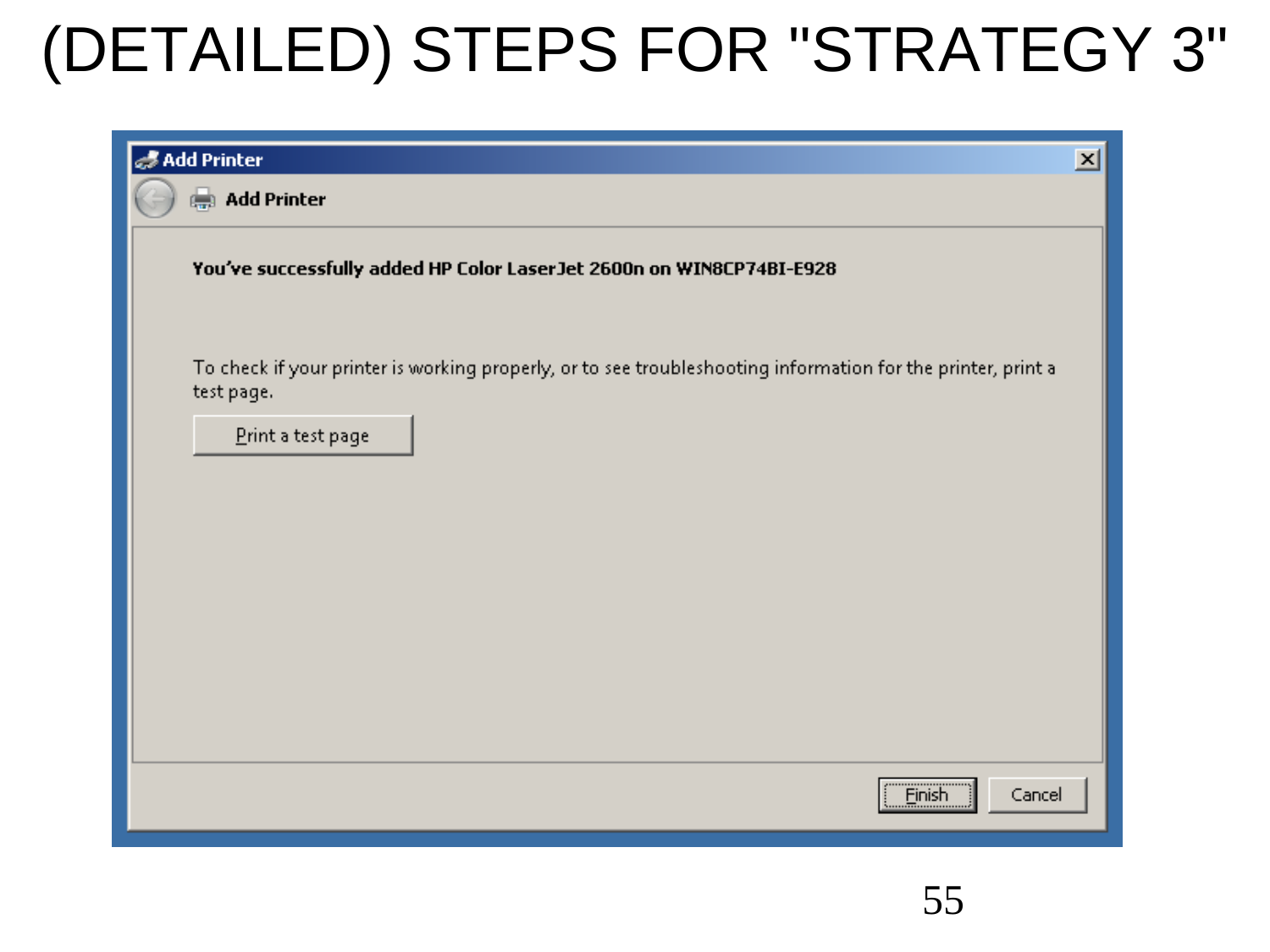# (DETAILED) STEPS FOR "STRATEGY 3"

Add Printer

Add Printer

**You've successfully added HP Color LaserJet 2600n on WIN8CP74BI-E928**

To check if your printer is working properly, or to see troubleshooting information for the printer, print a test page.

Print a test page

Finish Cancel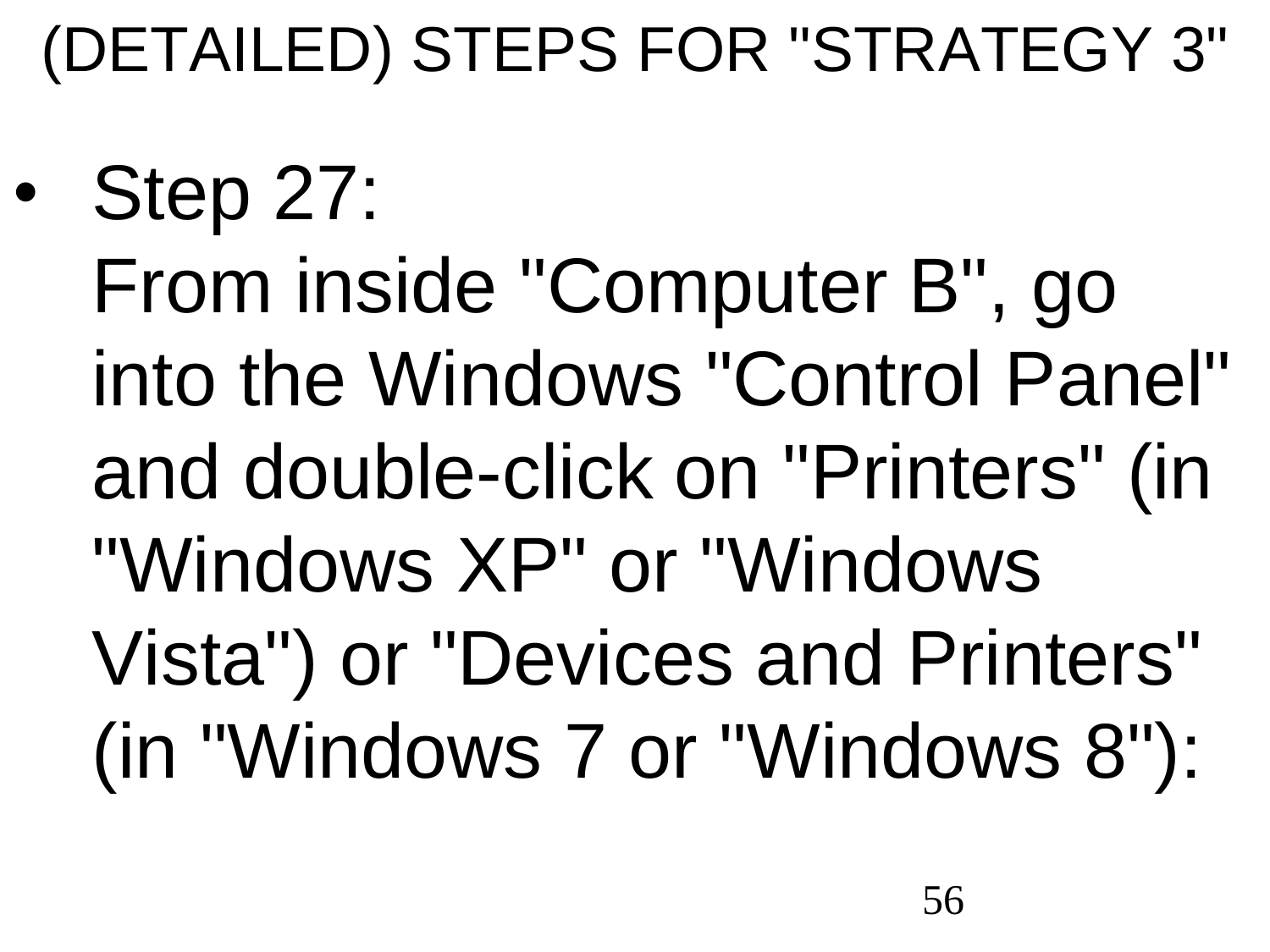# (DETAILED) STEPS FOR "STRATEGY 3"

- Step 27:
  From inside "Computer B", go into the Windows "Control Panel" and double-click on "Printers" (in "Windows XP" or "Windows Vista") or "Devices and Printers" (in "Windows 7 or "Windows 8"):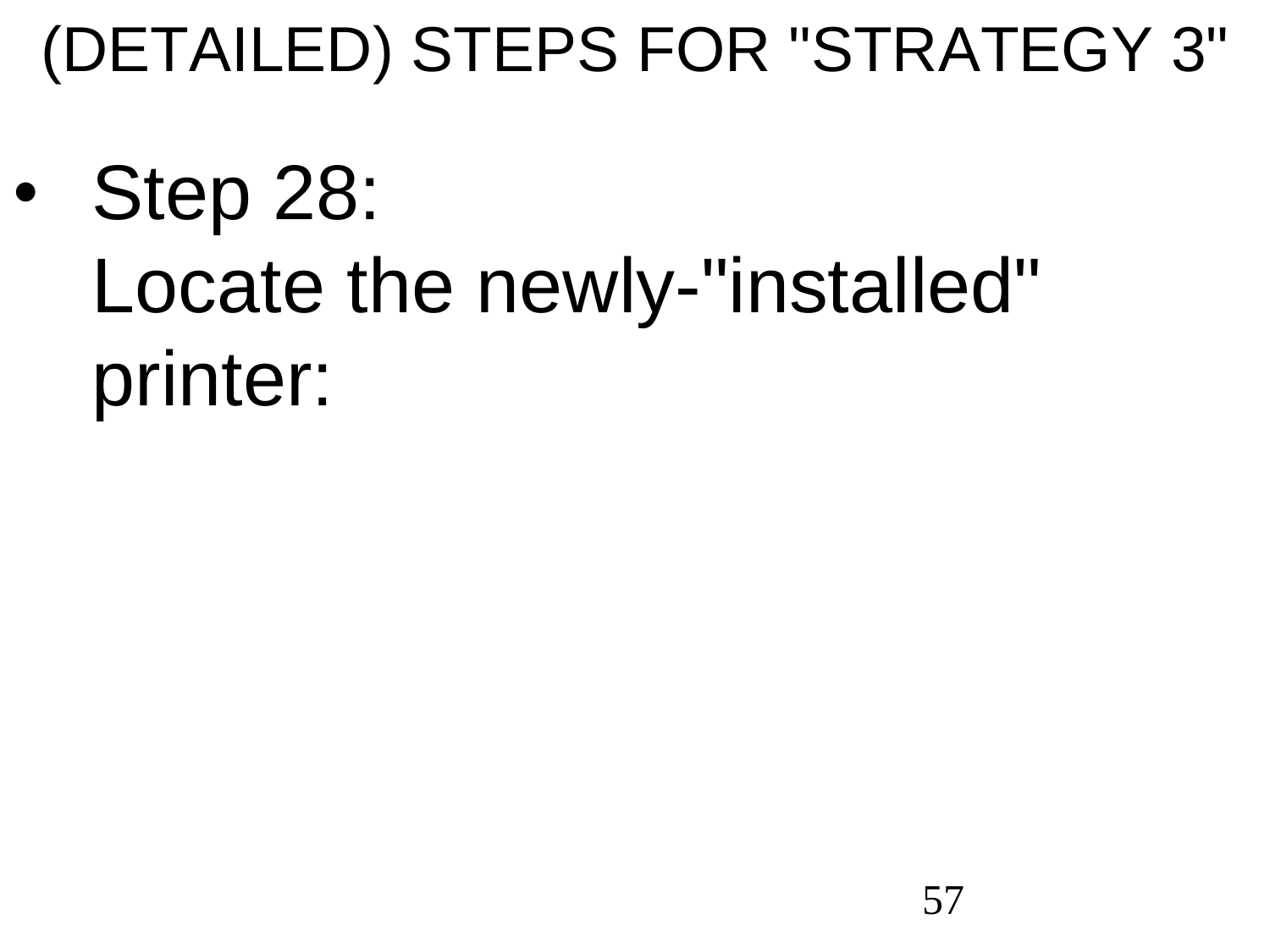# (DETAILED) STEPS FOR "STRATEGY 3"

- Step 28:
  Locate the newly-"installed" printer: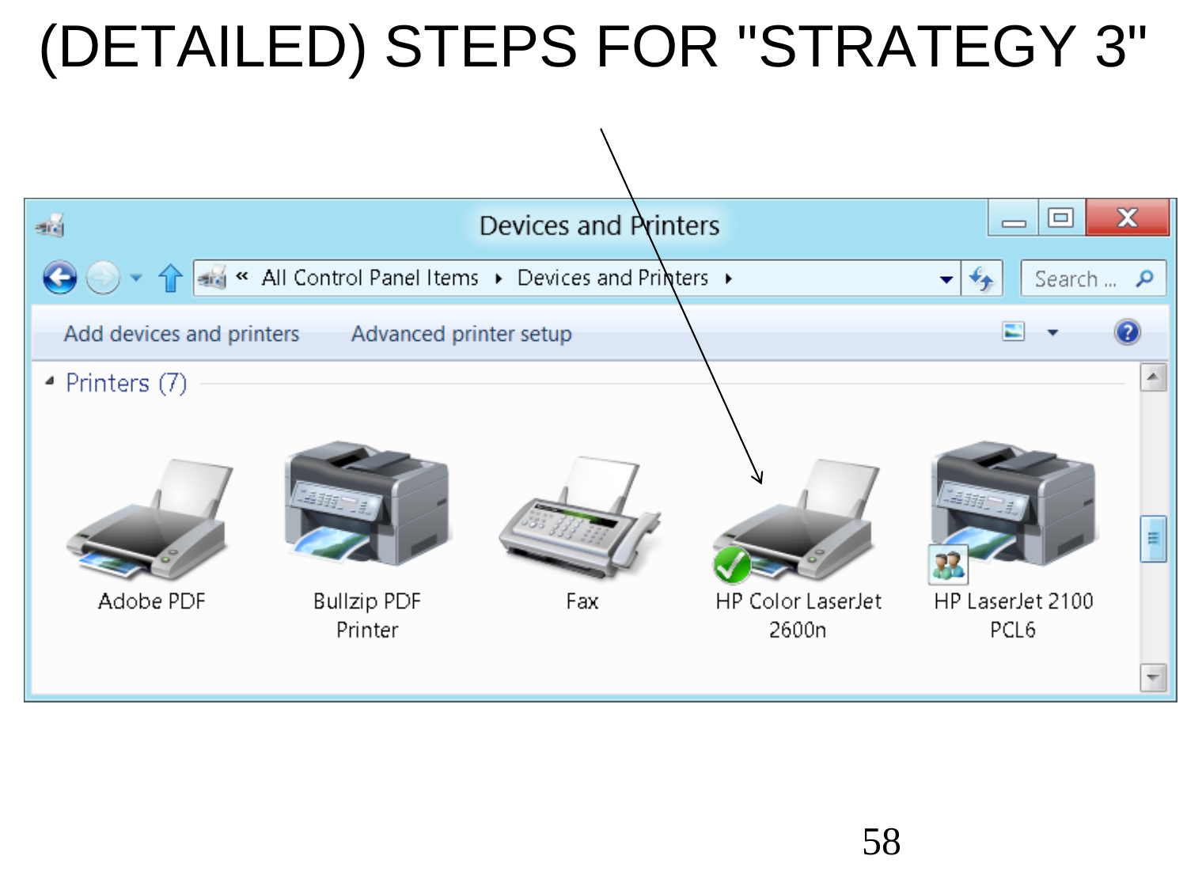# (DETAILED) STEPS FOR "STRATEGY 3"

Devices and Printers

« All Control Panel Items ▸ Devices and Printers ▸

Search ...

Add devices and printers    Advanced printer setup

Printers (7)

Adobe PDF

Bullzip PDF Printer

Fax

HP Color LaserJet 2600n

HP LaserJet 2100 PCL6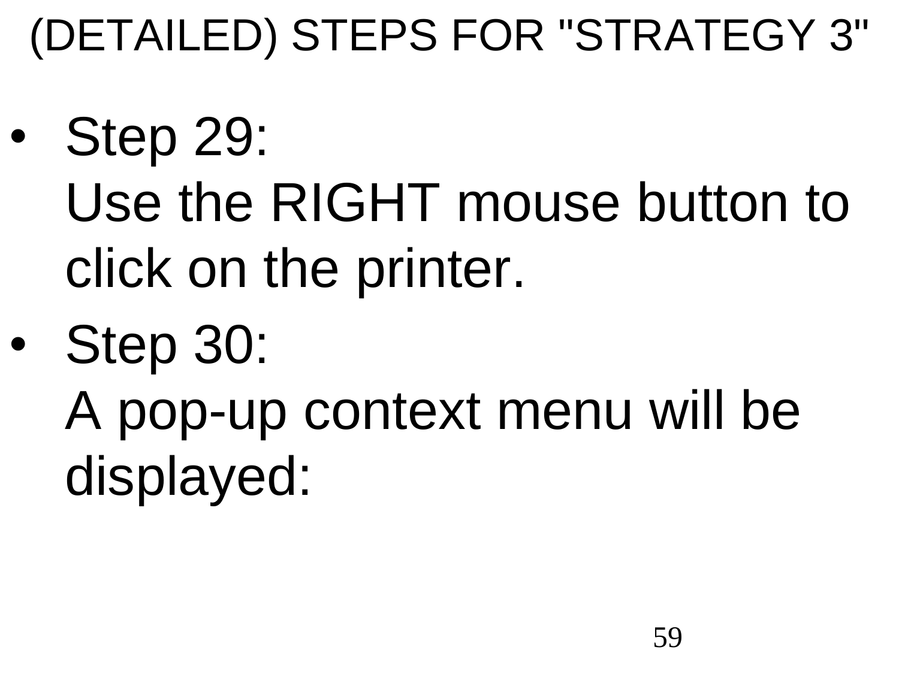# (DETAILED) STEPS FOR "STRATEGY 3"

- Step 29:
  Use the RIGHT mouse button to click on the printer.
- Step 30:
  A pop-up context menu will be displayed: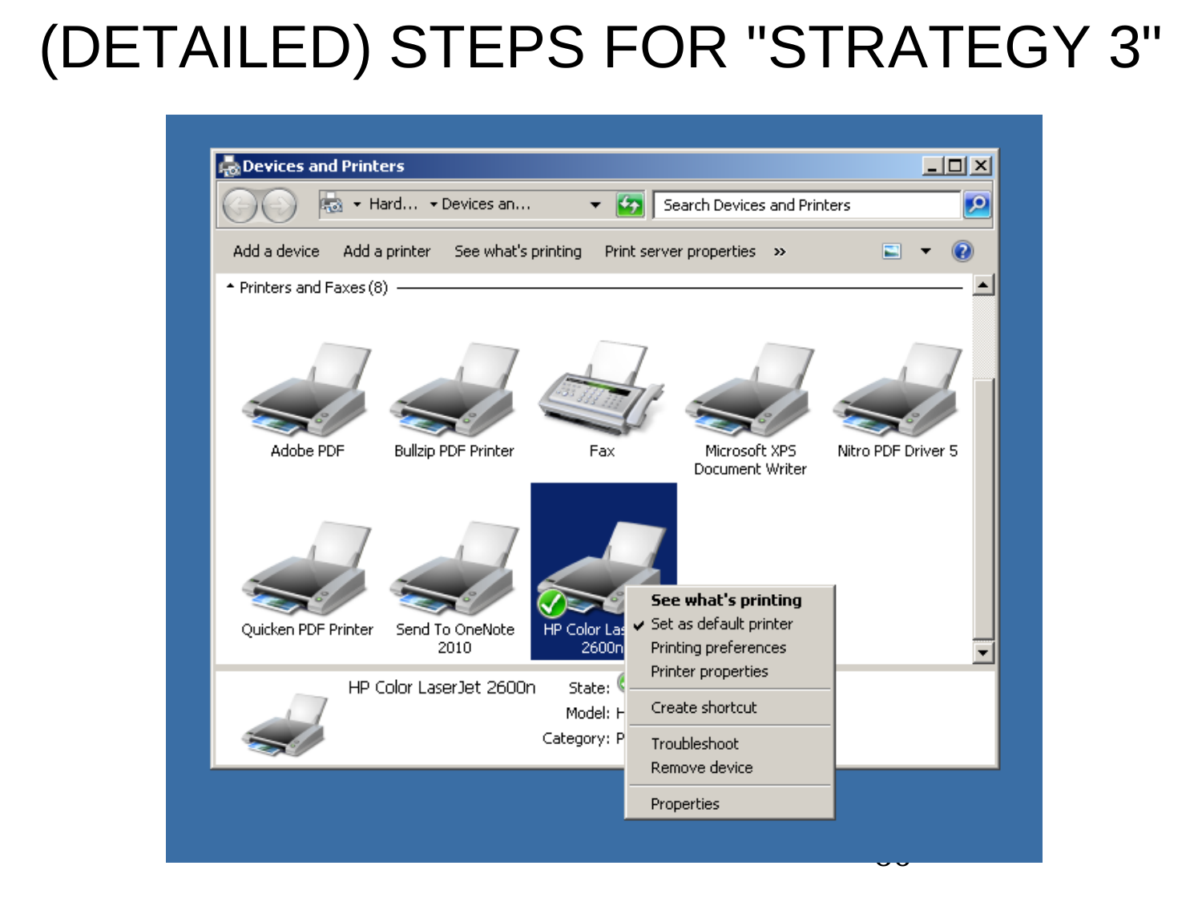# (DETAILED) STEPS FOR "STRATEGY 3"

Devices and Printers

Hard... ▸ Devices an...

Search Devices and Printers

Add a device | Add a printer | See what's printing | Print server properties | »

Printers and Faxes (8)

Adobe PDF

Bullzip PDF Printer

Fax

Microsoft XPS Document Writer

Nitro PDF Driver 5

Quicken PDF Printer

Send To OneNote 2010

HP Color LaserJet 2600n

- **See what's printing**
- ✔ Set as default printer
- Printing preferences
- Printer properties
- Create shortcut
- Troubleshoot
- Remove device
- Properties

HP Color LaserJet 2600n

State:

Model: H

Category: P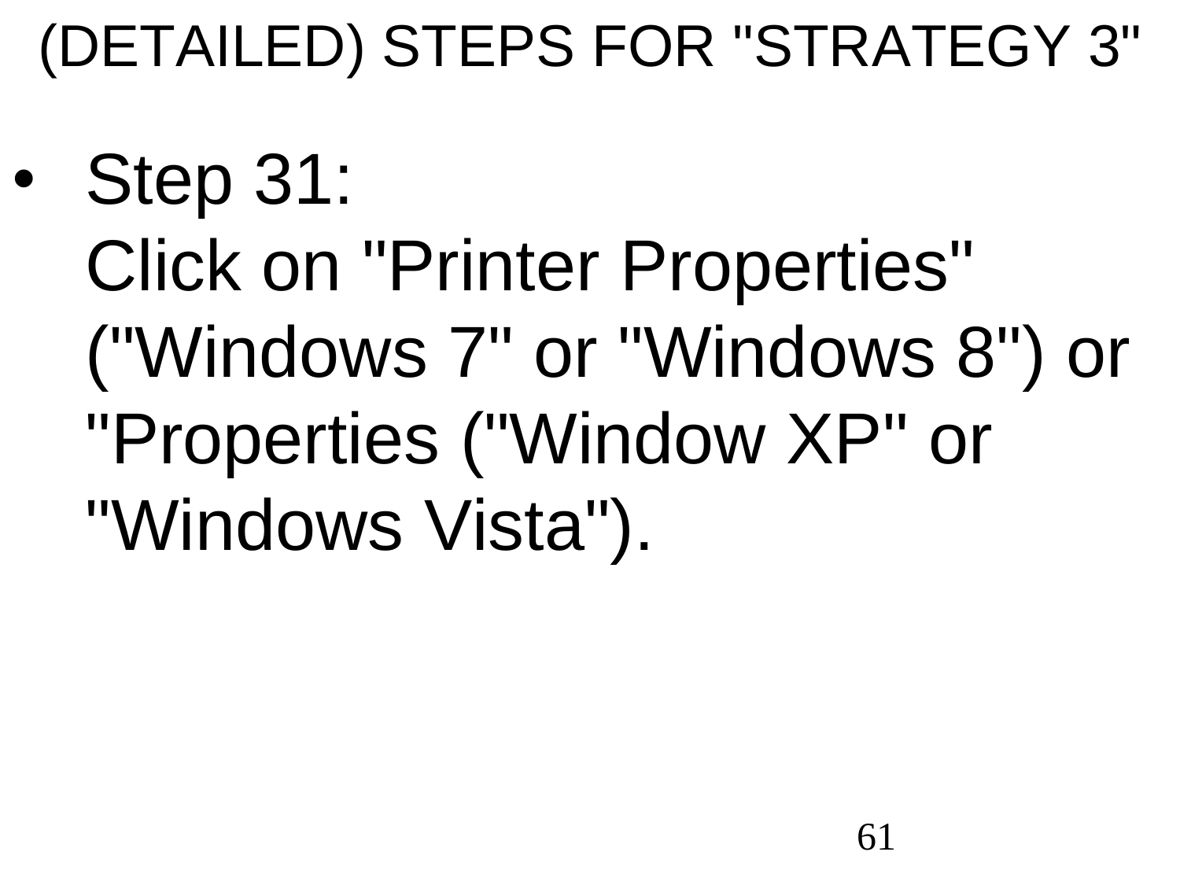# (DETAILED) STEPS FOR "STRATEGY 3"

- Step 31:
  Click on "Printer Properties" ("Windows 7" or "Windows 8") or "Properties ("Window XP" or "Windows Vista").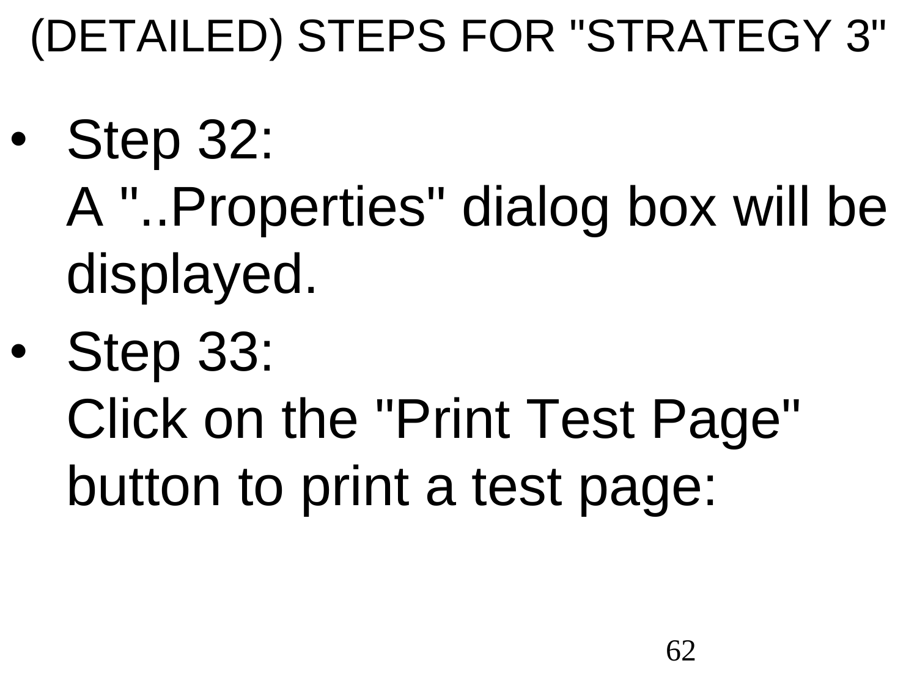# (DETAILED) STEPS FOR "STRATEGY 3"

- Step 32:
  A "..Properties" dialog box will be displayed.
- Step 33:
  Click on the "Print Test Page" button to print a test page: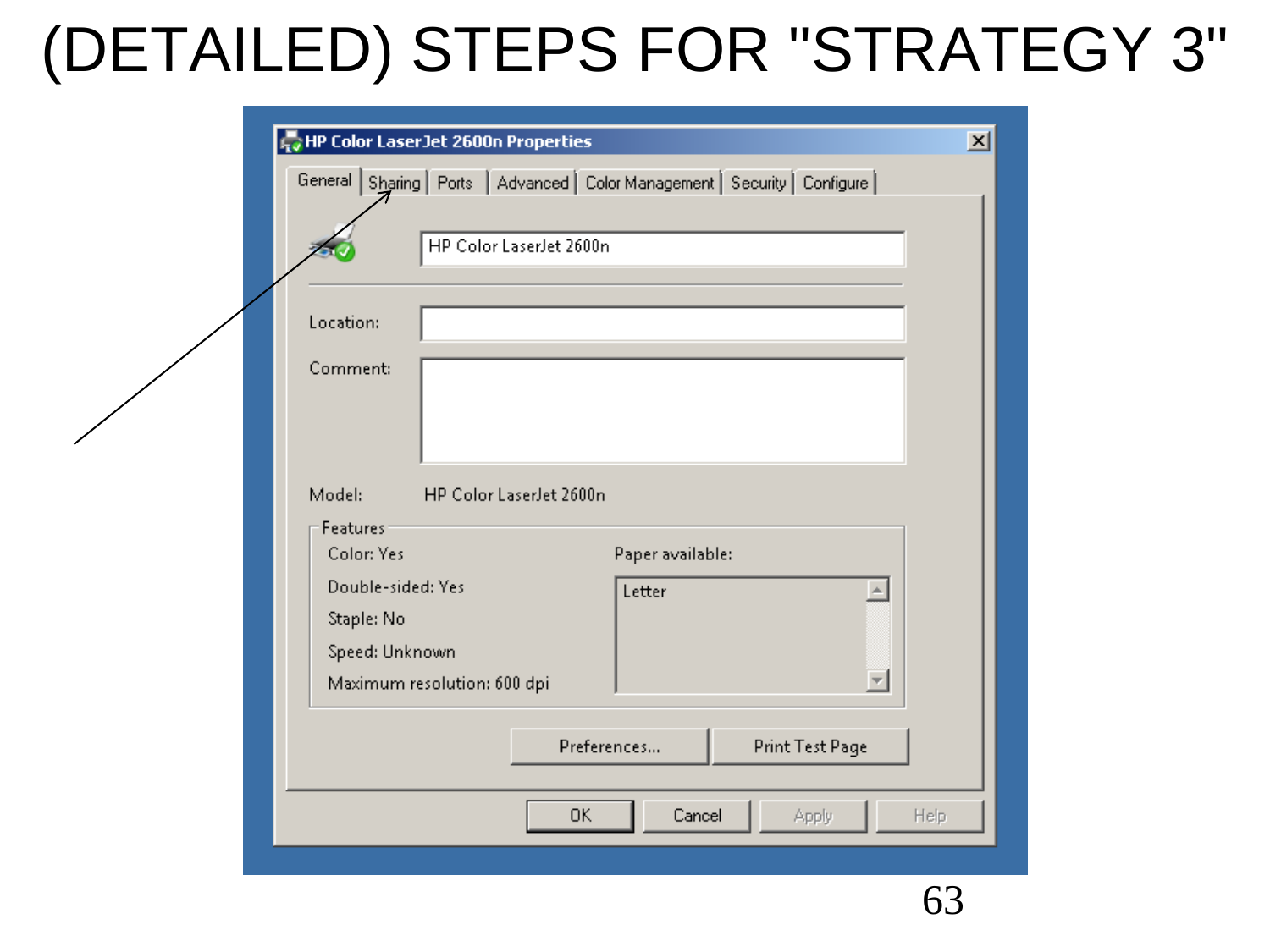# (DETAILED) STEPS FOR "STRATEGY 3"

**HP Color LaserJet 2600n Properties**

General | Sharing | Ports | Advanced | Color Management | Security | Configure

HP Color LaserJet 2600n

Location:

Comment:

Model: HP Color LaserJet 2600n

Features

- Color: Yes
- Double-sided: Yes
- Staple: No
- Speed: Unknown
- Maximum resolution: 600 dpi

Paper available:

- Letter

Preferences... | Print Test Page

OK | Cancel | Apply | Help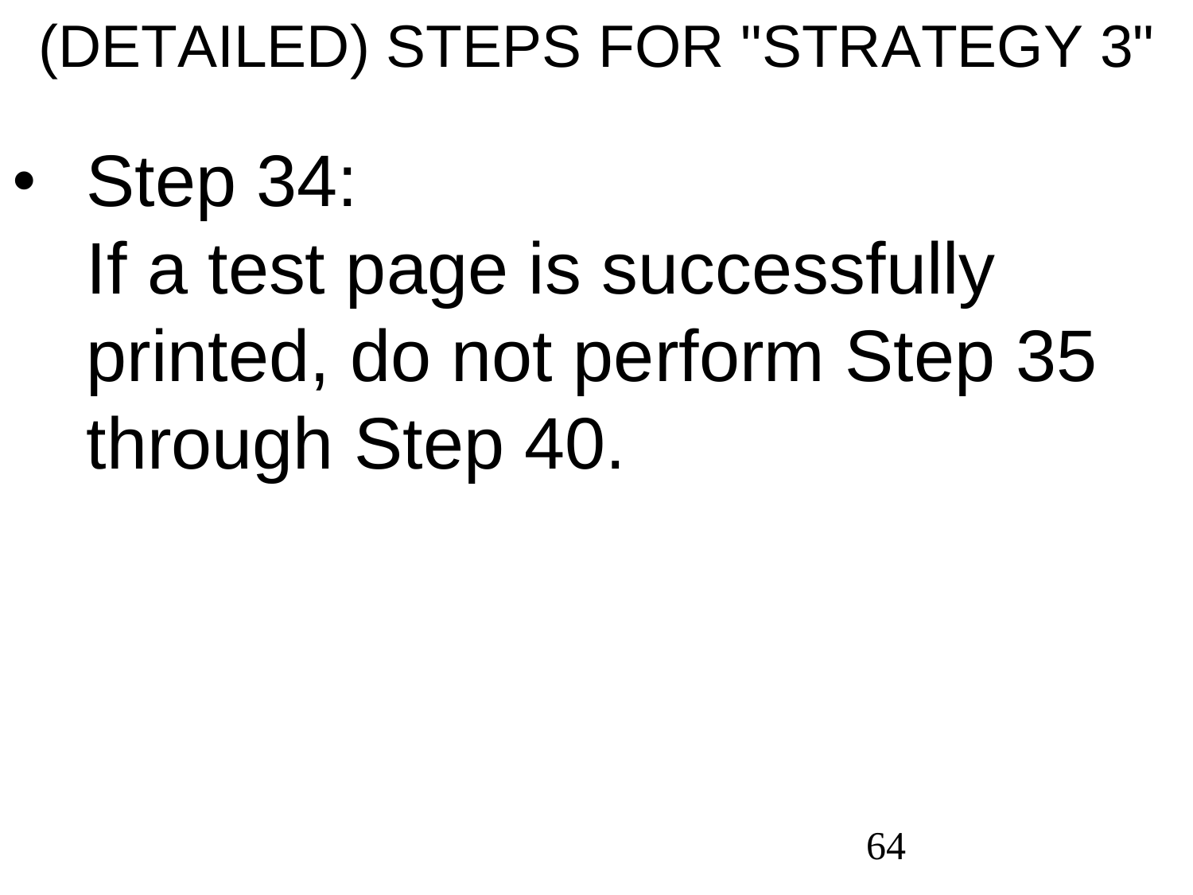# (DETAILED) STEPS FOR "STRATEGY 3"

- Step 34:
  If a test page is successfully printed, do not perform Step 35 through Step 40.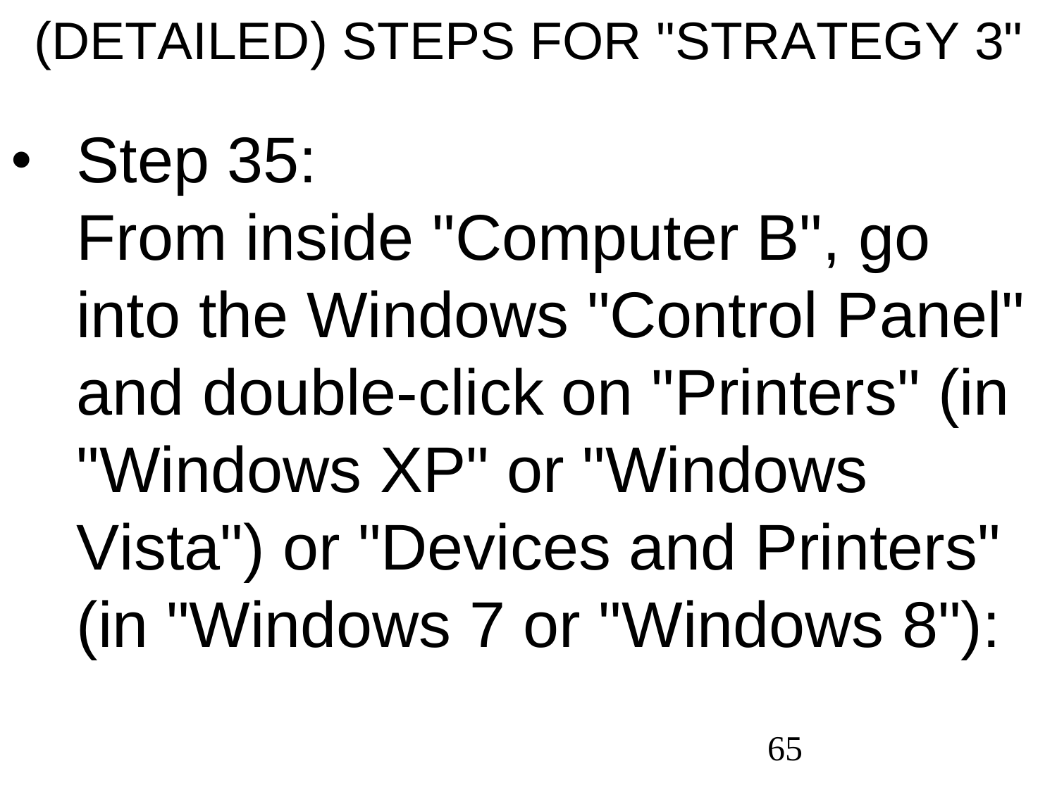# (DETAILED) STEPS FOR "STRATEGY 3"

- Step 35:
  From inside "Computer B", go into the Windows "Control Panel" and double-click on "Printers" (in "Windows XP" or "Windows Vista") or "Devices and Printers" (in "Windows 7 or "Windows 8"):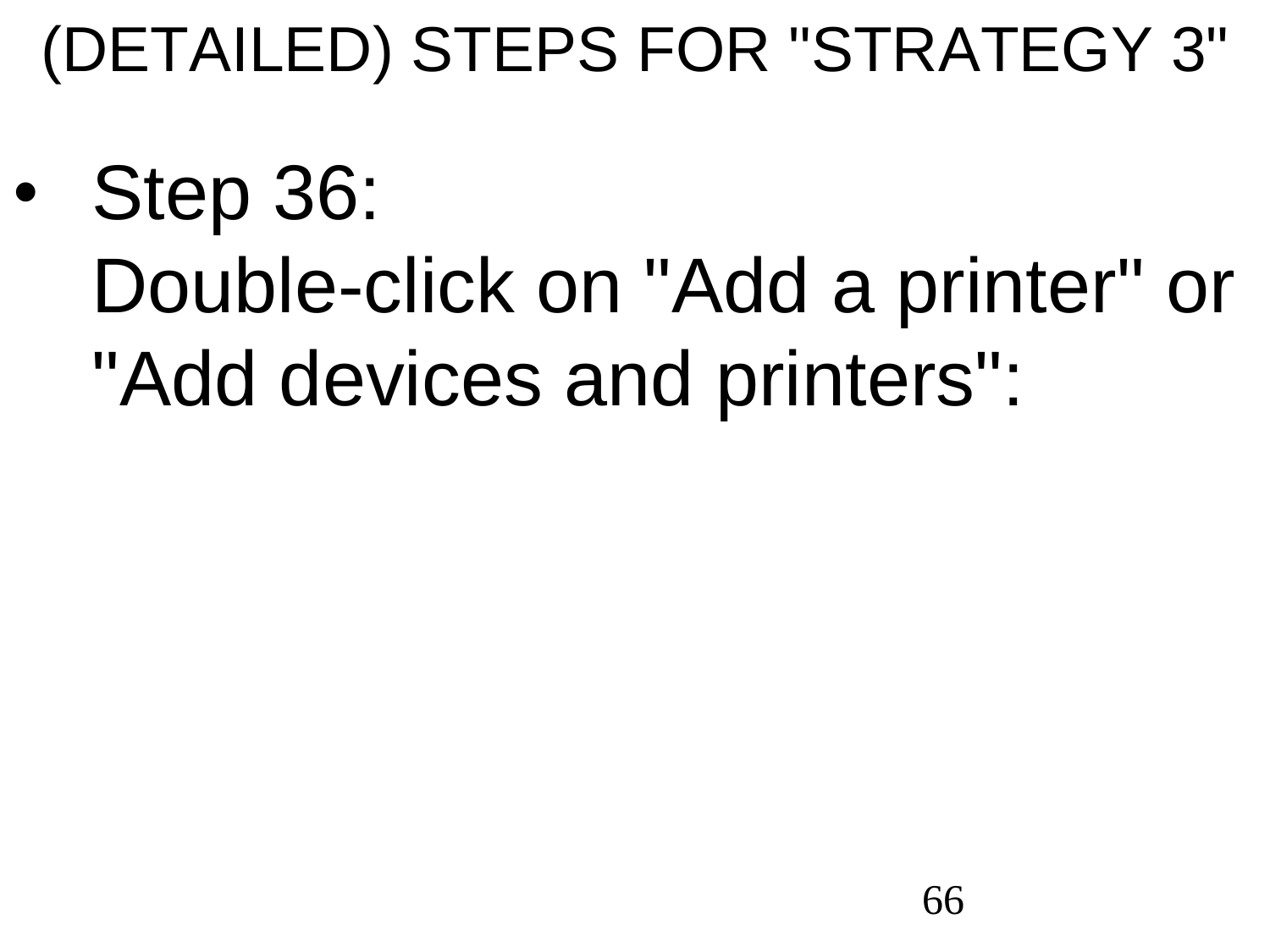# (DETAILED) STEPS FOR "STRATEGY 3"

- Step 36:
  Double-click on "Add a printer" or "Add devices and printers":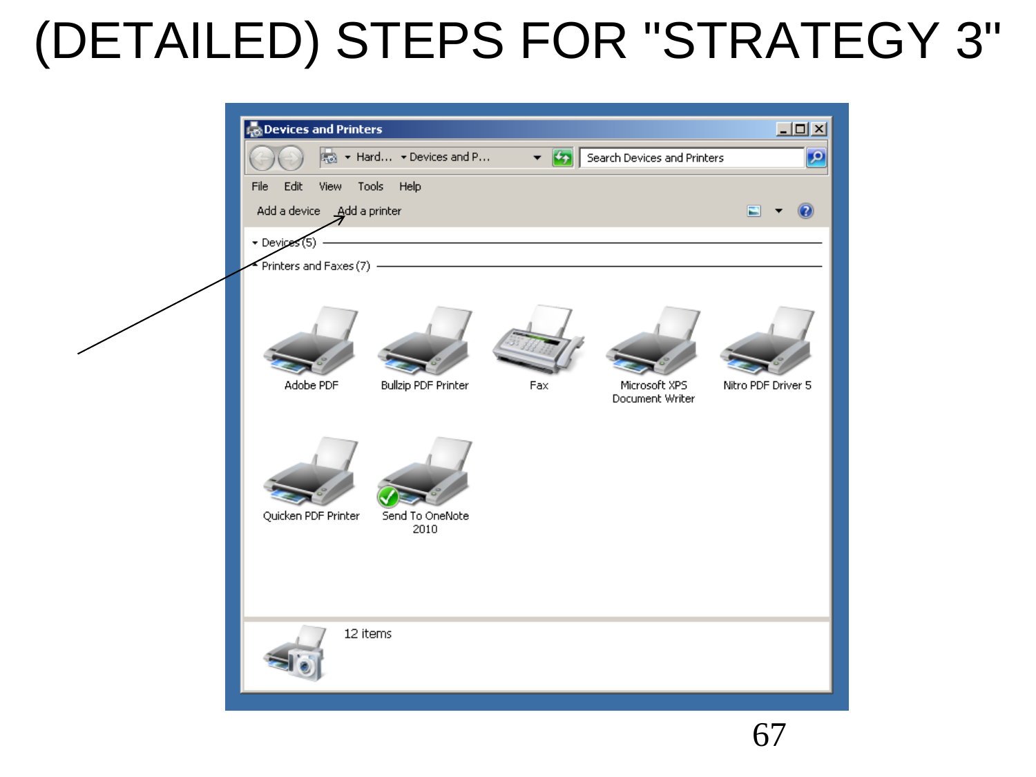# (DETAILED) STEPS FOR "STRATEGY 3"

Devices and Printers

Hard... ▸ Devices and P...

Search Devices and Printers

File Edit View Tools Help

Add a device Add a printer

Devices (5)

Printers and Faxes (7)

Adobe PDF

Bullzip PDF Printer

Fax

Microsoft XPS Document Writer

Nitro PDF Driver 5

Quicken PDF Printer

Send To OneNote 2010

12 items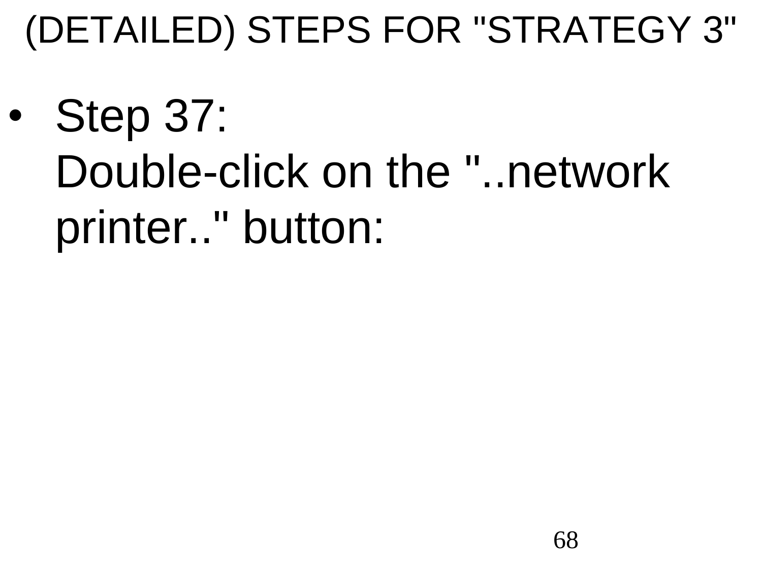# (DETAILED) STEPS FOR "STRATEGY 3"

- Step 37:
  Double-click on the "..network printer.." button: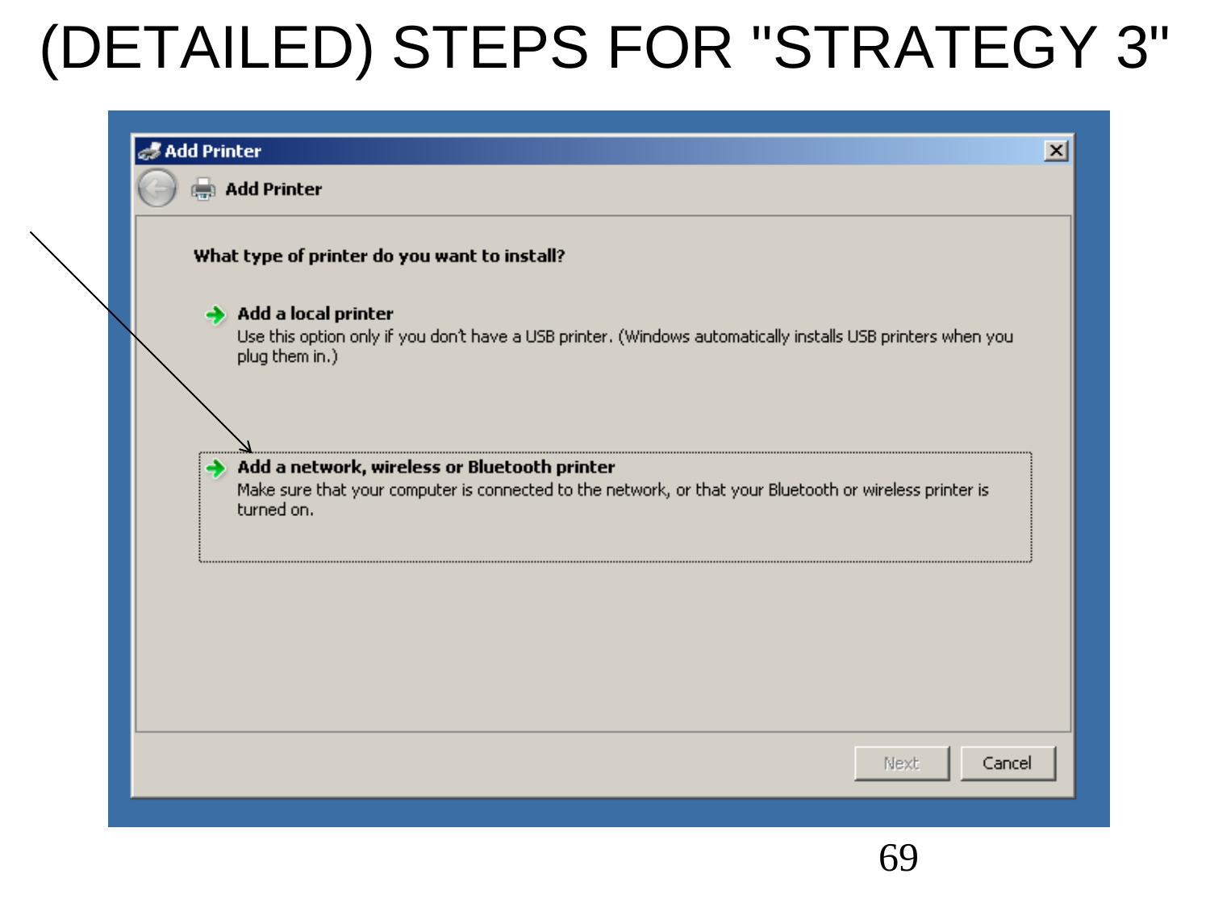# (DETAILED) STEPS FOR "STRATEGY 3"

**Add Printer**

**Add Printer**

**What type of printer do you want to install?**

**Add a local printer**
Use this option only if you don't have a USB printer. (Windows automatically installs USB printers when you plug them in.)

**Add a network, wireless or Bluetooth printer**
Make sure that your computer is connected to the network, or that your Bluetooth or wireless printer is turned on.

Next | Cancel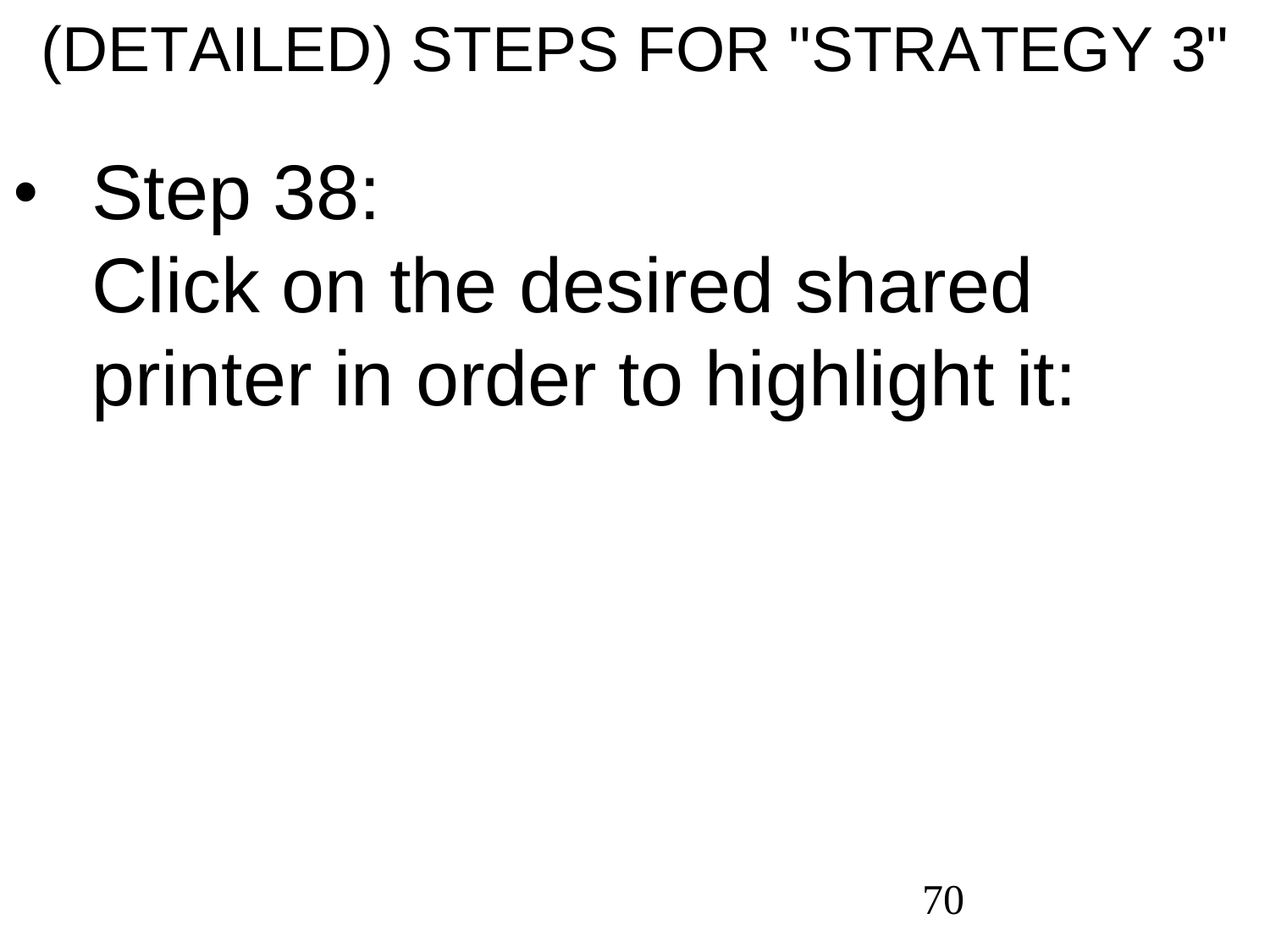# (DETAILED) STEPS FOR "STRATEGY 3"

- Step 38:
  Click on the desired shared printer in order to highlight it: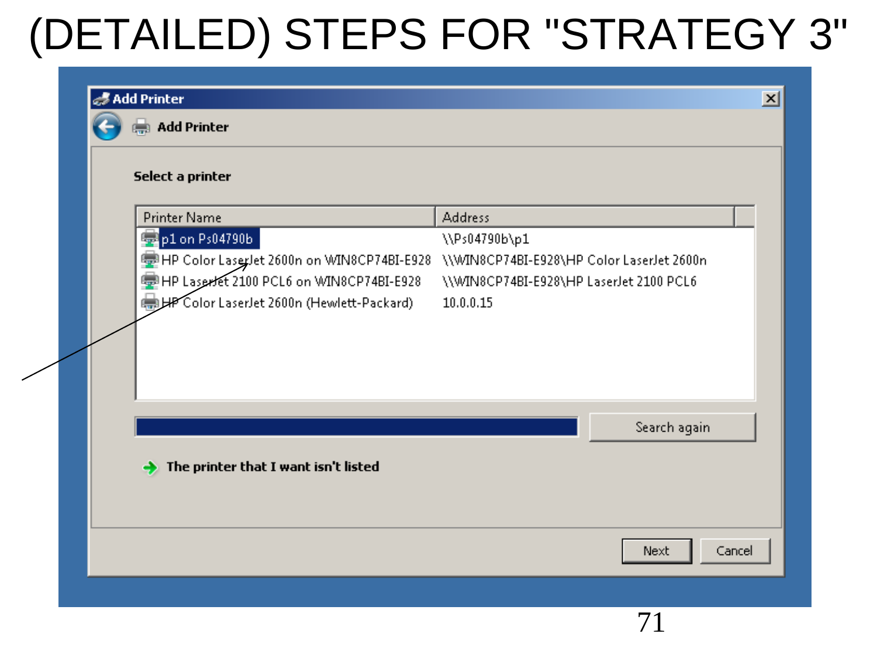# (DETAILED) STEPS FOR "STRATEGY 3"

**Add Printer**

**Add Printer**

**Select a printer**

| Printer Name | Address |
|---|---|
| p1 on Ps04790b | \\Ps04790b\p1 |
| HP Color LaserJet 2600n on WIN8CP74BI-E928 | \\WIN8CP74BI-E928\HP Color LaserJet 2600n |
| HP LaserJet 2100 PCL6 on WIN8CP74BI-E928 | \\WIN8CP74BI-E928\HP LaserJet 2100 PCL6 |
| HP Color LaserJet 2600n (Hewlett-Packard) | 10.0.0.15 |

Search again

**The printer that I want isn't listed**

Next | Cancel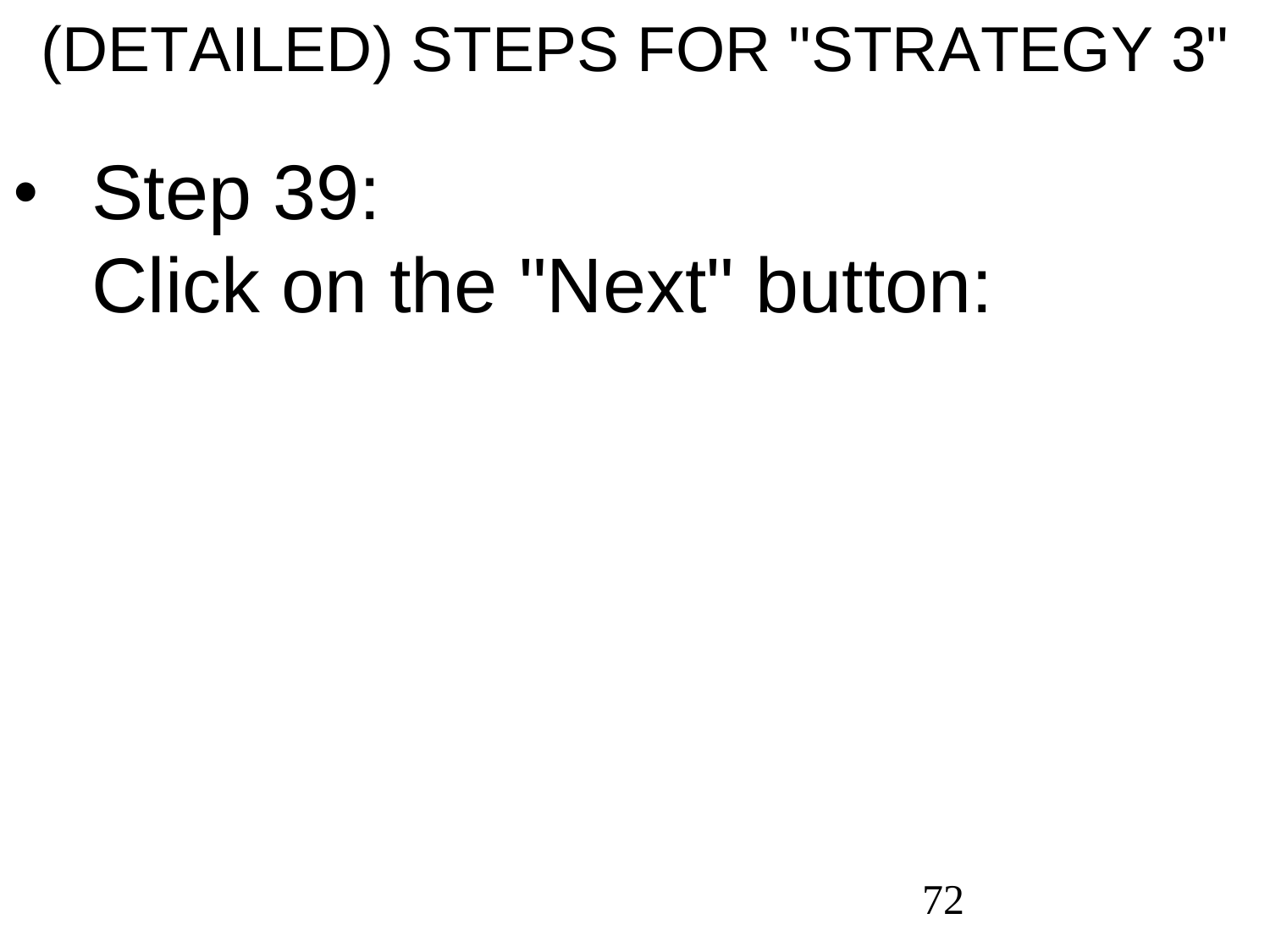# (DETAILED) STEPS FOR "STRATEGY 3"

- Step 39:
  Click on the "Next" button: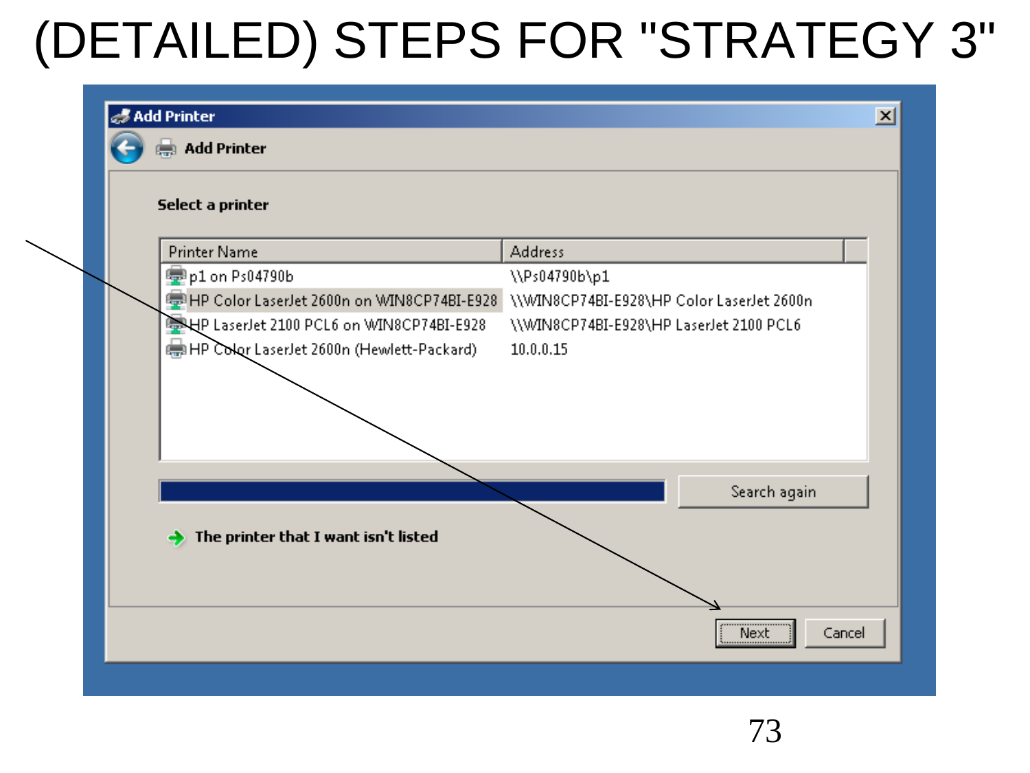# (DETAILED) STEPS FOR "STRATEGY 3"

Add Printer

Add Printer

Select a printer

| Printer Name | Address |
|---|---|
| p1 on Ps04790b | \\Ps04790b\p1 |
| HP Color LaserJet 2600n on WIN8CP74BI-E928 | \\WIN8CP74BI-E928\HP Color LaserJet 2600n |
| HP LaserJet 2100 PCL6 on WIN8CP74BI-E928 | \\WIN8CP74BI-E928\HP LaserJet 2100 PCL6 |
| HP Color LaserJet 2600n (Hewlett-Packard) | 10.0.0.15 |

Search again

The printer that I want isn't listed

Next | Cancel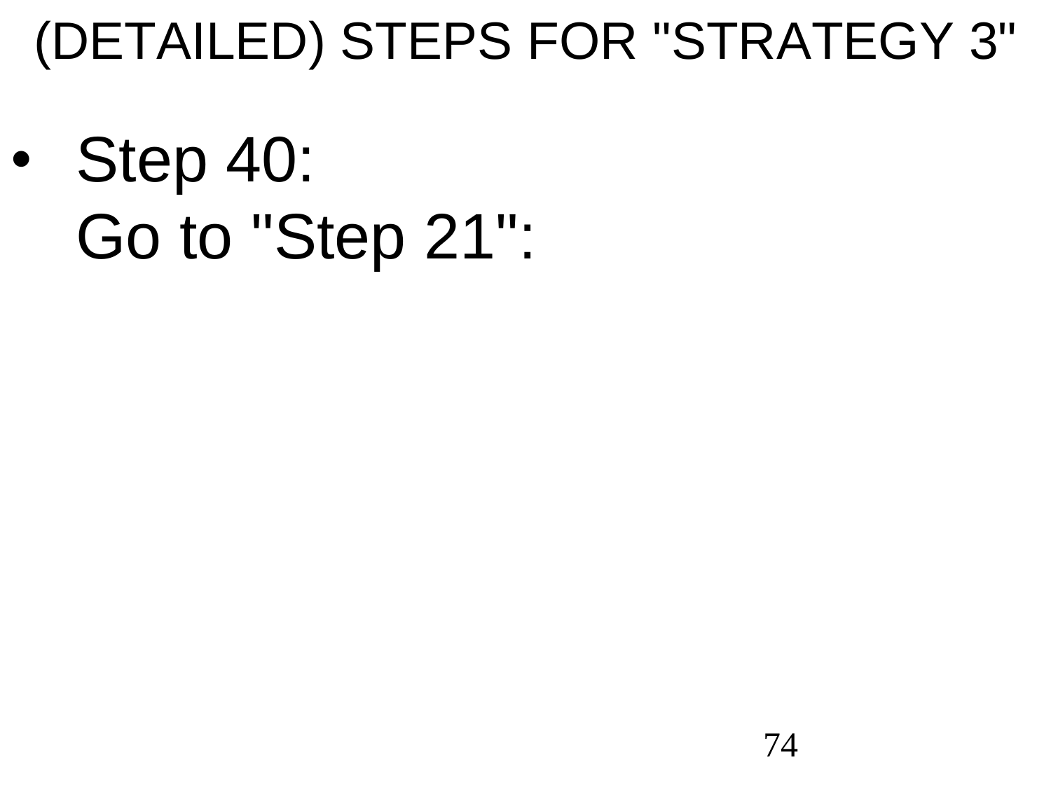# (DETAILED) STEPS FOR "STRATEGY 3"

- Step 40:
  Go to "Step 21":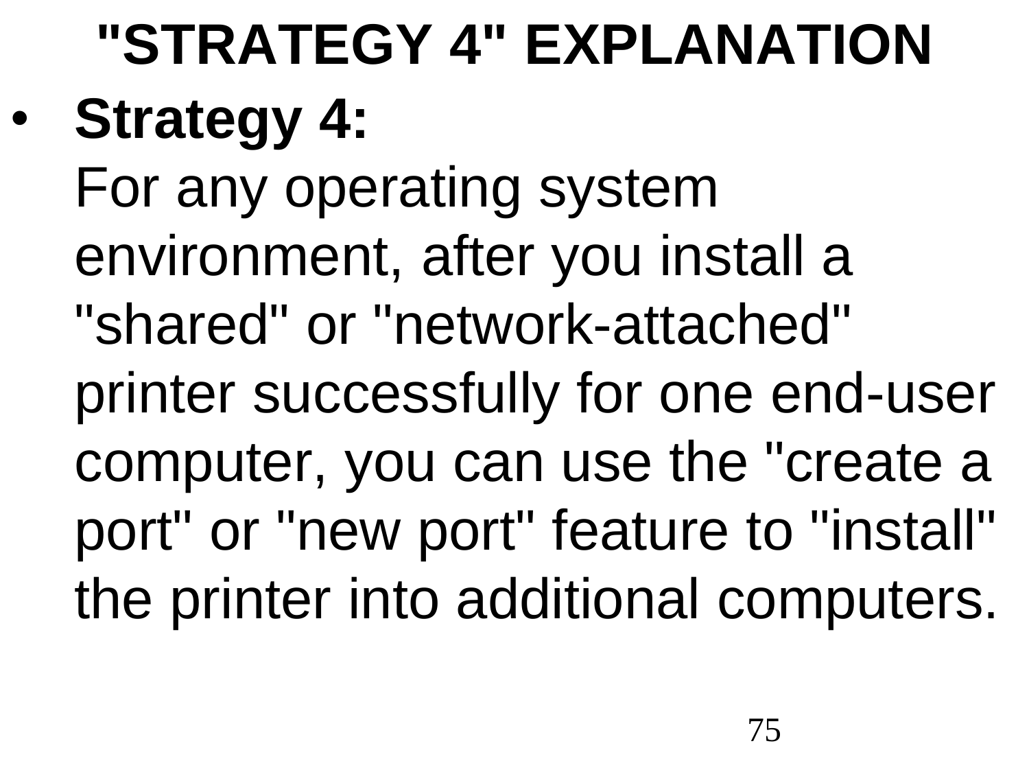# "STRATEGY 4" EXPLANATION

- **Strategy 4:**
  For any operating system environment, after you install a "shared" or "network-attached" printer successfully for one end-user computer, you can use the "create a port" or "new port" feature to "install" the printer into additional computers.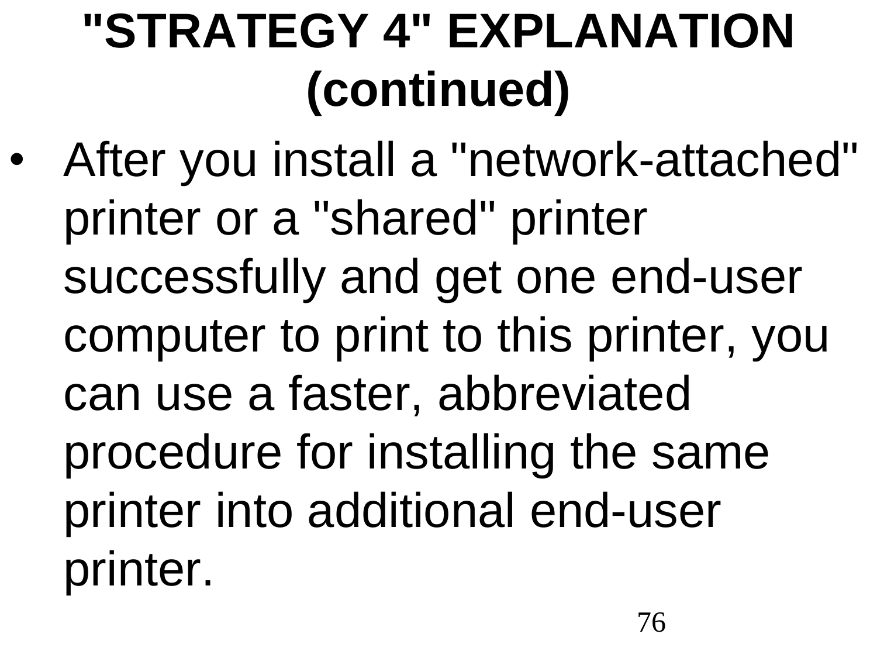# "STRATEGY 4" EXPLANATION (continued)

- After you install a "network-attached" printer or a "shared" printer successfully and get one end-user computer to print to this printer, you can use a faster, abbreviated procedure for installing the same printer into additional end-user printer.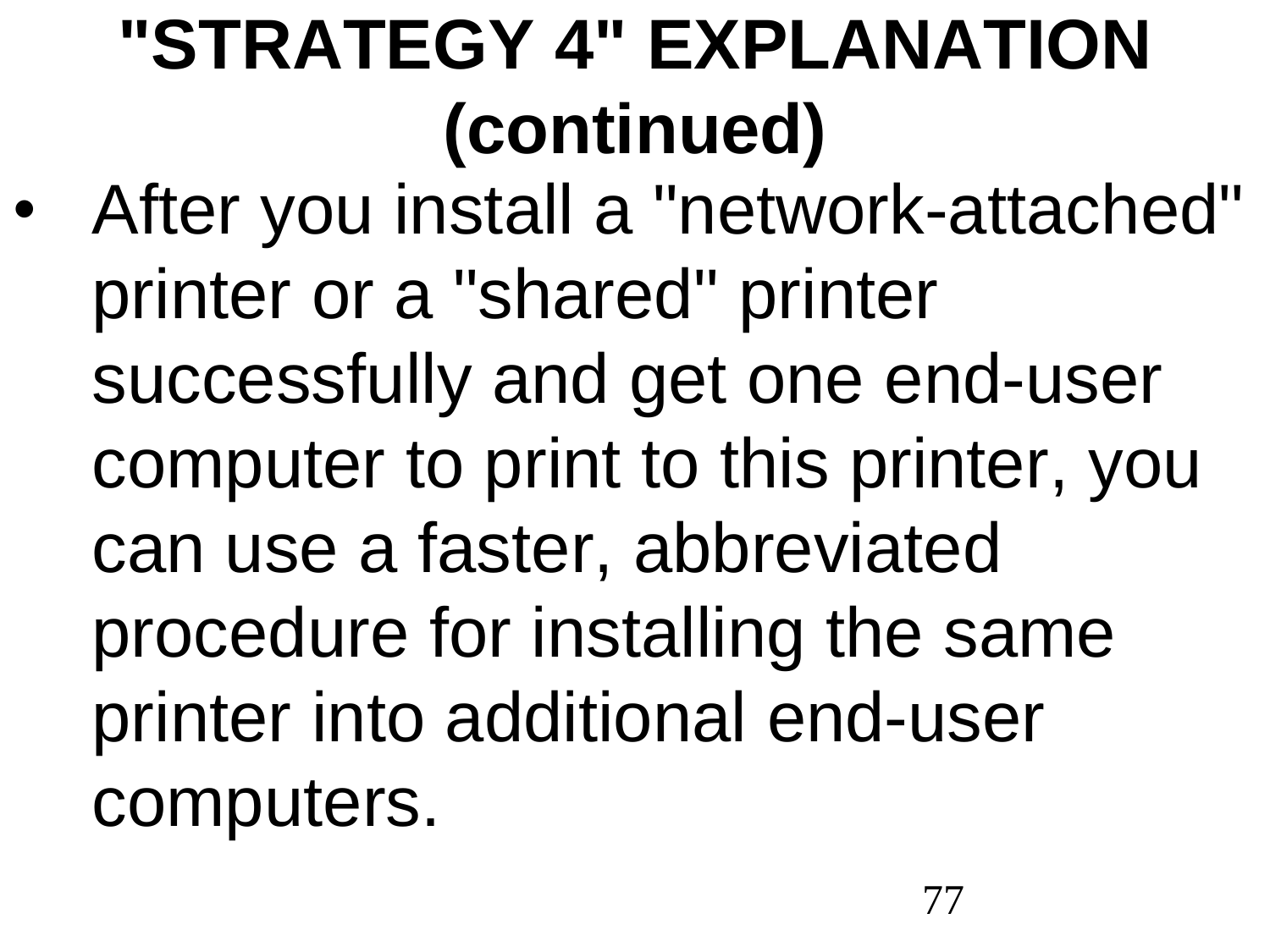# "STRATEGY 4" EXPLANATION (continued)

- After you install a "network-attached" printer or a "shared" printer successfully and get one end-user computer to print to this printer, you can use a faster, abbreviated procedure for installing the same printer into additional end-user computers.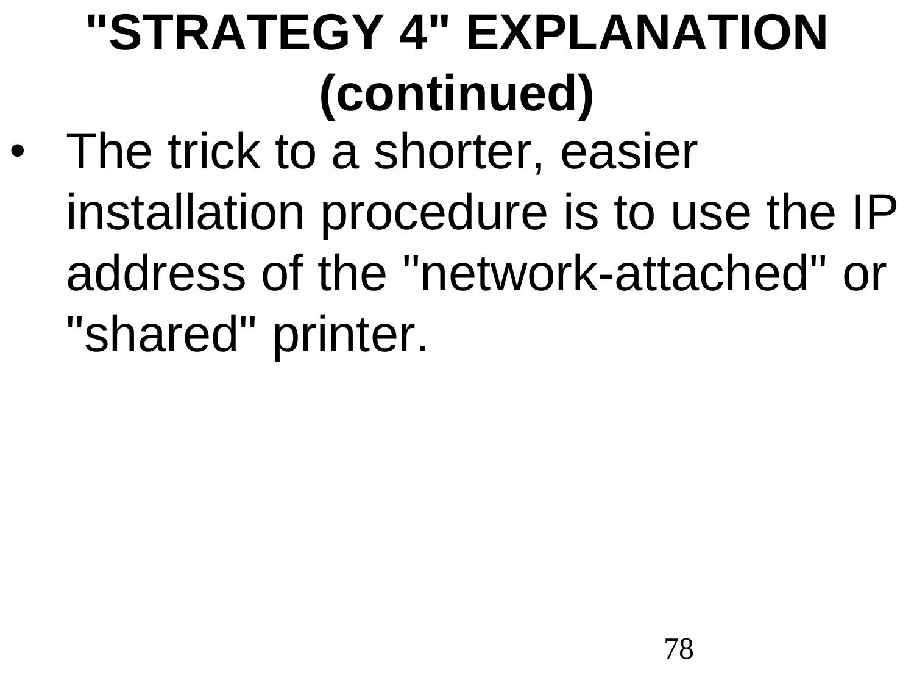# "STRATEGY 4" EXPLANATION (continued)

- The trick to a shorter, easier installation procedure is to use the IP address of the "network-attached" or "shared" printer.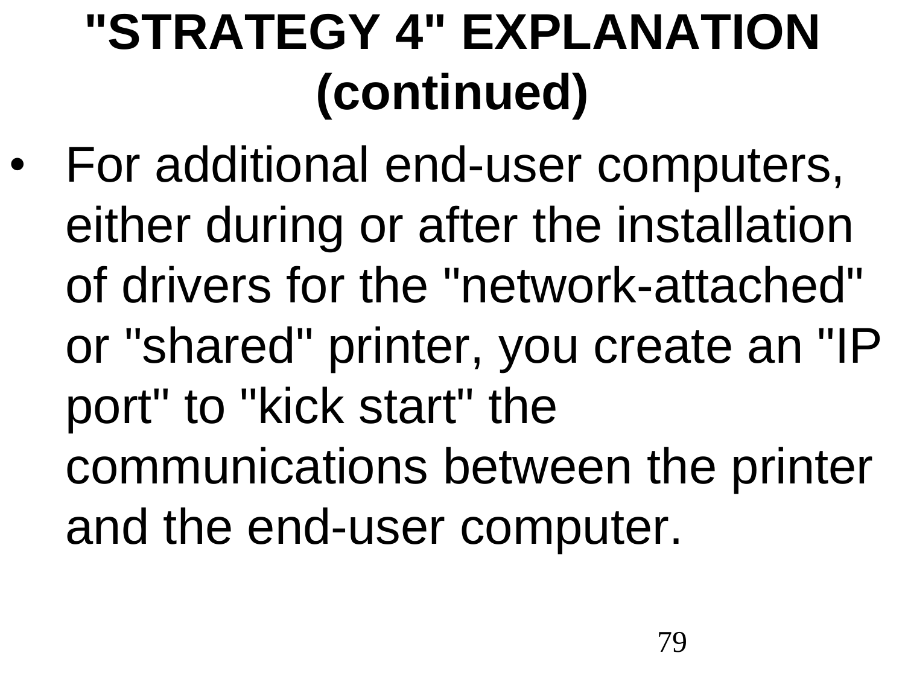# "STRATEGY 4" EXPLANATION (continued)

- For additional end-user computers, either during or after the installation of drivers for the "network-attached" or "shared" printer, you create an "IP port" to "kick start" the communications between the printer and the end-user computer.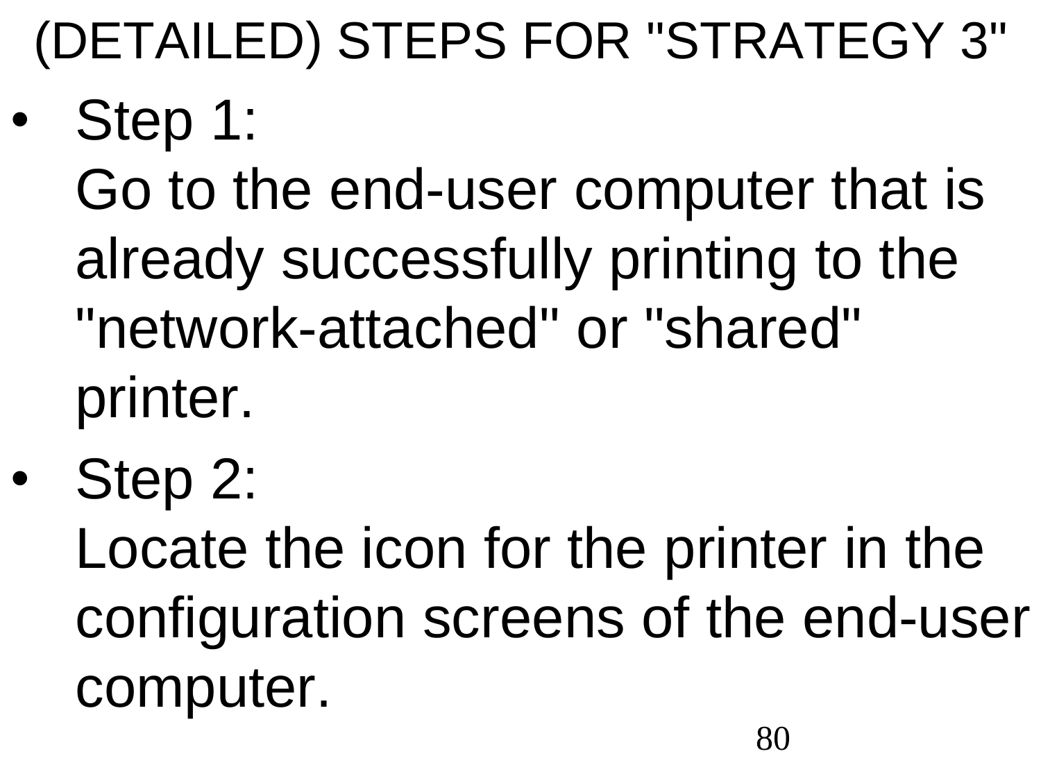# (DETAILED) STEPS FOR "STRATEGY 3"

- Step 1:
  Go to the end-user computer that is already successfully printing to the "network-attached" or "shared" printer.
- Step 2:
  Locate the icon for the printer in the configuration screens of the end-user computer.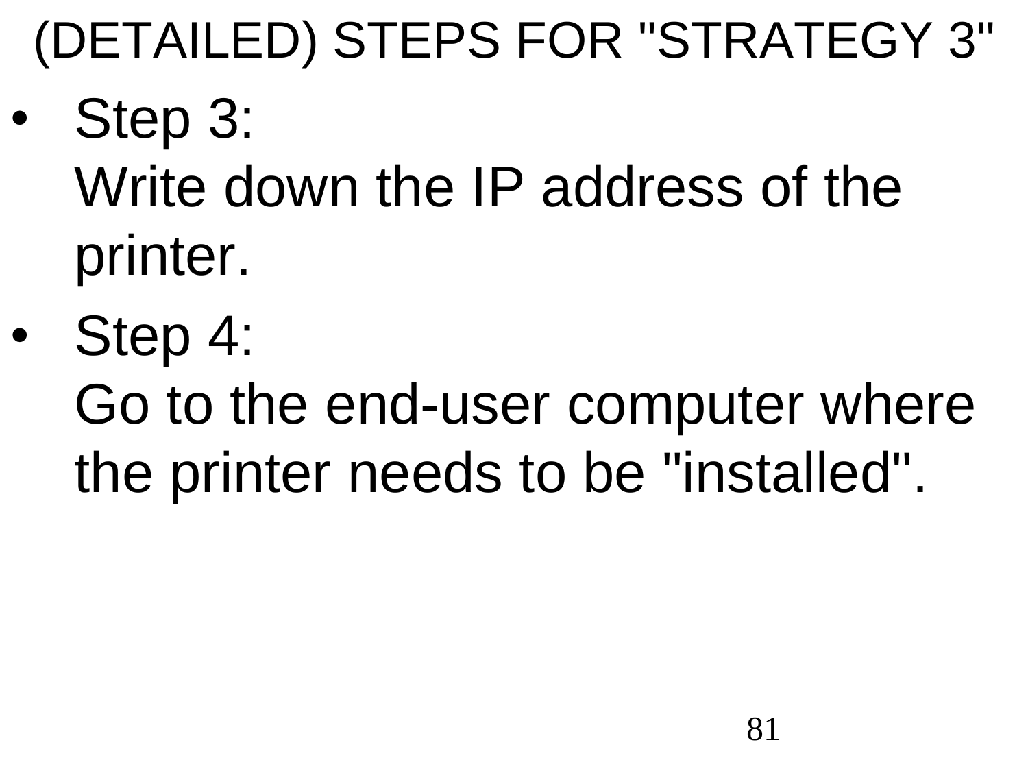# (DETAILED) STEPS FOR "STRATEGY 3"

- Step 3:
  Write down the IP address of the printer.
- Step 4:
  Go to the end-user computer where the printer needs to be "installed".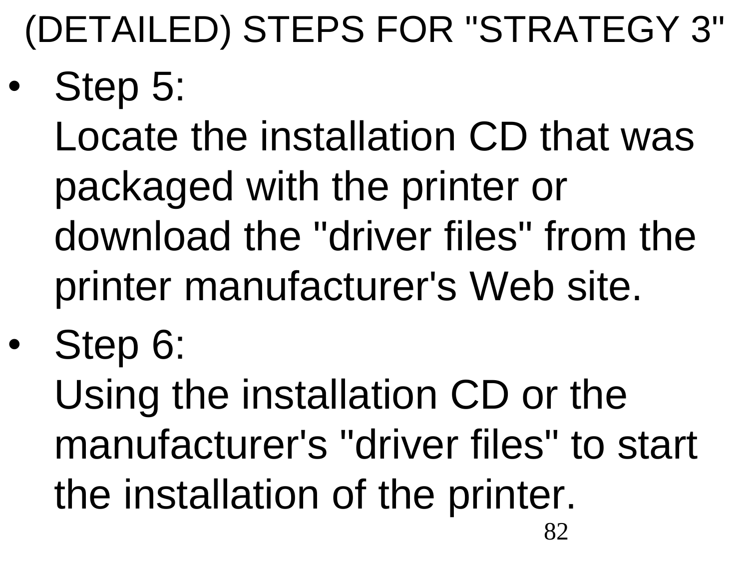# (DETAILED) STEPS FOR "STRATEGY 3"

- Step 5:
  Locate the installation CD that was packaged with the printer or download the "driver files" from the printer manufacturer's Web site.
- Step 6:
  Using the installation CD or the manufacturer's "driver files" to start the installation of the printer.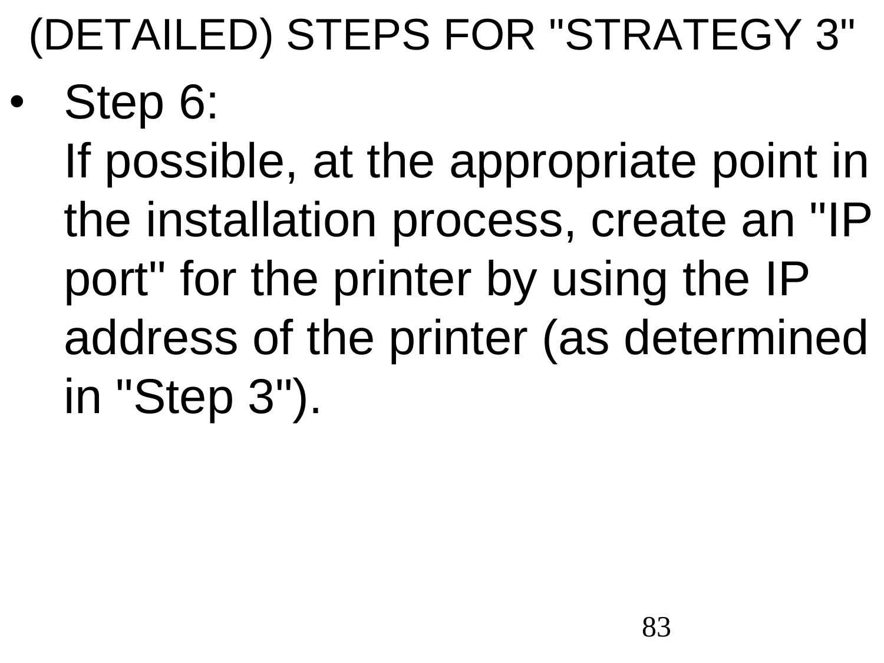# (DETAILED) STEPS FOR "STRATEGY 3"

- Step 6:
  If possible, at the appropriate point in the installation process, create an "IP port" for the printer by using the IP address of the printer (as determined in "Step 3").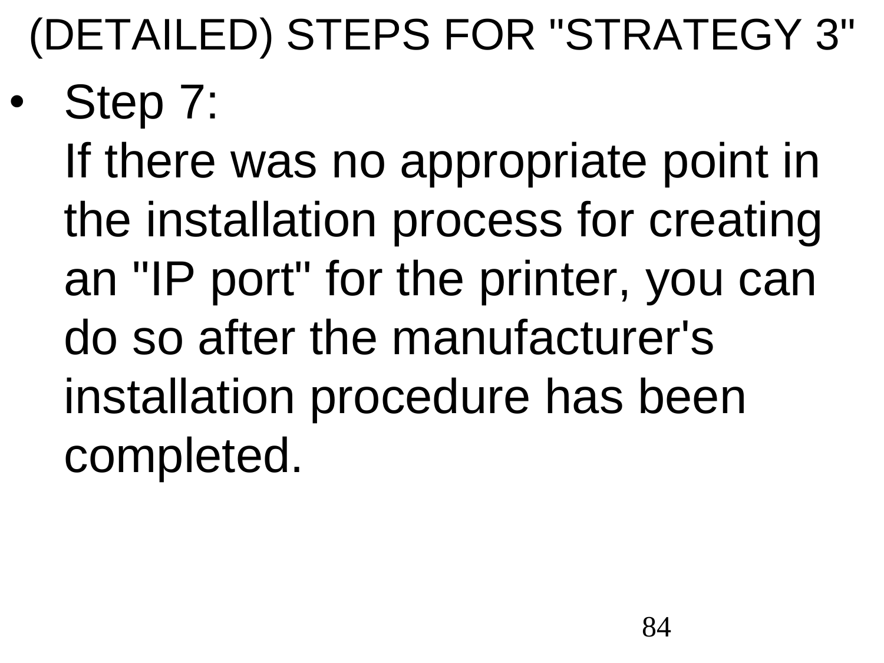# (DETAILED) STEPS FOR "STRATEGY 3"

- Step 7:
  If there was no appropriate point in the installation process for creating an "IP port" for the printer, you can do so after the manufacturer's installation procedure has been completed.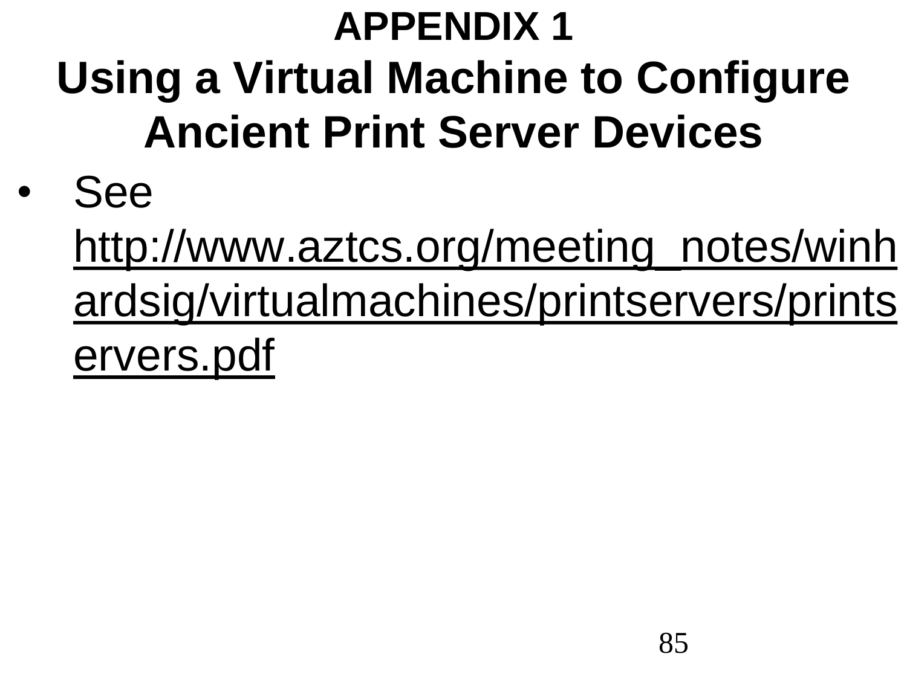# APPENDIX 1
# Using a Virtual Machine to Configure Ancient Print Server Devices

- See http://www.aztcs.org/meeting_notes/winhardsig/virtualmachines/printservers/printservers.pdf